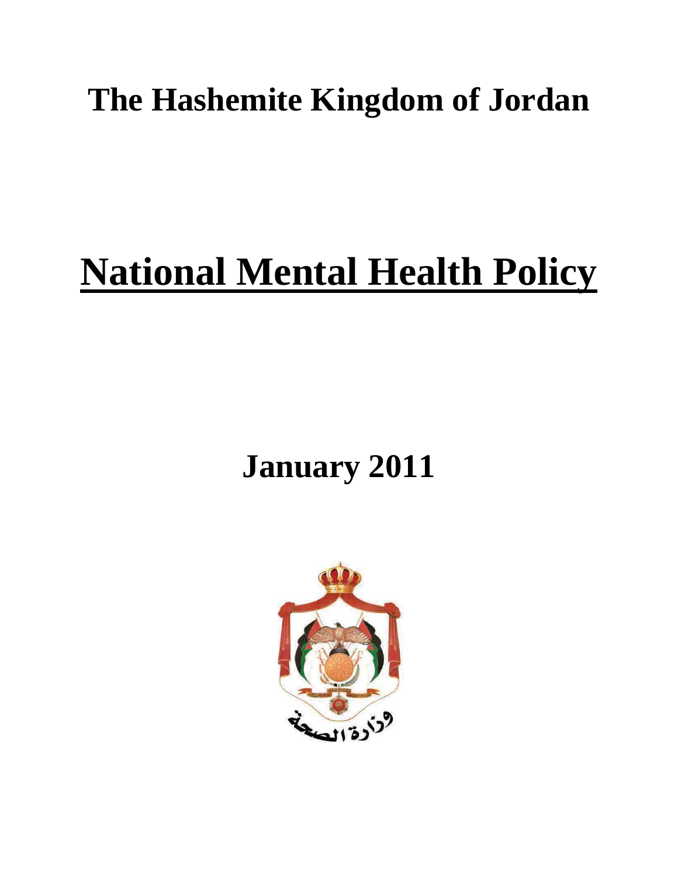# The Hashemite Kingdom of Jordan

# National Mental Health Policy

## January 2011

وزارة الصحة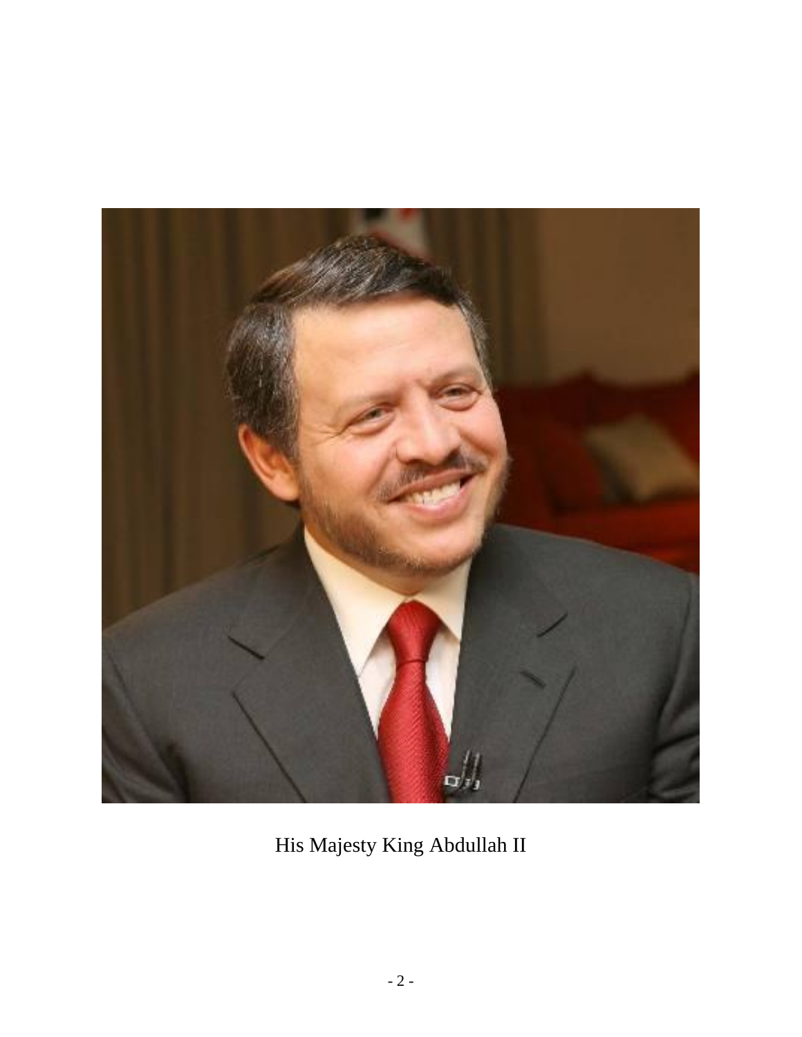His Majesty King Abdullah II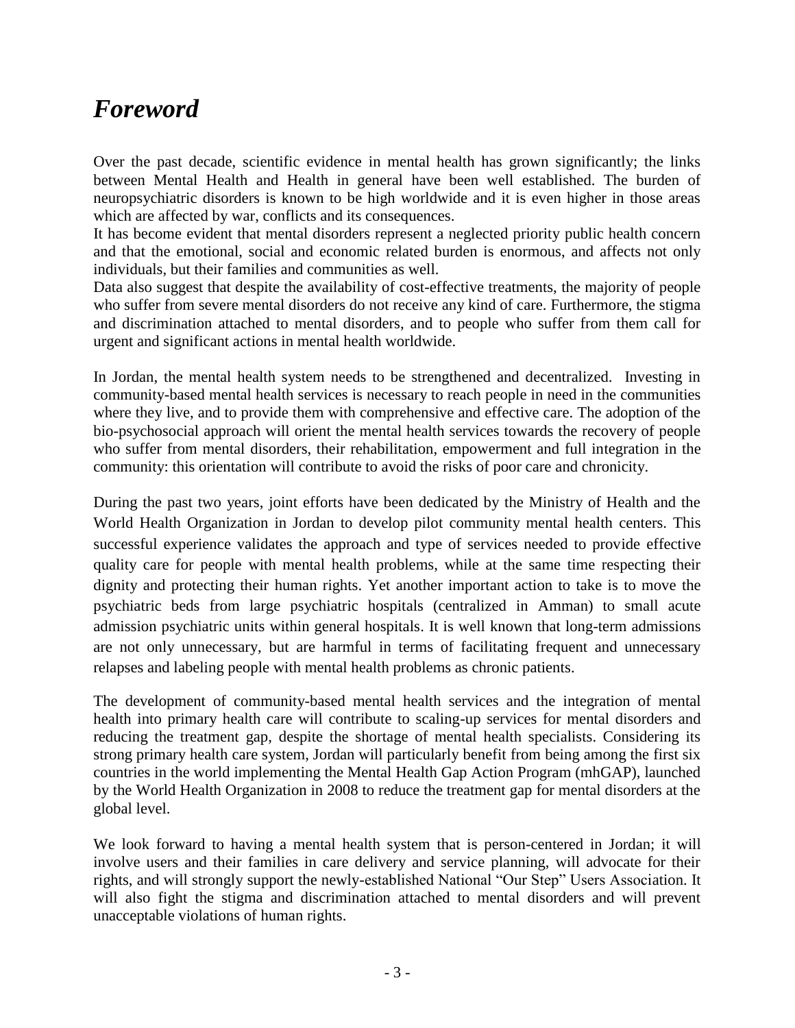# *Foreword*

Over the past decade, scientific evidence in mental health has grown significantly; the links between Mental Health and Health in general have been well established. The burden of neuropsychiatric disorders is known to be high worldwide and it is even higher in those areas which are affected by war, conflicts and its consequences.

It has become evident that mental disorders represent a neglected priority public health concern and that the emotional, social and economic related burden is enormous, and affects not only individuals, but their families and communities as well.

Data also suggest that despite the availability of cost-effective treatments, the majority of people who suffer from severe mental disorders do not receive any kind of care. Furthermore, the stigma and discrimination attached to mental disorders, and to people who suffer from them call for urgent and significant actions in mental health worldwide.

In Jordan, the mental health system needs to be strengthened and decentralized. Investing in community-based mental health services is necessary to reach people in need in the communities where they live, and to provide them with comprehensive and effective care. The adoption of the bio-psychosocial approach will orient the mental health services towards the recovery of people who suffer from mental disorders, their rehabilitation, empowerment and full integration in the community: this orientation will contribute to avoid the risks of poor care and chronicity.

During the past two years, joint efforts have been dedicated by the Ministry of Health and the World Health Organization in Jordan to develop pilot community mental health centers. This successful experience validates the approach and type of services needed to provide effective quality care for people with mental health problems, while at the same time respecting their dignity and protecting their human rights. Yet another important action to take is to move the psychiatric beds from large psychiatric hospitals (centralized in Amman) to small acute admission psychiatric units within general hospitals. It is well known that long-term admissions are not only unnecessary, but are harmful in terms of facilitating frequent and unnecessary relapses and labeling people with mental health problems as chronic patients.

The development of community-based mental health services and the integration of mental health into primary health care will contribute to scaling-up services for mental disorders and reducing the treatment gap, despite the shortage of mental health specialists. Considering its strong primary health care system, Jordan will particularly benefit from being among the first six countries in the world implementing the Mental Health Gap Action Program (mhGAP), launched by the World Health Organization in 2008 to reduce the treatment gap for mental disorders at the global level.

We look forward to having a mental health system that is person-centered in Jordan; it will involve users and their families in care delivery and service planning, will advocate for their rights, and will strongly support the newly-established National "Our Step" Users Association. It will also fight the stigma and discrimination attached to mental disorders and will prevent unacceptable violations of human rights.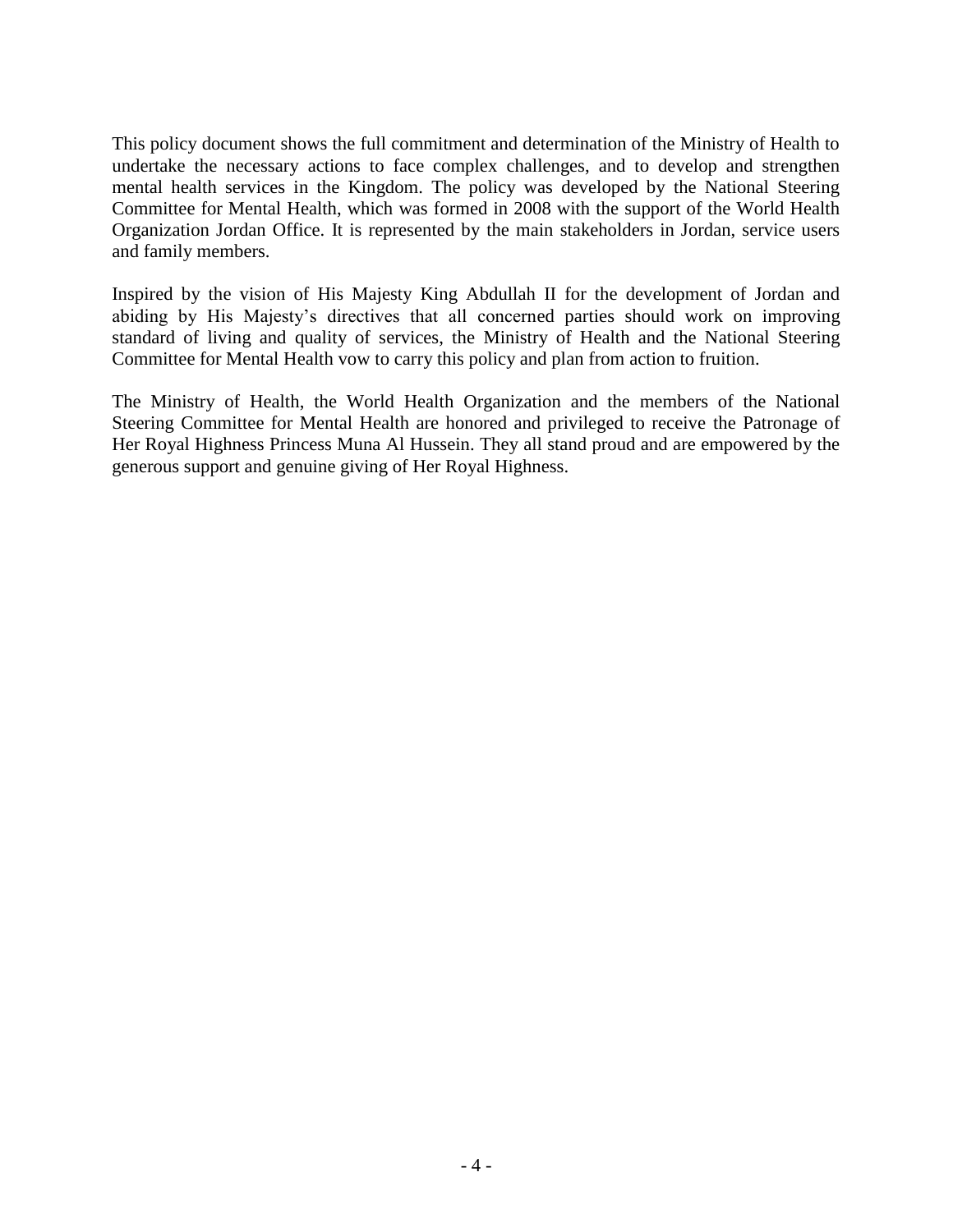This policy document shows the full commitment and determination of the Ministry of Health to undertake the necessary actions to face complex challenges, and to develop and strengthen mental health services in the Kingdom. The policy was developed by the National Steering Committee for Mental Health, which was formed in 2008 with the support of the World Health Organization Jordan Office. It is represented by the main stakeholders in Jordan, service users and family members.

Inspired by the vision of His Majesty King Abdullah II for the development of Jordan and abiding by His Majesty's directives that all concerned parties should work on improving standard of living and quality of services, the Ministry of Health and the National Steering Committee for Mental Health vow to carry this policy and plan from action to fruition.

The Ministry of Health, the World Health Organization and the members of the National Steering Committee for Mental Health are honored and privileged to receive the Patronage of Her Royal Highness Princess Muna Al Hussein. They all stand proud and are empowered by the generous support and genuine giving of Her Royal Highness.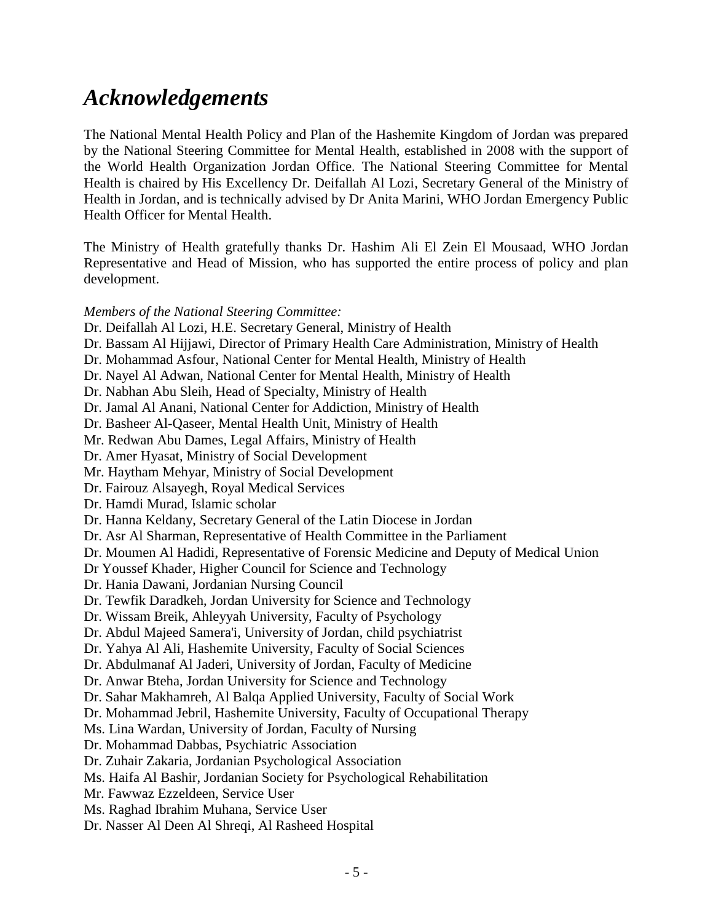# *Acknowledgements*

The National Mental Health Policy and Plan of the Hashemite Kingdom of Jordan was prepared by the National Steering Committee for Mental Health, established in 2008 with the support of the World Health Organization Jordan Office. The National Steering Committee for Mental Health is chaired by His Excellency Dr. Deifallah Al Lozi, Secretary General of the Ministry of Health in Jordan, and is technically advised by Dr Anita Marini, WHO Jordan Emergency Public Health Officer for Mental Health.

The Ministry of Health gratefully thanks Dr. Hashim Ali El Zein El Mousaad, WHO Jordan Representative and Head of Mission, who has supported the entire process of policy and plan development.

*Members of the National Steering Committee:*

Dr. Deifallah Al Lozi, H.E. Secretary General, Ministry of Health
Dr. Bassam Al Hijjawi, Director of Primary Health Care Administration, Ministry of Health
Dr. Mohammad Asfour, National Center for Mental Health, Ministry of Health
Dr. Nayel Al Adwan, National Center for Mental Health, Ministry of Health
Dr. Nabhan Abu Sleih, Head of Specialty, Ministry of Health
Dr. Jamal Al Anani, National Center for Addiction, Ministry of Health
Dr. Basheer Al-Qaseer, Mental Health Unit, Ministry of Health
Mr. Redwan Abu Dames, Legal Affairs, Ministry of Health
Dr. Amer Hyasat, Ministry of Social Development
Mr. Haytham Mehyar, Ministry of Social Development
Dr. Fairouz Alsayegh, Royal Medical Services
Dr. Hamdi Murad, Islamic scholar
Dr. Hanna Keldany, Secretary General of the Latin Diocese in Jordan
Dr. Asr Al Sharman, Representative of Health Committee in the Parliament
Dr. Moumen Al Hadidi, Representative of Forensic Medicine and Deputy of Medical Union
Dr Youssef Khader, Higher Council for Science and Technology
Dr. Hania Dawani, Jordanian Nursing Council
Dr. Tewfik Daradkeh, Jordan University for Science and Technology
Dr. Wissam Breik, Ahleyyah University, Faculty of Psychology
Dr. Abdul Majeed Samera'i, University of Jordan, child psychiatrist
Dr. Yahya Al Ali, Hashemite University, Faculty of Social Sciences
Dr. Abdulmanaf Al Jaderi, University of Jordan, Faculty of Medicine
Dr. Anwar Bteha, Jordan University for Science and Technology
Dr. Sahar Makhamreh, Al Balqa Applied University, Faculty of Social Work
Dr. Mohammad Jebril, Hashemite University, Faculty of Occupational Therapy
Ms. Lina Wardan, University of Jordan, Faculty of Nursing
Dr. Mohammad Dabbas, Psychiatric Association
Dr. Zuhair Zakaria, Jordanian Psychological Association
Ms. Haifa Al Bashir, Jordanian Society for Psychological Rehabilitation
Mr. Fawwaz Ezzeldeen, Service User
Ms. Raghad Ibrahim Muhana, Service User
Dr. Nasser Al Deen Al Shreqi, Al Rasheed Hospital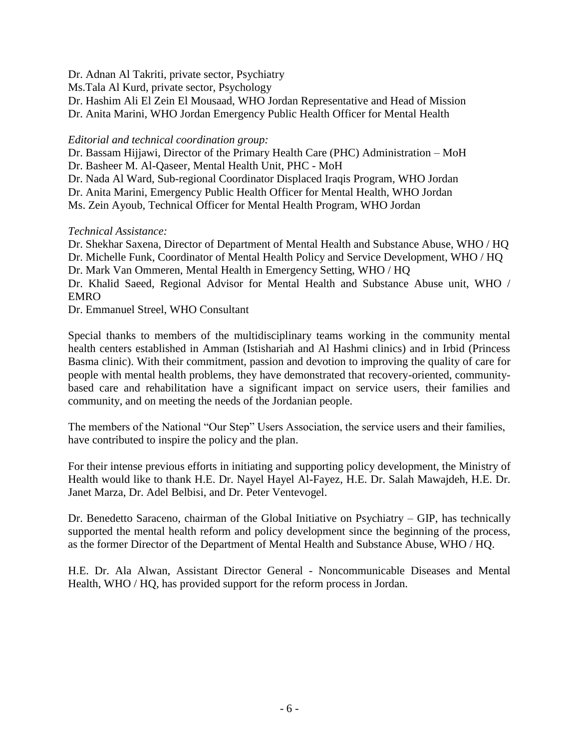Dr. Adnan Al Takriti, private sector, Psychiatry  
Ms.Tala Al Kurd, private sector, Psychology  
Dr. Hashim Ali El Zein El Mousaad, WHO Jordan Representative and Head of Mission  
Dr. Anita Marini, WHO Jordan Emergency Public Health Officer for Mental Health

*Editorial and technical coordination group:*

Dr. Bassam Hijjawi, Director of the Primary Health Care (PHC) Administration – MoH  
Dr. Basheer M. Al-Qaseer, Mental Health Unit, PHC - MoH  
Dr. Nada Al Ward, Sub-regional Coordinator Displaced Iraqis Program, WHO Jordan  
Dr. Anita Marini, Emergency Public Health Officer for Mental Health, WHO Jordan  
Ms. Zein Ayoub, Technical Officer for Mental Health Program, WHO Jordan

*Technical Assistance:*

Dr. Shekhar Saxena, Director of Department of Mental Health and Substance Abuse, WHO / HQ  
Dr. Michelle Funk, Coordinator of Mental Health Policy and Service Development, WHO / HQ  
Dr. Mark Van Ommeren, Mental Health in Emergency Setting, WHO / HQ  
Dr. Khalid Saeed, Regional Advisor for Mental Health and Substance Abuse unit, WHO / EMRO  
Dr. Emmanuel Streel, WHO Consultant

Special thanks to members of the multidisciplinary teams working in the community mental health centers established in Amman (Istishariah and Al Hashmi clinics) and in Irbid (Princess Basma clinic). With their commitment, passion and devotion to improving the quality of care for people with mental health problems, they have demonstrated that recovery-oriented, community-based care and rehabilitation have a significant impact on service users, their families and community, and on meeting the needs of the Jordanian people.

The members of the National "Our Step" Users Association, the service users and their families, have contributed to inspire the policy and the plan.

For their intense previous efforts in initiating and supporting policy development, the Ministry of Health would like to thank H.E. Dr. Nayel Hayel Al-Fayez, H.E. Dr. Salah Mawajdeh, H.E. Dr. Janet Marza, Dr. Adel Belbisi, and Dr. Peter Ventevogel.

Dr. Benedetto Saraceno, chairman of the Global Initiative on Psychiatry – GIP, has technically supported the mental health reform and policy development since the beginning of the process, as the former Director of the Department of Mental Health and Substance Abuse, WHO / HQ.

H.E. Dr. Ala Alwan, Assistant Director General - Noncommunicable Diseases and Mental Health, WHO / HQ, has provided support for the reform process in Jordan.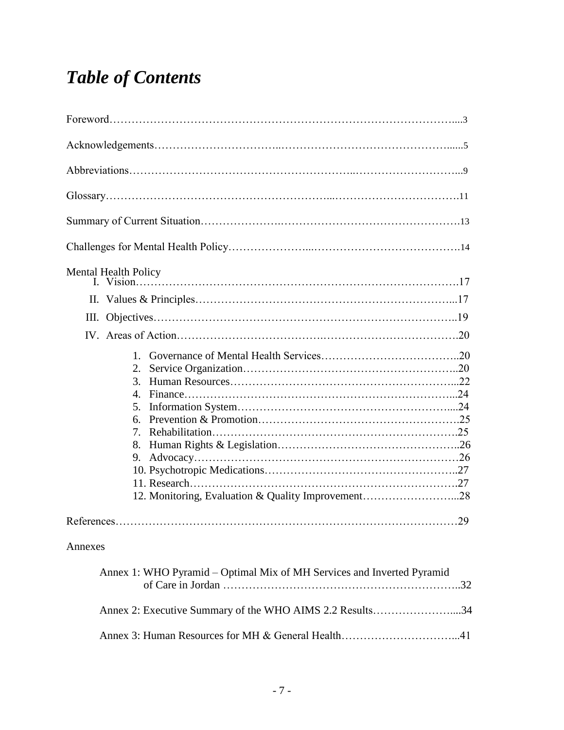# *Table of Contents*

Foreword....3

Acknowledgements......5

Abbreviations....9

Glossary....11

Summary of Current Situation....13

Challenges for Mental Health Policy....14

Mental Health Policy

- I. Vision....17
- II. Values & Principles....17
- III. Objectives....19
- IV. Areas of Action....20
    1. Governance of Mental Health Services....20
    2. Service Organization....20
    3. Human Resources....22
    4. Finance....24
    5. Information System....24
    6. Prevention & Promotion....25
    7. Rehabilitation....25
    8. Human Rights & Legislation....26
    9. Advocacy....26
    10. Psychotropic Medications....27
    11. Research....27
    12. Monitoring, Evaluation & Quality Improvement....28

References....29

Annexes

- Annex 1: WHO Pyramid – Optimal Mix of MH Services and Inverted Pyramid of Care in Jordan....32
- Annex 2: Executive Summary of the WHO AIMS 2.2 Results....34
- Annex 3: Human Resources for MH & General Health....41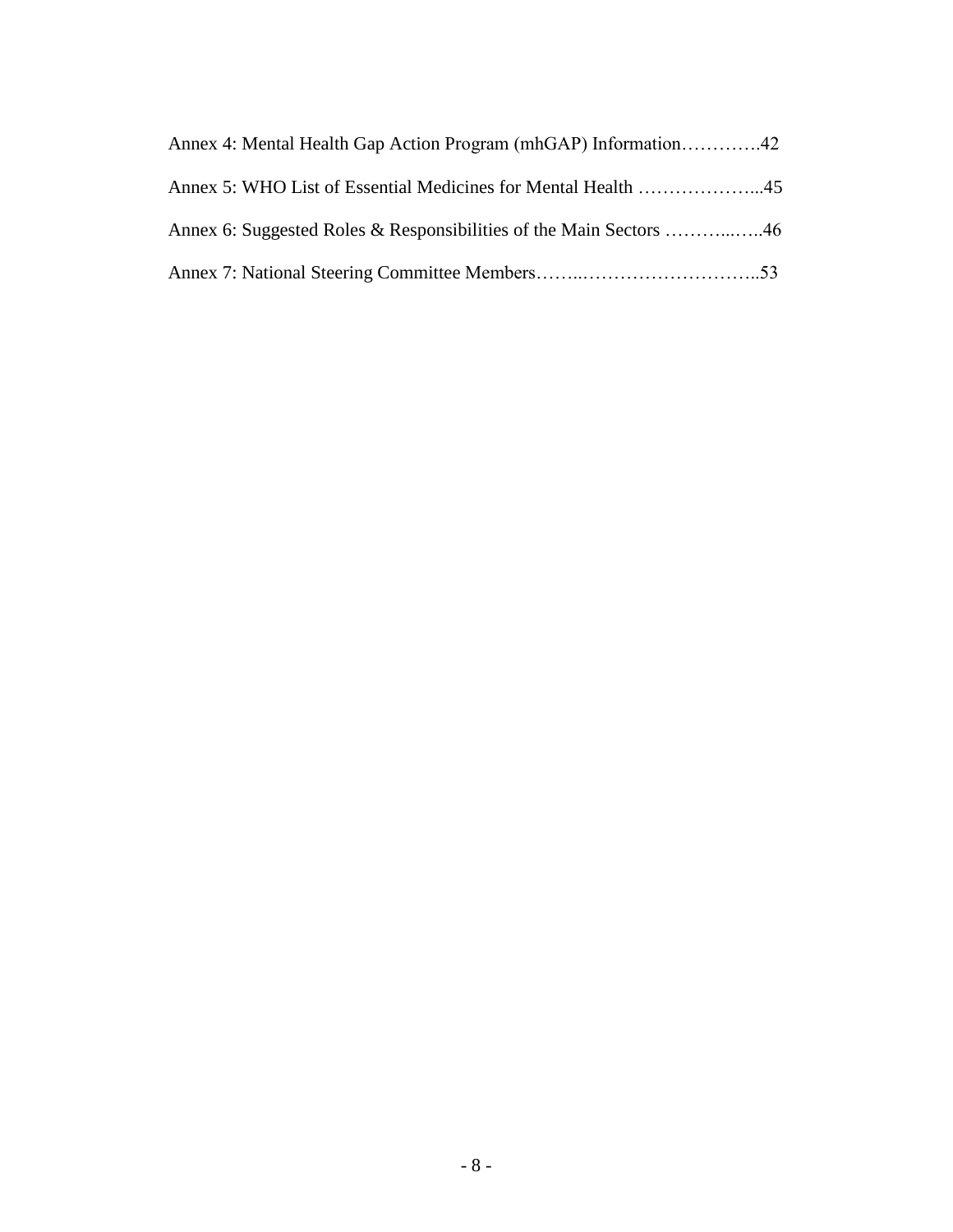Annex 4: Mental Health Gap Action Program (mhGAP) Information………….42

Annex 5: WHO List of Essential Medicines for Mental Health ………………...45

Annex 6: Suggested Roles & Responsibilities of the Main Sectors ………...…..46

Annex 7: National Steering Committee Members……..………………………..53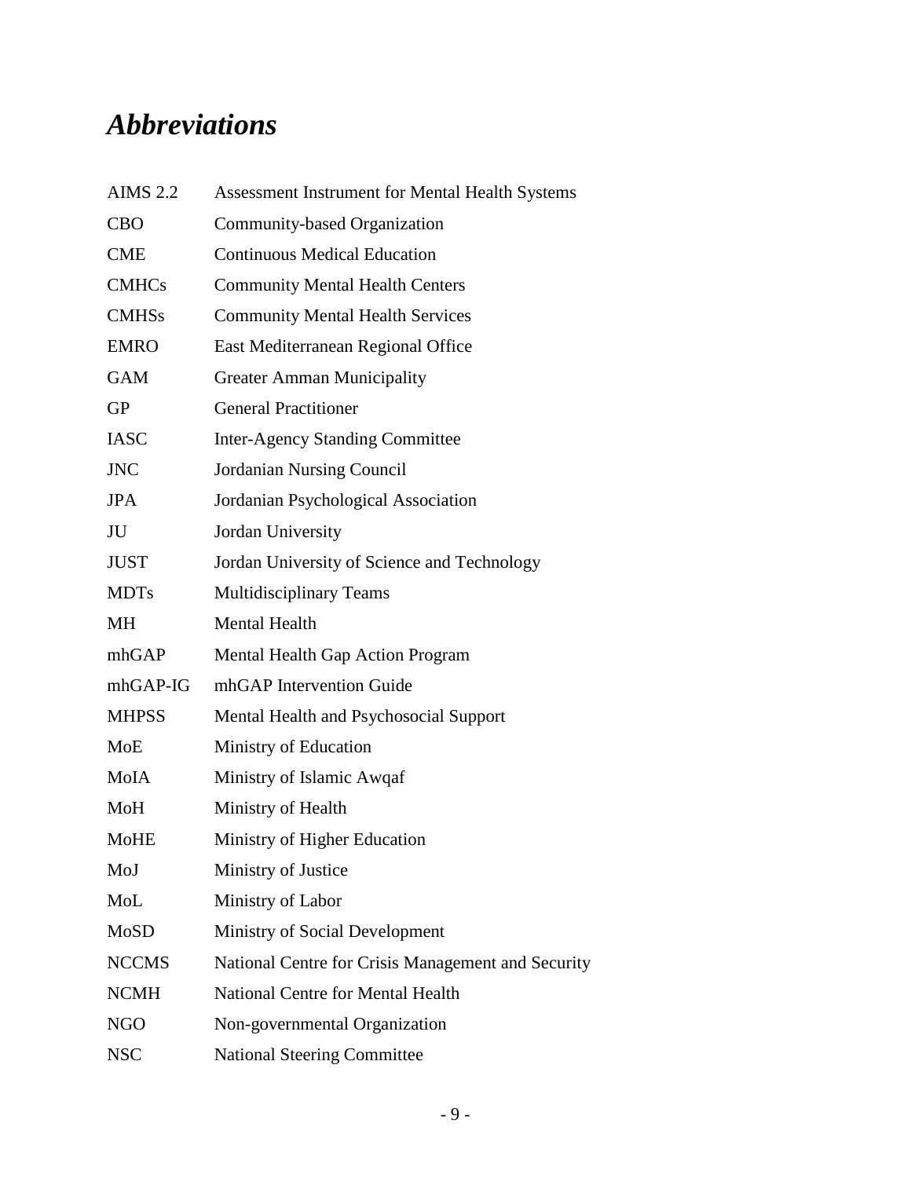# *Abbreviations*

| | |
|---|---|
| AIMS 2.2 | Assessment Instrument for Mental Health Systems |
| CBO | Community-based Organization |
| CME | Continuous Medical Education |
| CMHCs | Community Mental Health Centers |
| CMHSs | Community Mental Health Services |
| EMRO | East Mediterranean Regional Office |
| GAM | Greater Amman Municipality |
| GP | General Practitioner |
| IASC | Inter-Agency Standing Committee |
| JNC | Jordanian Nursing Council |
| JPA | Jordanian Psychological Association |
| JU | Jordan University |
| JUST | Jordan University of Science and Technology |
| MDTs | Multidisciplinary Teams |
| MH | Mental Health |
| mhGAP | Mental Health Gap Action Program |
| mhGAP-IG | mhGAP Intervention Guide |
| MHPSS | Mental Health and Psychosocial Support |
| MoE | Ministry of Education |
| MoIA | Ministry of Islamic Awqaf |
| MoH | Ministry of Health |
| MoHE | Ministry of Higher Education |
| MoJ | Ministry of Justice |
| MoL | Ministry of Labor |
| MoSD | Ministry of Social Development |
| NCCMS | National Centre for Crisis Management and Security |
| NCMH | National Centre for Mental Health |
| NGO | Non-governmental Organization |
| NSC | National Steering Committee |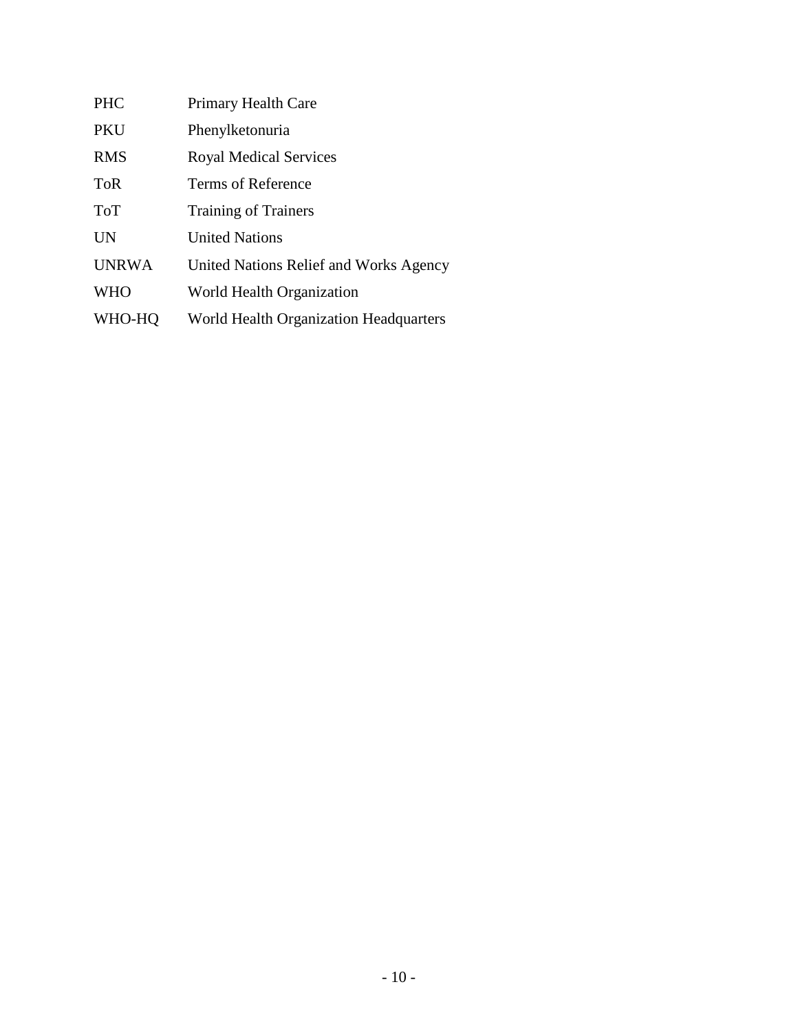| | |
|---|---|
| PHC | Primary Health Care |
| PKU | Phenylketonuria |
| RMS | Royal Medical Services |
| ToR | Terms of Reference |
| ToT | Training of Trainers |
| UN | United Nations |
| UNRWA | United Nations Relief and Works Agency |
| WHO | World Health Organization |
| WHO-HQ | World Health Organization Headquarters |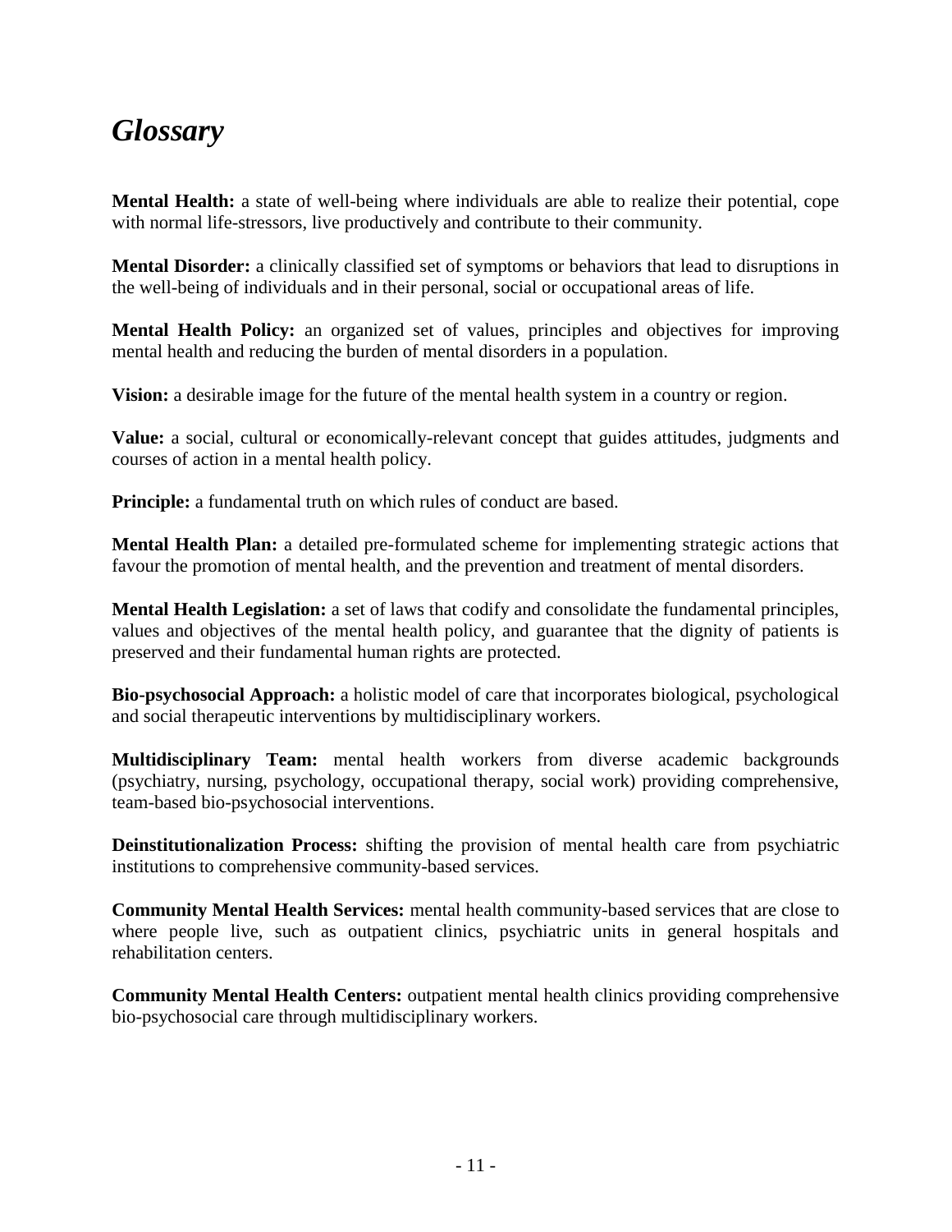# *Glossary*

**Mental Health:** a state of well-being where individuals are able to realize their potential, cope with normal life-stressors, live productively and contribute to their community.

**Mental Disorder:** a clinically classified set of symptoms or behaviors that lead to disruptions in the well-being of individuals and in their personal, social or occupational areas of life.

**Mental Health Policy:** an organized set of values, principles and objectives for improving mental health and reducing the burden of mental disorders in a population.

**Vision:** a desirable image for the future of the mental health system in a country or region.

**Value:** a social, cultural or economically-relevant concept that guides attitudes, judgments and courses of action in a mental health policy.

**Principle:** a fundamental truth on which rules of conduct are based.

**Mental Health Plan:** a detailed pre-formulated scheme for implementing strategic actions that favour the promotion of mental health, and the prevention and treatment of mental disorders.

**Mental Health Legislation:** a set of laws that codify and consolidate the fundamental principles, values and objectives of the mental health policy, and guarantee that the dignity of patients is preserved and their fundamental human rights are protected.

**Bio-psychosocial Approach:** a holistic model of care that incorporates biological, psychological and social therapeutic interventions by multidisciplinary workers.

**Multidisciplinary Team:** mental health workers from diverse academic backgrounds (psychiatry, nursing, psychology, occupational therapy, social work) providing comprehensive, team-based bio-psychosocial interventions.

**Deinstitutionalization Process:** shifting the provision of mental health care from psychiatric institutions to comprehensive community-based services.

**Community Mental Health Services:** mental health community-based services that are close to where people live, such as outpatient clinics, psychiatric units in general hospitals and rehabilitation centers.

**Community Mental Health Centers:** outpatient mental health clinics providing comprehensive bio-psychosocial care through multidisciplinary workers.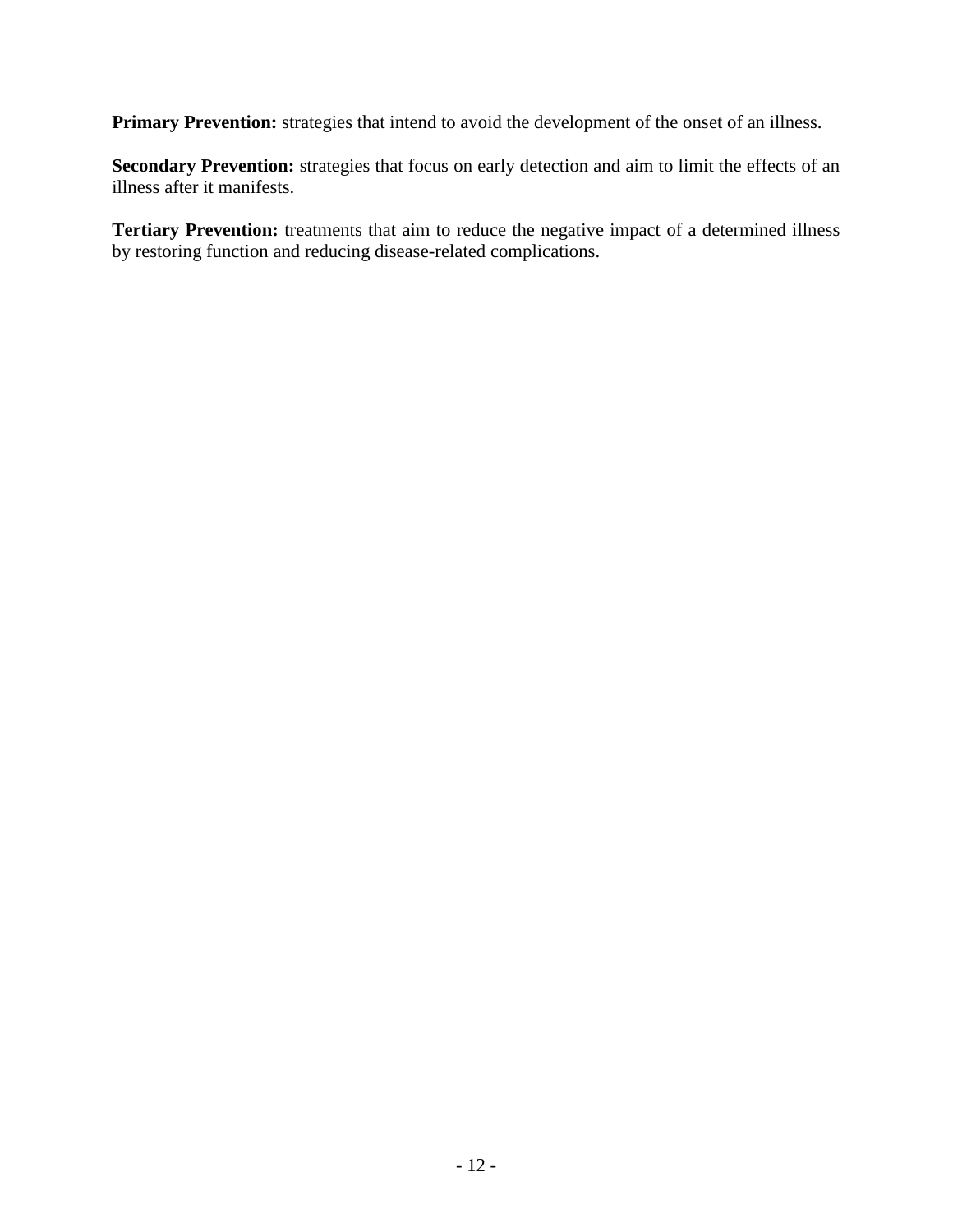**Primary Prevention:** strategies that intend to avoid the development of the onset of an illness.

**Secondary Prevention:** strategies that focus on early detection and aim to limit the effects of an illness after it manifests.

**Tertiary Prevention:** treatments that aim to reduce the negative impact of a determined illness by restoring function and reducing disease-related complications.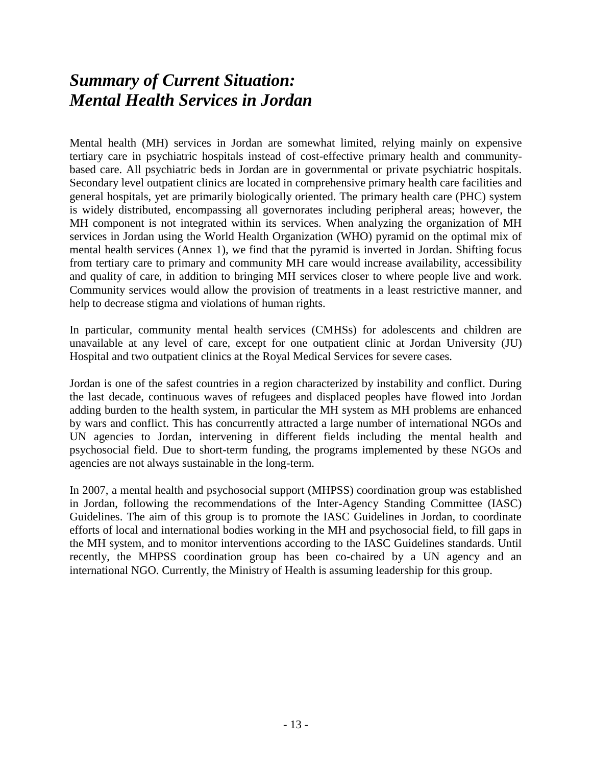# *Summary of Current Situation: Mental Health Services in Jordan*

Mental health (MH) services in Jordan are somewhat limited, relying mainly on expensive tertiary care in psychiatric hospitals instead of cost-effective primary health and community-based care. All psychiatric beds in Jordan are in governmental or private psychiatric hospitals. Secondary level outpatient clinics are located in comprehensive primary health care facilities and general hospitals, yet are primarily biologically oriented. The primary health care (PHC) system is widely distributed, encompassing all governorates including peripheral areas; however, the MH component is not integrated within its services. When analyzing the organization of MH services in Jordan using the World Health Organization (WHO) pyramid on the optimal mix of mental health services (Annex 1), we find that the pyramid is inverted in Jordan. Shifting focus from tertiary care to primary and community MH care would increase availability, accessibility and quality of care, in addition to bringing MH services closer to where people live and work. Community services would allow the provision of treatments in a least restrictive manner, and help to decrease stigma and violations of human rights.

In particular, community mental health services (CMHSs) for adolescents and children are unavailable at any level of care, except for one outpatient clinic at Jordan University (JU) Hospital and two outpatient clinics at the Royal Medical Services for severe cases.

Jordan is one of the safest countries in a region characterized by instability and conflict. During the last decade, continuous waves of refugees and displaced peoples have flowed into Jordan adding burden to the health system, in particular the MH system as MH problems are enhanced by wars and conflict. This has concurrently attracted a large number of international NGOs and UN agencies to Jordan, intervening in different fields including the mental health and psychosocial field. Due to short-term funding, the programs implemented by these NGOs and agencies are not always sustainable in the long-term.

In 2007, a mental health and psychosocial support (MHPSS) coordination group was established in Jordan, following the recommendations of the Inter-Agency Standing Committee (IASC) Guidelines. The aim of this group is to promote the IASC Guidelines in Jordan, to coordinate efforts of local and international bodies working in the MH and psychosocial field, to fill gaps in the MH system, and to monitor interventions according to the IASC Guidelines standards. Until recently, the MHPSS coordination group has been co-chaired by a UN agency and an international NGO. Currently, the Ministry of Health is assuming leadership for this group.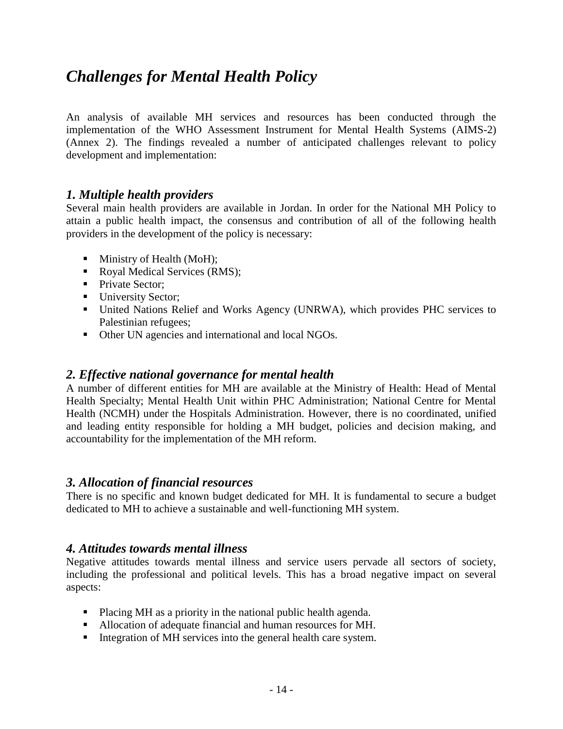# *Challenges for Mental Health Policy*

An analysis of available MH services and resources has been conducted through the implementation of the WHO Assessment Instrument for Mental Health Systems (AIMS-2) (Annex 2). The findings revealed a number of anticipated challenges relevant to policy development and implementation:

## *1. Multiple health providers*

Several main health providers are available in Jordan. In order for the National MH Policy to attain a public health impact, the consensus and contribution of all of the following health providers in the development of the policy is necessary:

- Ministry of Health (MoH);
- Royal Medical Services (RMS);
- Private Sector;
- University Sector;
- United Nations Relief and Works Agency (UNRWA), which provides PHC services to Palestinian refugees;
- Other UN agencies and international and local NGOs.

## *2. Effective national governance for mental health*

A number of different entities for MH are available at the Ministry of Health: Head of Mental Health Specialty; Mental Health Unit within PHC Administration; National Centre for Mental Health (NCMH) under the Hospitals Administration. However, there is no coordinated, unified and leading entity responsible for holding a MH budget, policies and decision making, and accountability for the implementation of the MH reform.

## *3. Allocation of financial resources*

There is no specific and known budget dedicated for MH. It is fundamental to secure a budget dedicated to MH to achieve a sustainable and well-functioning MH system.

## *4. Attitudes towards mental illness*

Negative attitudes towards mental illness and service users pervade all sectors of society, including the professional and political levels. This has a broad negative impact on several aspects:

- Placing MH as a priority in the national public health agenda.
- Allocation of adequate financial and human resources for MH.
- Integration of MH services into the general health care system.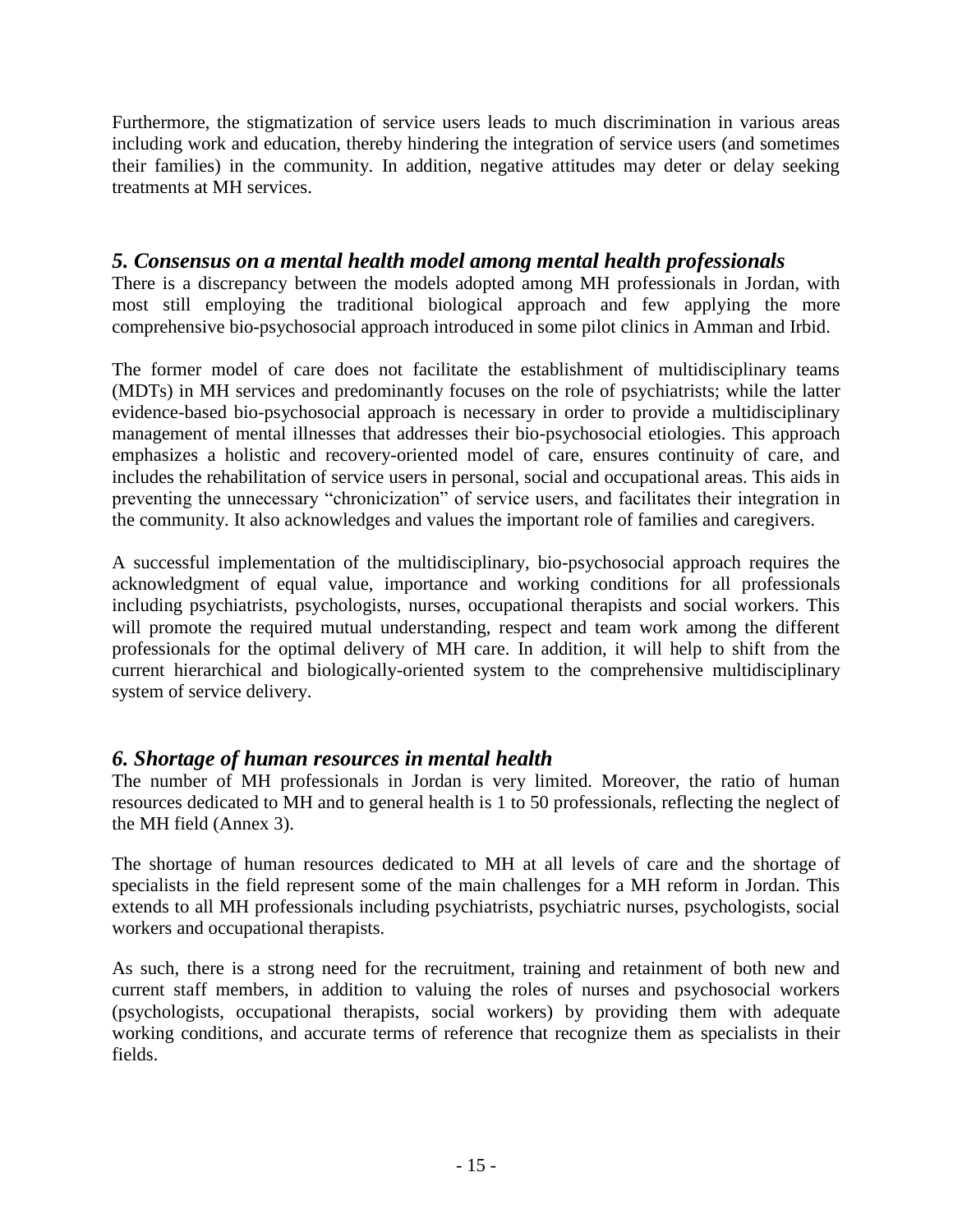Furthermore, the stigmatization of service users leads to much discrimination in various areas including work and education, thereby hindering the integration of service users (and sometimes their families) in the community. In addition, negative attitudes may deter or delay seeking treatments at MH services.

## *5. Consensus on a mental health model among mental health professionals*

There is a discrepancy between the models adopted among MH professionals in Jordan, with most still employing the traditional biological approach and few applying the more comprehensive bio-psychosocial approach introduced in some pilot clinics in Amman and Irbid.

The former model of care does not facilitate the establishment of multidisciplinary teams (MDTs) in MH services and predominantly focuses on the role of psychiatrists; while the latter evidence-based bio-psychosocial approach is necessary in order to provide a multidisciplinary management of mental illnesses that addresses their bio-psychosocial etiologies. This approach emphasizes a holistic and recovery-oriented model of care, ensures continuity of care, and includes the rehabilitation of service users in personal, social and occupational areas. This aids in preventing the unnecessary "chronicization" of service users, and facilitates their integration in the community. It also acknowledges and values the important role of families and caregivers.

A successful implementation of the multidisciplinary, bio-psychosocial approach requires the acknowledgment of equal value, importance and working conditions for all professionals including psychiatrists, psychologists, nurses, occupational therapists and social workers. This will promote the required mutual understanding, respect and team work among the different professionals for the optimal delivery of MH care. In addition, it will help to shift from the current hierarchical and biologically-oriented system to the comprehensive multidisciplinary system of service delivery.

## *6. Shortage of human resources in mental health*

The number of MH professionals in Jordan is very limited. Moreover, the ratio of human resources dedicated to MH and to general health is 1 to 50 professionals, reflecting the neglect of the MH field (Annex 3).

The shortage of human resources dedicated to MH at all levels of care and the shortage of specialists in the field represent some of the main challenges for a MH reform in Jordan. This extends to all MH professionals including psychiatrists, psychiatric nurses, psychologists, social workers and occupational therapists.

As such, there is a strong need for the recruitment, training and retainment of both new and current staff members, in addition to valuing the roles of nurses and psychosocial workers (psychologists, occupational therapists, social workers) by providing them with adequate working conditions, and accurate terms of reference that recognize them as specialists in their fields.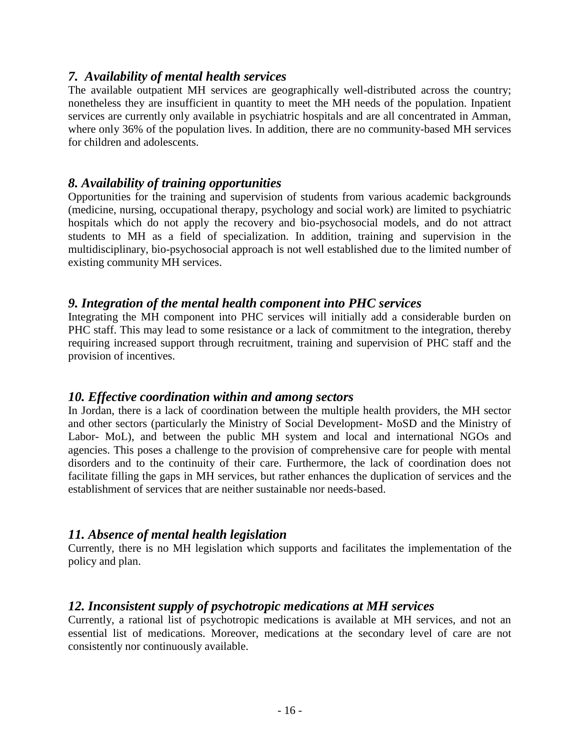### *7. Availability of mental health services*

The available outpatient MH services are geographically well-distributed across the country; nonetheless they are insufficient in quantity to meet the MH needs of the population. Inpatient services are currently only available in psychiatric hospitals and are all concentrated in Amman, where only 36% of the population lives. In addition, there are no community-based MH services for children and adolescents.

### *8. Availability of training opportunities*

Opportunities for the training and supervision of students from various academic backgrounds (medicine, nursing, occupational therapy, psychology and social work) are limited to psychiatric hospitals which do not apply the recovery and bio-psychosocial models, and do not attract students to MH as a field of specialization. In addition, training and supervision in the multidisciplinary, bio-psychosocial approach is not well established due to the limited number of existing community MH services.

### *9. Integration of the mental health component into PHC services*

Integrating the MH component into PHC services will initially add a considerable burden on PHC staff. This may lead to some resistance or a lack of commitment to the integration, thereby requiring increased support through recruitment, training and supervision of PHC staff and the provision of incentives.

### *10. Effective coordination within and among sectors*

In Jordan, there is a lack of coordination between the multiple health providers, the MH sector and other sectors (particularly the Ministry of Social Development- MoSD and the Ministry of Labor- MoL), and between the public MH system and local and international NGOs and agencies. This poses a challenge to the provision of comprehensive care for people with mental disorders and to the continuity of their care. Furthermore, the lack of coordination does not facilitate filling the gaps in MH services, but rather enhances the duplication of services and the establishment of services that are neither sustainable nor needs-based.

### *11. Absence of mental health legislation*

Currently, there is no MH legislation which supports and facilitates the implementation of the policy and plan.

### *12. Inconsistent supply of psychotropic medications at MH services*

Currently, a rational list of psychotropic medications is available at MH services, and not an essential list of medications. Moreover, medications at the secondary level of care are not consistently nor continuously available.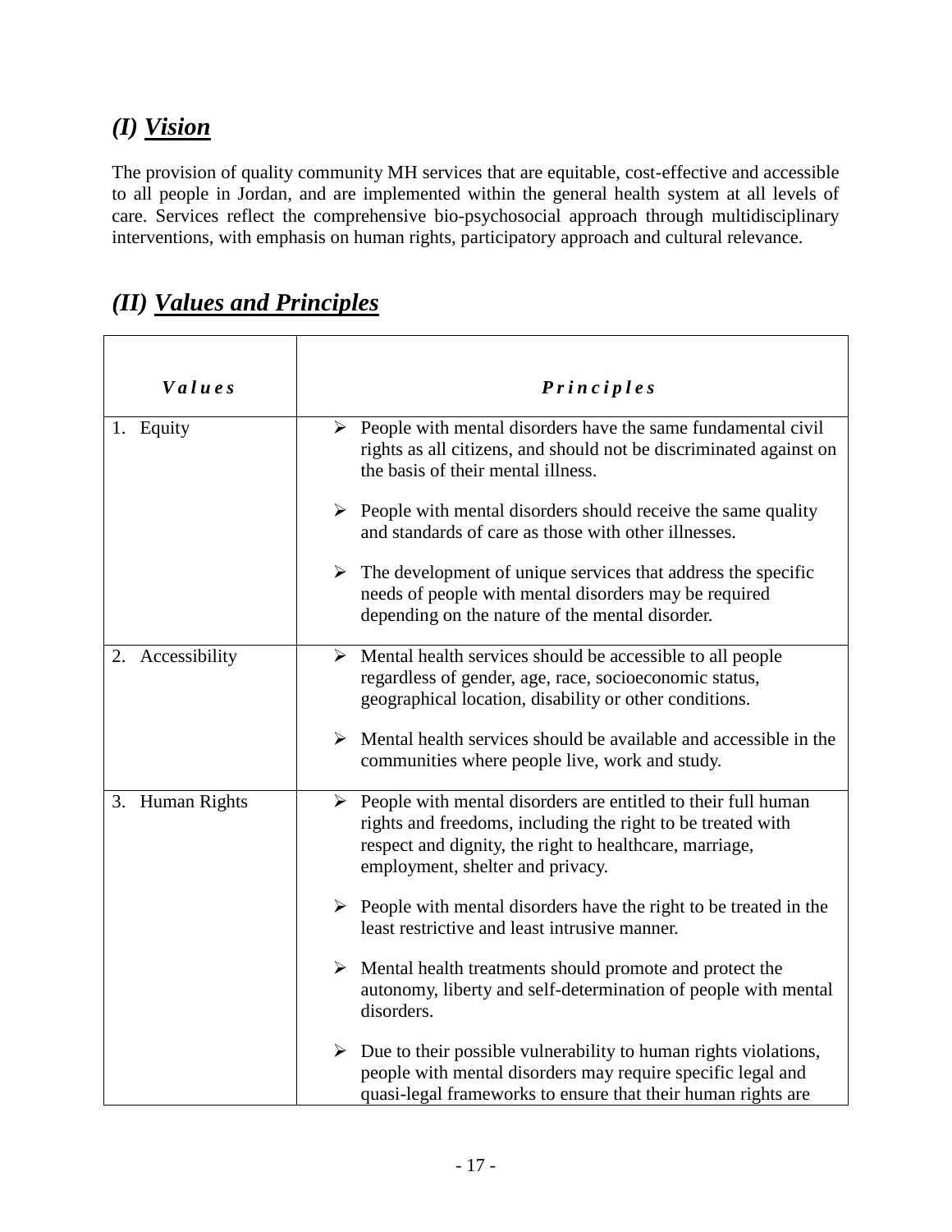## *(I) Vision*

The provision of quality community MH services that are equitable, cost-effective and accessible to all people in Jordan, and are implemented within the general health system at all levels of care. Services reflect the comprehensive bio-psychosocial approach through multidisciplinary interventions, with emphasis on human rights, participatory approach and cultural relevance.

## *(II) Values and Principles*

| ***Values*** | ***Principles*** |
|---|---|
| 1. Equity | ➢ People with mental disorders have the same fundamental civil rights as all citizens, and should not be discriminated against on the basis of their mental illness.<br><br>➢ People with mental disorders should receive the same quality and standards of care as those with other illnesses.<br><br>➢ The development of unique services that address the specific needs of people with mental disorders may be required depending on the nature of the mental disorder. |
| 2. Accessibility | ➢ Mental health services should be accessible to all people regardless of gender, age, race, socioeconomic status, geographical location, disability or other conditions.<br><br>➢ Mental health services should be available and accessible in the communities where people live, work and study. |
| 3. Human Rights | ➢ People with mental disorders are entitled to their full human rights and freedoms, including the right to be treated with respect and dignity, the right to healthcare, marriage, employment, shelter and privacy.<br><br>➢ People with mental disorders have the right to be treated in the least restrictive and least intrusive manner.<br><br>➢ Mental health treatments should promote and protect the autonomy, liberty and self-determination of people with mental disorders.<br><br>➢ Due to their possible vulnerability to human rights violations, people with mental disorders may require specific legal and quasi-legal frameworks to ensure that their human rights are |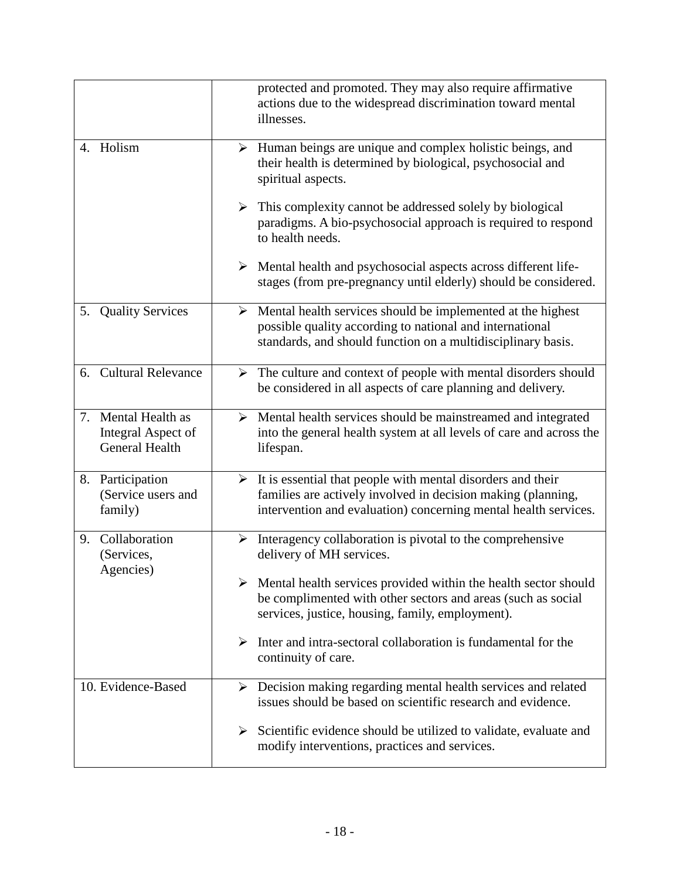| | |
|---|---|
| | protected and promoted. They may also require affirmative actions due to the widespread discrimination toward mental illnesses. |
| 4. Holism | ➢ Human beings are unique and complex holistic beings, and their health is determined by biological, psychosocial and spiritual aspects.<br><br>➢ This complexity cannot be addressed solely by biological paradigms. A bio-psychosocial approach is required to respond to health needs.<br><br>➢ Mental health and psychosocial aspects across different life-stages (from pre-pregnancy until elderly) should be considered. |
| 5. Quality Services | ➢ Mental health services should be implemented at the highest possible quality according to national and international standards, and should function on a multidisciplinary basis. |
| 6. Cultural Relevance | ➢ The culture and context of people with mental disorders should be considered in all aspects of care planning and delivery. |
| 7. Mental Health as Integral Aspect of General Health | ➢ Mental health services should be mainstreamed and integrated into the general health system at all levels of care and across the lifespan. |
| 8. Participation (Service users and family) | ➢ It is essential that people with mental disorders and their families are actively involved in decision making (planning, intervention and evaluation) concerning mental health services. |
| 9. Collaboration (Services, Agencies) | ➢ Interagency collaboration is pivotal to the comprehensive delivery of MH services.<br><br>➢ Mental health services provided within the health sector should be complimented with other sectors and areas (such as social services, justice, housing, family, employment).<br><br>➢ Inter and intra-sectoral collaboration is fundamental for the continuity of care. |
| 10. Evidence-Based | ➢ Decision making regarding mental health services and related issues should be based on scientific research and evidence.<br><br>➢ Scientific evidence should be utilized to validate, evaluate and modify interventions, practices and services. |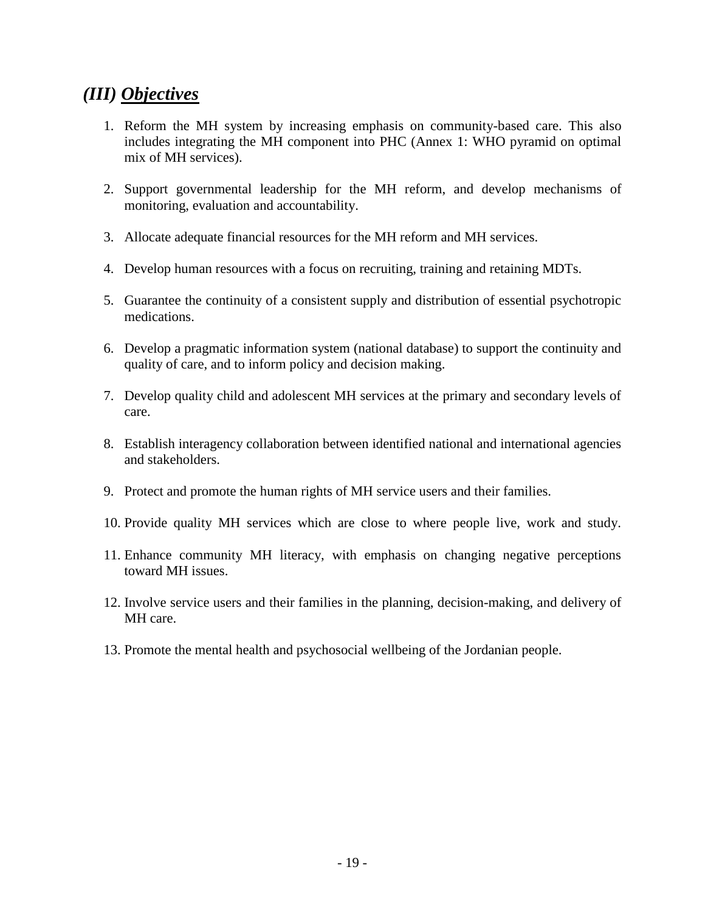## *(III) Objectives*

1. Reform the MH system by increasing emphasis on community-based care. This also includes integrating the MH component into PHC (Annex 1: WHO pyramid on optimal mix of MH services).

2. Support governmental leadership for the MH reform, and develop mechanisms of monitoring, evaluation and accountability.

3. Allocate adequate financial resources for the MH reform and MH services.

4. Develop human resources with a focus on recruiting, training and retaining MDTs.

5. Guarantee the continuity of a consistent supply and distribution of essential psychotropic medications.

6. Develop a pragmatic information system (national database) to support the continuity and quality of care, and to inform policy and decision making.

7. Develop quality child and adolescent MH services at the primary and secondary levels of care.

8. Establish interagency collaboration between identified national and international agencies and stakeholders.

9. Protect and promote the human rights of MH service users and their families.

10. Provide quality MH services which are close to where people live, work and study.

11. Enhance community MH literacy, with emphasis on changing negative perceptions toward MH issues.

12. Involve service users and their families in the planning, decision-making, and delivery of MH care.

13. Promote the mental health and psychosocial wellbeing of the Jordanian people.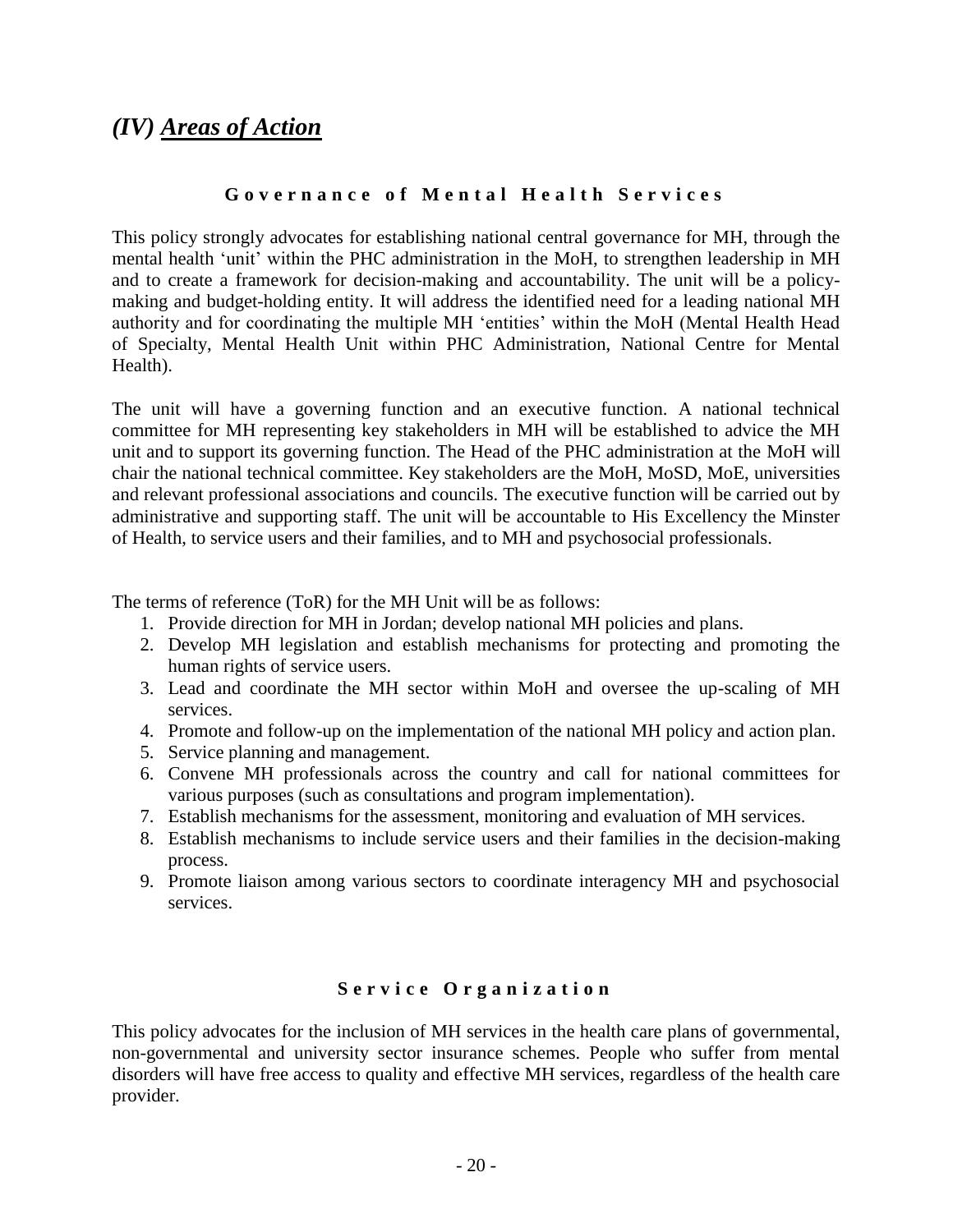## *(IV) Areas of Action*

### Governance of Mental Health Services

This policy strongly advocates for establishing national central governance for MH, through the mental health 'unit' within the PHC administration in the MoH, to strengthen leadership in MH and to create a framework for decision-making and accountability. The unit will be a policy-making and budget-holding entity. It will address the identified need for a leading national MH authority and for coordinating the multiple MH 'entities' within the MoH (Mental Health Head of Specialty, Mental Health Unit within PHC Administration, National Centre for Mental Health).

The unit will have a governing function and an executive function. A national technical committee for MH representing key stakeholders in MH will be established to advice the MH unit and to support its governing function. The Head of the PHC administration at the MoH will chair the national technical committee. Key stakeholders are the MoH, MoSD, MoE, universities and relevant professional associations and councils. The executive function will be carried out by administrative and supporting staff. The unit will be accountable to His Excellency the Minster of Health, to service users and their families, and to MH and psychosocial professionals.

The terms of reference (ToR) for the MH Unit will be as follows:

1. Provide direction for MH in Jordan; develop national MH policies and plans.
2. Develop MH legislation and establish mechanisms for protecting and promoting the human rights of service users.
3. Lead and coordinate the MH sector within MoH and oversee the up-scaling of MH services.
4. Promote and follow-up on the implementation of the national MH policy and action plan.
5. Service planning and management.
6. Convene MH professionals across the country and call for national committees for various purposes (such as consultations and program implementation).
7. Establish mechanisms for the assessment, monitoring and evaluation of MH services.
8. Establish mechanisms to include service users and their families in the decision-making process.
9. Promote liaison among various sectors to coordinate interagency MH and psychosocial services.

### Service Organization

This policy advocates for the inclusion of MH services in the health care plans of governmental, non-governmental and university sector insurance schemes. People who suffer from mental disorders will have free access to quality and effective MH services, regardless of the health care provider.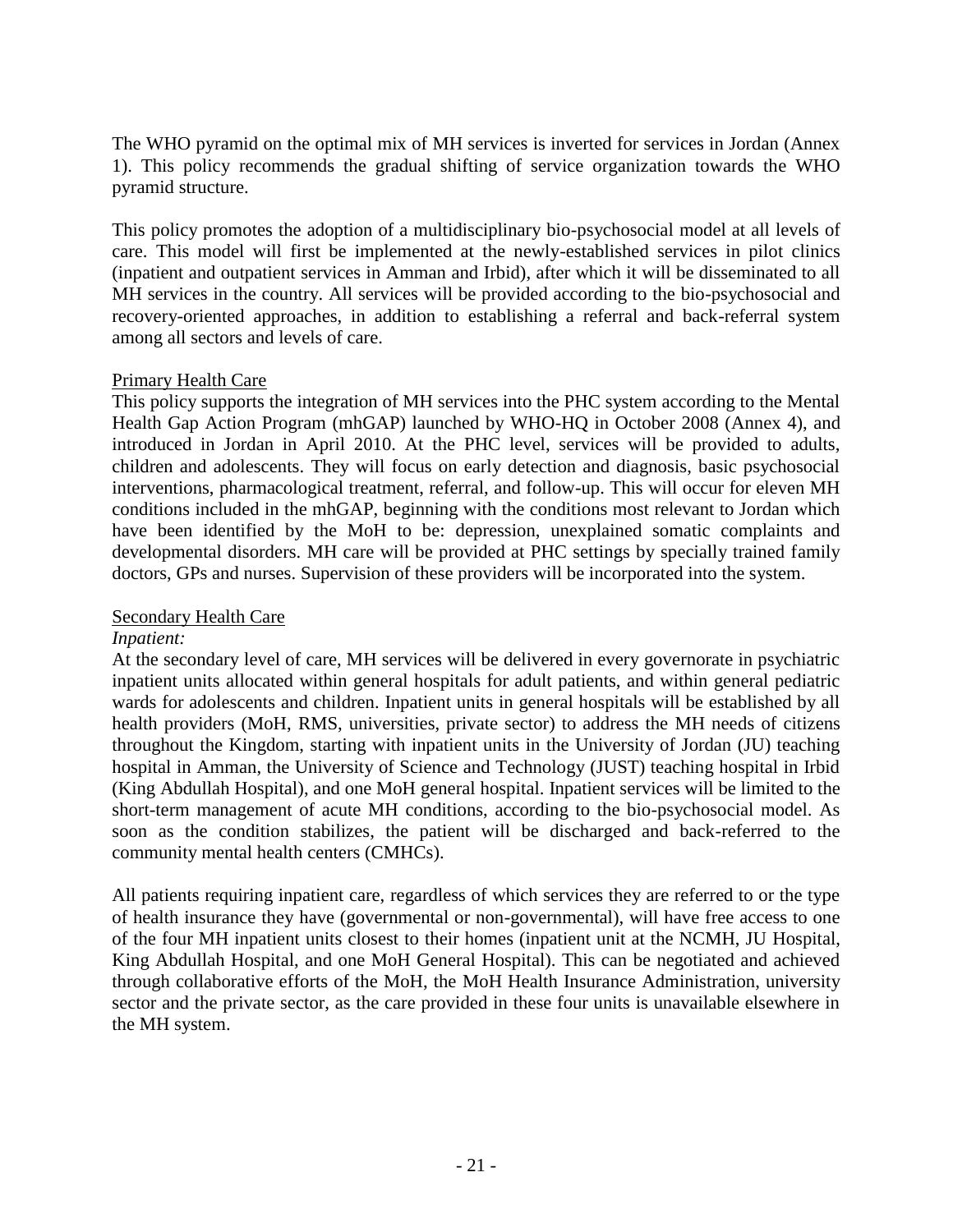The WHO pyramid on the optimal mix of MH services is inverted for services in Jordan (Annex 1). This policy recommends the gradual shifting of service organization towards the WHO pyramid structure.

This policy promotes the adoption of a multidisciplinary bio-psychosocial model at all levels of care. This model will first be implemented at the newly-established services in pilot clinics (inpatient and outpatient services in Amman and Irbid), after which it will be disseminated to all MH services in the country. All services will be provided according to the bio-psychosocial and recovery-oriented approaches, in addition to establishing a referral and back-referral system among all sectors and levels of care.

Primary Health Care

This policy supports the integration of MH services into the PHC system according to the Mental Health Gap Action Program (mhGAP) launched by WHO-HQ in October 2008 (Annex 4), and introduced in Jordan in April 2010. At the PHC level, services will be provided to adults, children and adolescents. They will focus on early detection and diagnosis, basic psychosocial interventions, pharmacological treatment, referral, and follow-up. This will occur for eleven MH conditions included in the mhGAP, beginning with the conditions most relevant to Jordan which have been identified by the MoH to be: depression, unexplained somatic complaints and developmental disorders. MH care will be provided at PHC settings by specially trained family doctors, GPs and nurses. Supervision of these providers will be incorporated into the system.

Secondary Health Care

*Inpatient:*

At the secondary level of care, MH services will be delivered in every governorate in psychiatric inpatient units allocated within general hospitals for adult patients, and within general pediatric wards for adolescents and children. Inpatient units in general hospitals will be established by all health providers (MoH, RMS, universities, private sector) to address the MH needs of citizens throughout the Kingdom, starting with inpatient units in the University of Jordan (JU) teaching hospital in Amman, the University of Science and Technology (JUST) teaching hospital in Irbid (King Abdullah Hospital), and one MoH general hospital. Inpatient services will be limited to the short-term management of acute MH conditions, according to the bio-psychosocial model. As soon as the condition stabilizes, the patient will be discharged and back-referred to the community mental health centers (CMHCs).

All patients requiring inpatient care, regardless of which services they are referred to or the type of health insurance they have (governmental or non-governmental), will have free access to one of the four MH inpatient units closest to their homes (inpatient unit at the NCMH, JU Hospital, King Abdullah Hospital, and one MoH General Hospital). This can be negotiated and achieved through collaborative efforts of the MoH, the MoH Health Insurance Administration, university sector and the private sector, as the care provided in these four units is unavailable elsewhere in the MH system.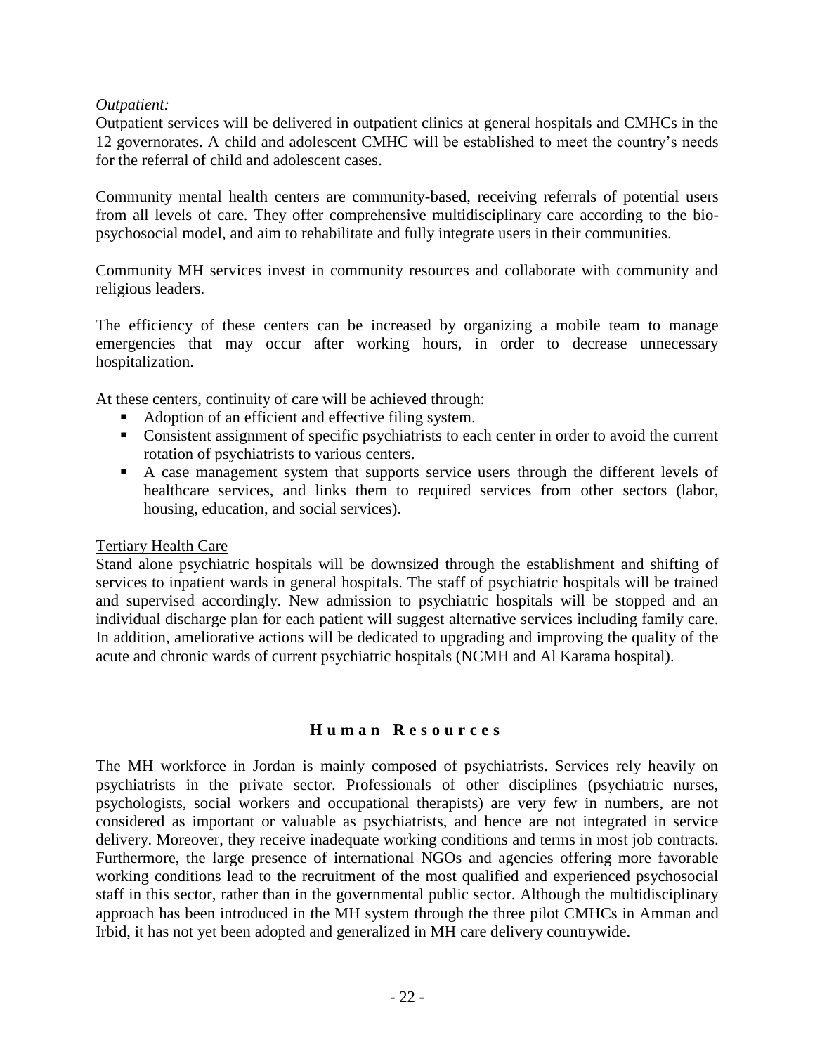*Outpatient:*

Outpatient services will be delivered in outpatient clinics at general hospitals and CMHCs in the 12 governorates. A child and adolescent CMHC will be established to meet the country's needs for the referral of child and adolescent cases.

Community mental health centers are community-based, receiving referrals of potential users from all levels of care. They offer comprehensive multidisciplinary care according to the bio-psychosocial model, and aim to rehabilitate and fully integrate users in their communities.

Community MH services invest in community resources and collaborate with community and religious leaders.

The efficiency of these centers can be increased by organizing a mobile team to manage emergencies that may occur after working hours, in order to decrease unnecessary hospitalization.

At these centers, continuity of care will be achieved through:

- Adoption of an efficient and effective filing system.
- Consistent assignment of specific psychiatrists to each center in order to avoid the current rotation of psychiatrists to various centers.
- A case management system that supports service users through the different levels of healthcare services, and links them to required services from other sectors (labor, housing, education, and social services).

<u>Tertiary Health Care</u>

Stand alone psychiatric hospitals will be downsized through the establishment and shifting of services to inpatient wards in general hospitals. The staff of psychiatric hospitals will be trained and supervised accordingly. New admission to psychiatric hospitals will be stopped and an individual discharge plan for each patient will suggest alternative services including family care. In addition, ameliorative actions will be dedicated to upgrading and improving the quality of the acute and chronic wards of current psychiatric hospitals (NCMH and Al Karama hospital).

## Human Resources

The MH workforce in Jordan is mainly composed of psychiatrists. Services rely heavily on psychiatrists in the private sector. Professionals of other disciplines (psychiatric nurses, psychologists, social workers and occupational therapists) are very few in numbers, are not considered as important or valuable as psychiatrists, and hence are not integrated in service delivery. Moreover, they receive inadequate working conditions and terms in most job contracts. Furthermore, the large presence of international NGOs and agencies offering more favorable working conditions lead to the recruitment of the most qualified and experienced psychosocial staff in this sector, rather than in the governmental public sector. Although the multidisciplinary approach has been introduced in the MH system through the three pilot CMHCs in Amman and Irbid, it has not yet been adopted and generalized in MH care delivery countrywide.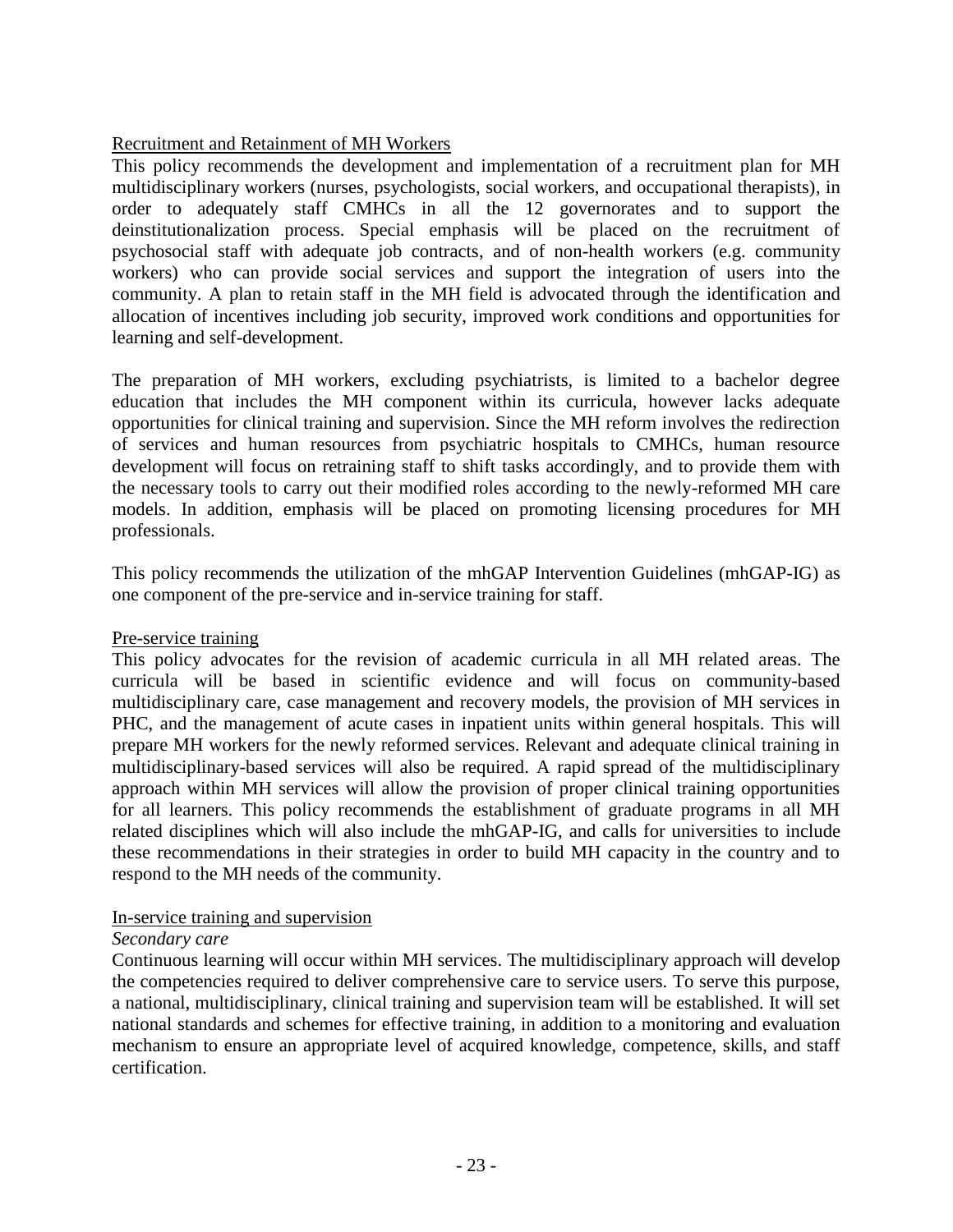<u>Recruitment and Retainment of MH Workers</u>

This policy recommends the development and implementation of a recruitment plan for MH multidisciplinary workers (nurses, psychologists, social workers, and occupational therapists), in order to adequately staff CMHCs in all the 12 governorates and to support the deinstitutionalization process. Special emphasis will be placed on the recruitment of psychosocial staff with adequate job contracts, and of non-health workers (e.g. community workers) who can provide social services and support the integration of users into the community. A plan to retain staff in the MH field is advocated through the identification and allocation of incentives including job security, improved work conditions and opportunities for learning and self-development.

The preparation of MH workers, excluding psychiatrists, is limited to a bachelor degree education that includes the MH component within its curricula, however lacks adequate opportunities for clinical training and supervision. Since the MH reform involves the redirection of services and human resources from psychiatric hospitals to CMHCs, human resource development will focus on retraining staff to shift tasks accordingly, and to provide them with the necessary tools to carry out their modified roles according to the newly-reformed MH care models. In addition, emphasis will be placed on promoting licensing procedures for MH professionals.

This policy recommends the utilization of the mhGAP Intervention Guidelines (mhGAP-IG) as one component of the pre-service and in-service training for staff.

<u>Pre-service training</u>

This policy advocates for the revision of academic curricula in all MH related areas. The curricula will be based in scientific evidence and will focus on community-based multidisciplinary care, case management and recovery models, the provision of MH services in PHC, and the management of acute cases in inpatient units within general hospitals. This will prepare MH workers for the newly reformed services. Relevant and adequate clinical training in multidisciplinary-based services will also be required. A rapid spread of the multidisciplinary approach within MH services will allow the provision of proper clinical training opportunities for all learners. This policy recommends the establishment of graduate programs in all MH related disciplines which will also include the mhGAP-IG, and calls for universities to include these recommendations in their strategies in order to build MH capacity in the country and to respond to the MH needs of the community.

<u>In-service training and supervision</u>

*Secondary care*

Continuous learning will occur within MH services. The multidisciplinary approach will develop the competencies required to deliver comprehensive care to service users. To serve this purpose, a national, multidisciplinary, clinical training and supervision team will be established. It will set national standards and schemes for effective training, in addition to a monitoring and evaluation mechanism to ensure an appropriate level of acquired knowledge, competence, skills, and staff certification.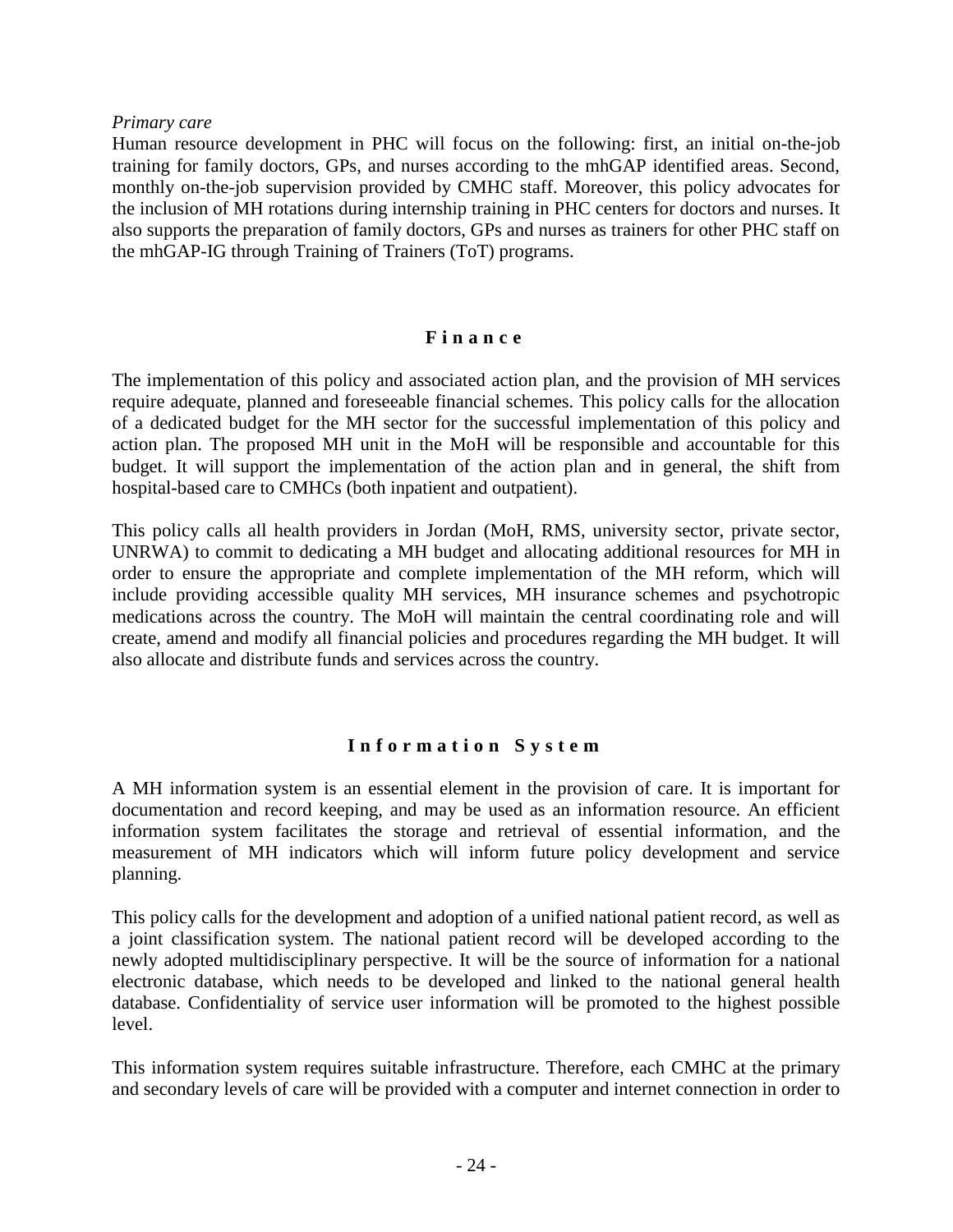*Primary care*

Human resource development in PHC will focus on the following: first, an initial on-the-job training for family doctors, GPs, and nurses according to the mhGAP identified areas. Second, monthly on-the-job supervision provided by CMHC staff. Moreover, this policy advocates for the inclusion of MH rotations during internship training in PHC centers for doctors and nurses. It also supports the preparation of family doctors, GPs and nurses as trainers for other PHC staff on the mhGAP-IG through Training of Trainers (ToT) programs.

## Finance

The implementation of this policy and associated action plan, and the provision of MH services require adequate, planned and foreseeable financial schemes. This policy calls for the allocation of a dedicated budget for the MH sector for the successful implementation of this policy and action plan. The proposed MH unit in the MoH will be responsible and accountable for this budget. It will support the implementation of the action plan and in general, the shift from hospital-based care to CMHCs (both inpatient and outpatient).

This policy calls all health providers in Jordan (MoH, RMS, university sector, private sector, UNRWA) to commit to dedicating a MH budget and allocating additional resources for MH in order to ensure the appropriate and complete implementation of the MH reform, which will include providing accessible quality MH services, MH insurance schemes and psychotropic medications across the country. The MoH will maintain the central coordinating role and will create, amend and modify all financial policies and procedures regarding the MH budget. It will also allocate and distribute funds and services across the country.

## Information System

A MH information system is an essential element in the provision of care. It is important for documentation and record keeping, and may be used as an information resource. An efficient information system facilitates the storage and retrieval of essential information, and the measurement of MH indicators which will inform future policy development and service planning.

This policy calls for the development and adoption of a unified national patient record, as well as a joint classification system. The national patient record will be developed according to the newly adopted multidisciplinary perspective. It will be the source of information for a national electronic database, which needs to be developed and linked to the national general health database. Confidentiality of service user information will be promoted to the highest possible level.

This information system requires suitable infrastructure. Therefore, each CMHC at the primary and secondary levels of care will be provided with a computer and internet connection in order to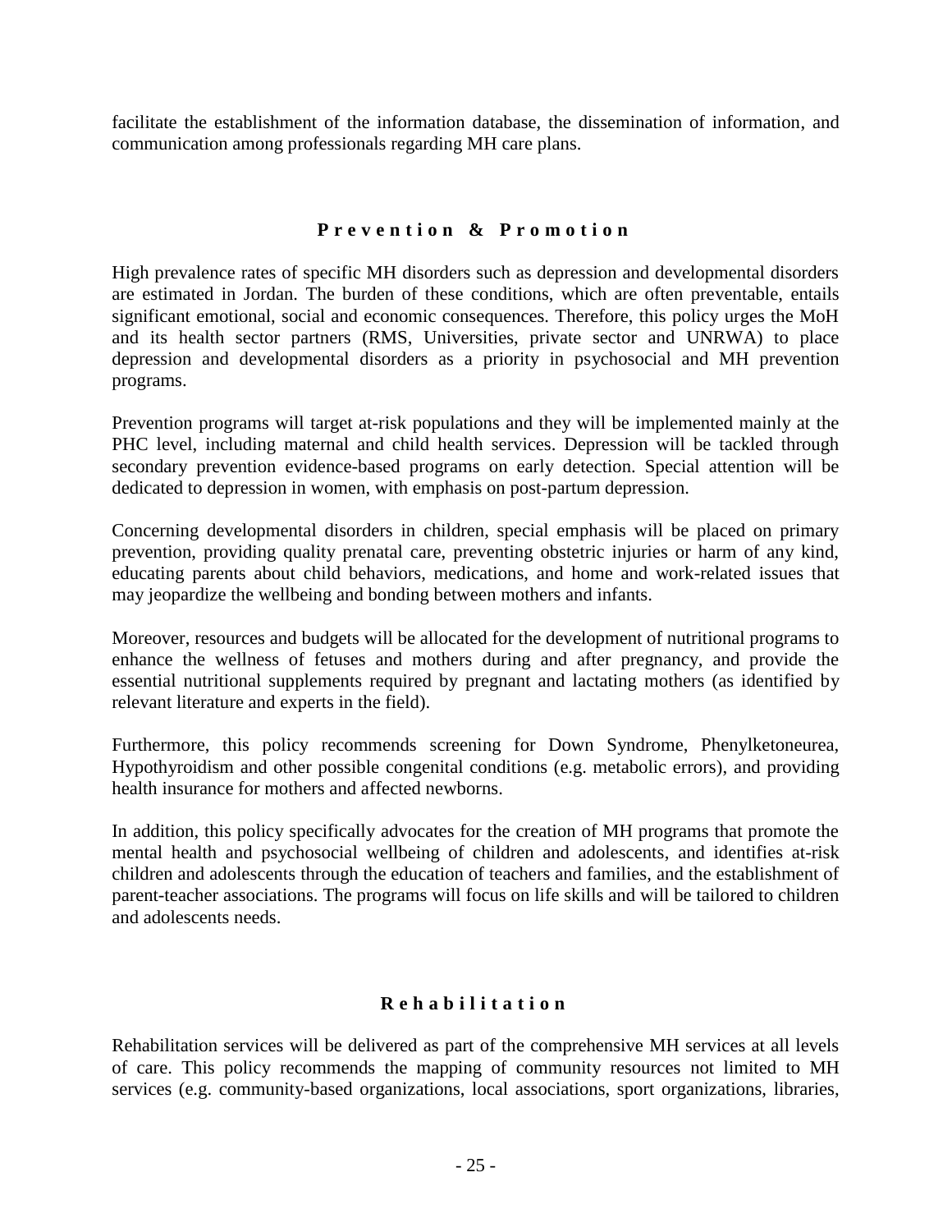facilitate the establishment of the information database, the dissemination of information, and communication among professionals regarding MH care plans.

## Prevention & Promotion

High prevalence rates of specific MH disorders such as depression and developmental disorders are estimated in Jordan. The burden of these conditions, which are often preventable, entails significant emotional, social and economic consequences. Therefore, this policy urges the MoH and its health sector partners (RMS, Universities, private sector and UNRWA) to place depression and developmental disorders as a priority in psychosocial and MH prevention programs.

Prevention programs will target at-risk populations and they will be implemented mainly at the PHC level, including maternal and child health services. Depression will be tackled through secondary prevention evidence-based programs on early detection. Special attention will be dedicated to depression in women, with emphasis on post-partum depression.

Concerning developmental disorders in children, special emphasis will be placed on primary prevention, providing quality prenatal care, preventing obstetric injuries or harm of any kind, educating parents about child behaviors, medications, and home and work-related issues that may jeopardize the wellbeing and bonding between mothers and infants.

Moreover, resources and budgets will be allocated for the development of nutritional programs to enhance the wellness of fetuses and mothers during and after pregnancy, and provide the essential nutritional supplements required by pregnant and lactating mothers (as identified by relevant literature and experts in the field).

Furthermore, this policy recommends screening for Down Syndrome, Phenylketoneurea, Hypothyroidism and other possible congenital conditions (e.g. metabolic errors), and providing health insurance for mothers and affected newborns.

In addition, this policy specifically advocates for the creation of MH programs that promote the mental health and psychosocial wellbeing of children and adolescents, and identifies at-risk children and adolescents through the education of teachers and families, and the establishment of parent-teacher associations. The programs will focus on life skills and will be tailored to children and adolescents needs.

## Rehabilitation

Rehabilitation services will be delivered as part of the comprehensive MH services at all levels of care. This policy recommends the mapping of community resources not limited to MH services (e.g. community-based organizations, local associations, sport organizations, libraries,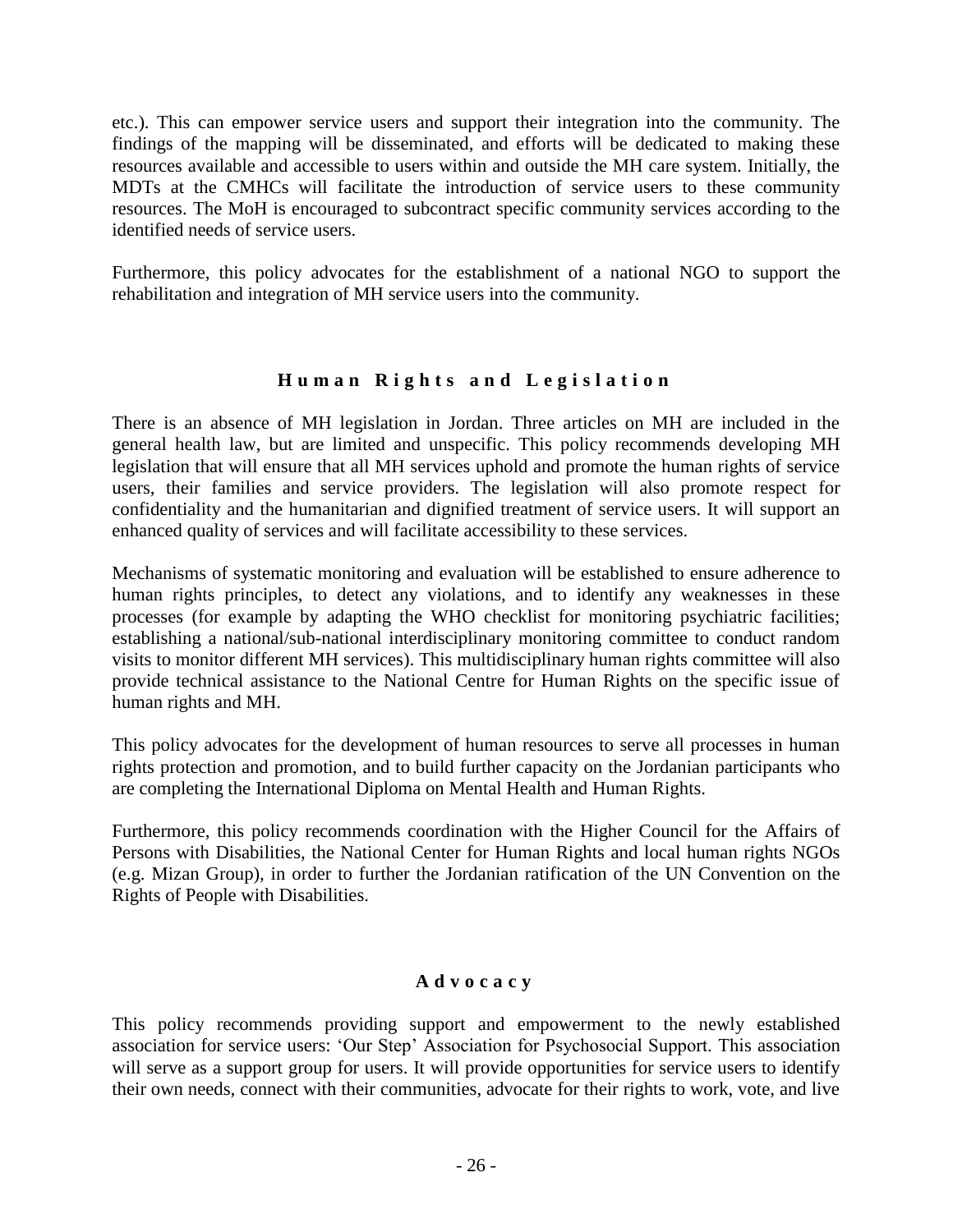etc.). This can empower service users and support their integration into the community. The findings of the mapping will be disseminated, and efforts will be dedicated to making these resources available and accessible to users within and outside the MH care system. Initially, the MDTs at the CMHCs will facilitate the introduction of service users to these community resources. The MoH is encouraged to subcontract specific community services according to the identified needs of service users.

Furthermore, this policy advocates for the establishment of a national NGO to support the rehabilitation and integration of MH service users into the community.

## Human Rights and Legislation

There is an absence of MH legislation in Jordan. Three articles on MH are included in the general health law, but are limited and unspecific. This policy recommends developing MH legislation that will ensure that all MH services uphold and promote the human rights of service users, their families and service providers. The legislation will also promote respect for confidentiality and the humanitarian and dignified treatment of service users. It will support an enhanced quality of services and will facilitate accessibility to these services.

Mechanisms of systematic monitoring and evaluation will be established to ensure adherence to human rights principles, to detect any violations, and to identify any weaknesses in these processes (for example by adapting the WHO checklist for monitoring psychiatric facilities; establishing a national/sub-national interdisciplinary monitoring committee to conduct random visits to monitor different MH services). This multidisciplinary human rights committee will also provide technical assistance to the National Centre for Human Rights on the specific issue of human rights and MH.

This policy advocates for the development of human resources to serve all processes in human rights protection and promotion, and to build further capacity on the Jordanian participants who are completing the International Diploma on Mental Health and Human Rights.

Furthermore, this policy recommends coordination with the Higher Council for the Affairs of Persons with Disabilities, the National Center for Human Rights and local human rights NGOs (e.g. Mizan Group), in order to further the Jordanian ratification of the UN Convention on the Rights of People with Disabilities.

## Advocacy

This policy recommends providing support and empowerment to the newly established association for service users: 'Our Step' Association for Psychosocial Support. This association will serve as a support group for users. It will provide opportunities for service users to identify their own needs, connect with their communities, advocate for their rights to work, vote, and live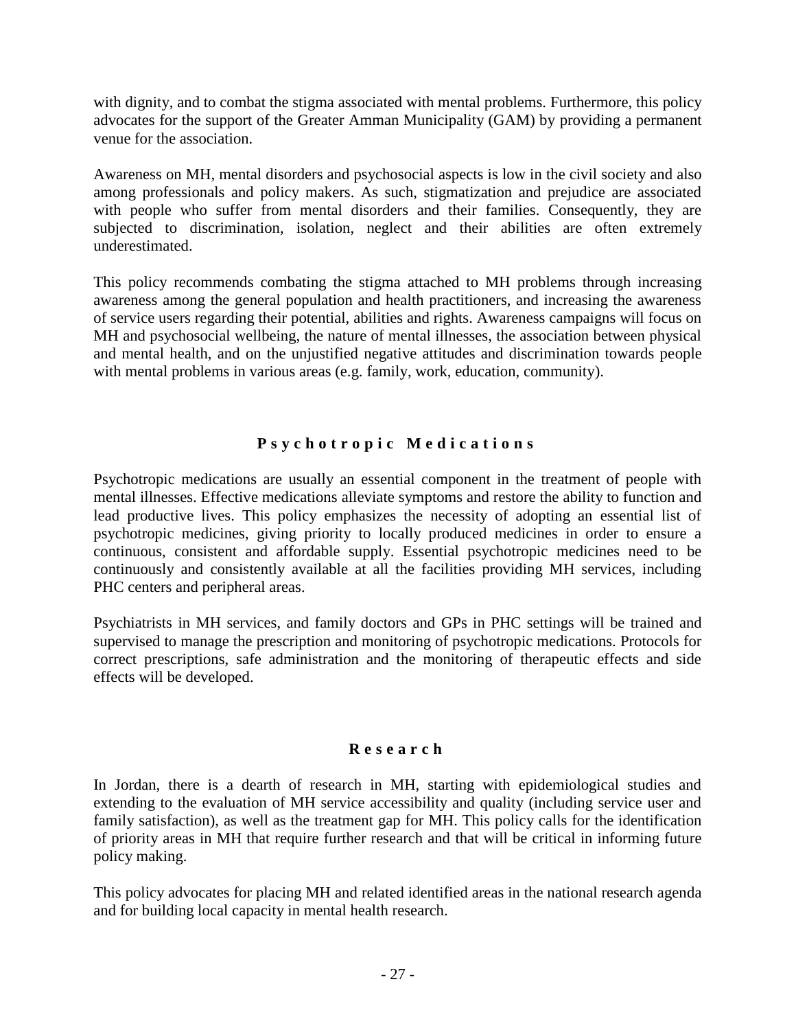with dignity, and to combat the stigma associated with mental problems. Furthermore, this policy advocates for the support of the Greater Amman Municipality (GAM) by providing a permanent venue for the association.

Awareness on MH, mental disorders and psychosocial aspects is low in the civil society and also among professionals and policy makers. As such, stigmatization and prejudice are associated with people who suffer from mental disorders and their families. Consequently, they are subjected to discrimination, isolation, neglect and their abilities are often extremely underestimated.

This policy recommends combating the stigma attached to MH problems through increasing awareness among the general population and health practitioners, and increasing the awareness of service users regarding their potential, abilities and rights. Awareness campaigns will focus on MH and psychosocial wellbeing, the nature of mental illnesses, the association between physical and mental health, and on the unjustified negative attitudes and discrimination towards people with mental problems in various areas (e.g. family, work, education, community).

## Psychotropic Medications

Psychotropic medications are usually an essential component in the treatment of people with mental illnesses. Effective medications alleviate symptoms and restore the ability to function and lead productive lives. This policy emphasizes the necessity of adopting an essential list of psychotropic medicines, giving priority to locally produced medicines in order to ensure a continuous, consistent and affordable supply. Essential psychotropic medicines need to be continuously and consistently available at all the facilities providing MH services, including PHC centers and peripheral areas.

Psychiatrists in MH services, and family doctors and GPs in PHC settings will be trained and supervised to manage the prescription and monitoring of psychotropic medications. Protocols for correct prescriptions, safe administration and the monitoring of therapeutic effects and side effects will be developed.

## Research

In Jordan, there is a dearth of research in MH, starting with epidemiological studies and extending to the evaluation of MH service accessibility and quality (including service user and family satisfaction), as well as the treatment gap for MH. This policy calls for the identification of priority areas in MH that require further research and that will be critical in informing future policy making.

This policy advocates for placing MH and related identified areas in the national research agenda and for building local capacity in mental health research.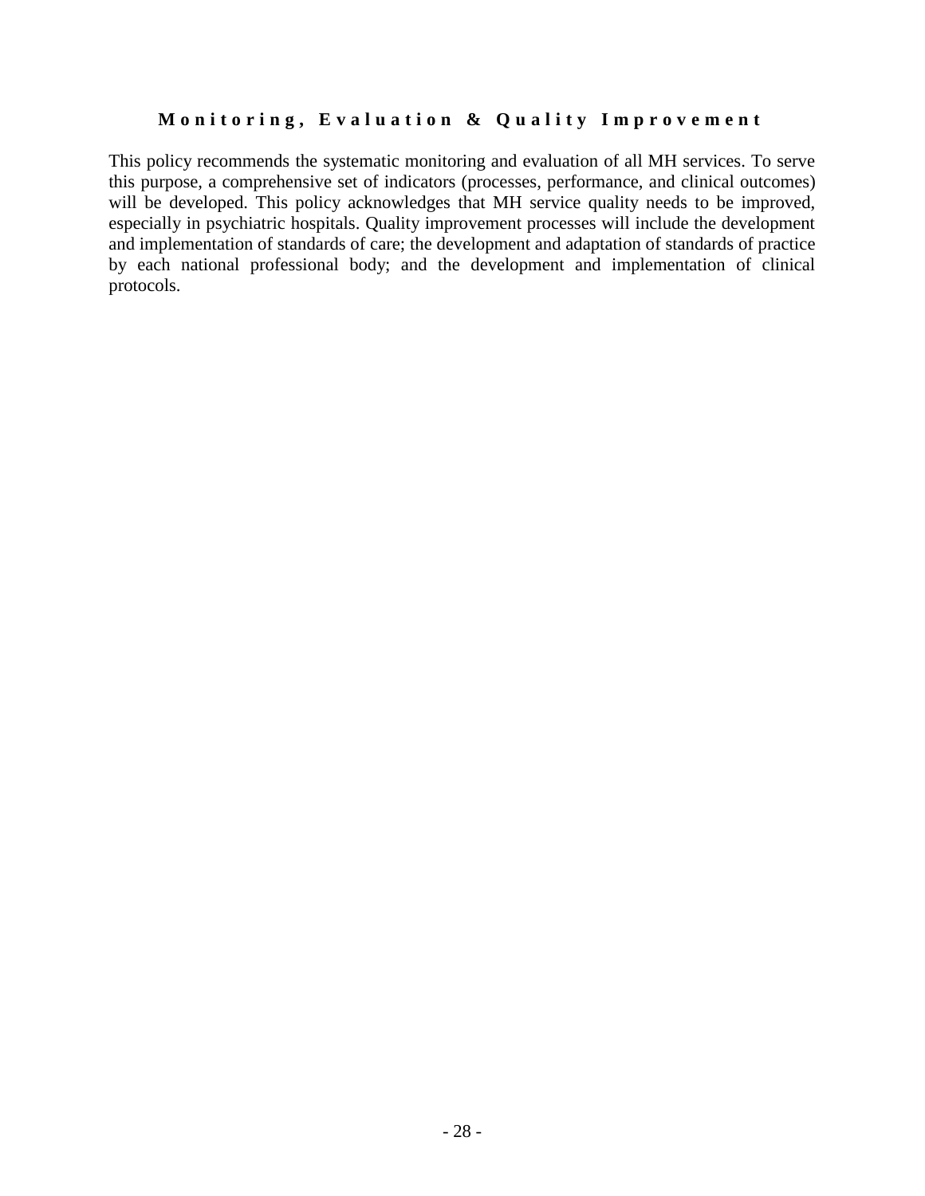### Monitoring, Evaluation & Quality Improvement

This policy recommends the systematic monitoring and evaluation of all MH services. To serve this purpose, a comprehensive set of indicators (processes, performance, and clinical outcomes) will be developed. This policy acknowledges that MH service quality needs to be improved, especially in psychiatric hospitals. Quality improvement processes will include the development and implementation of standards of care; the development and adaptation of standards of practice by each national professional body; and the development and implementation of clinical protocols.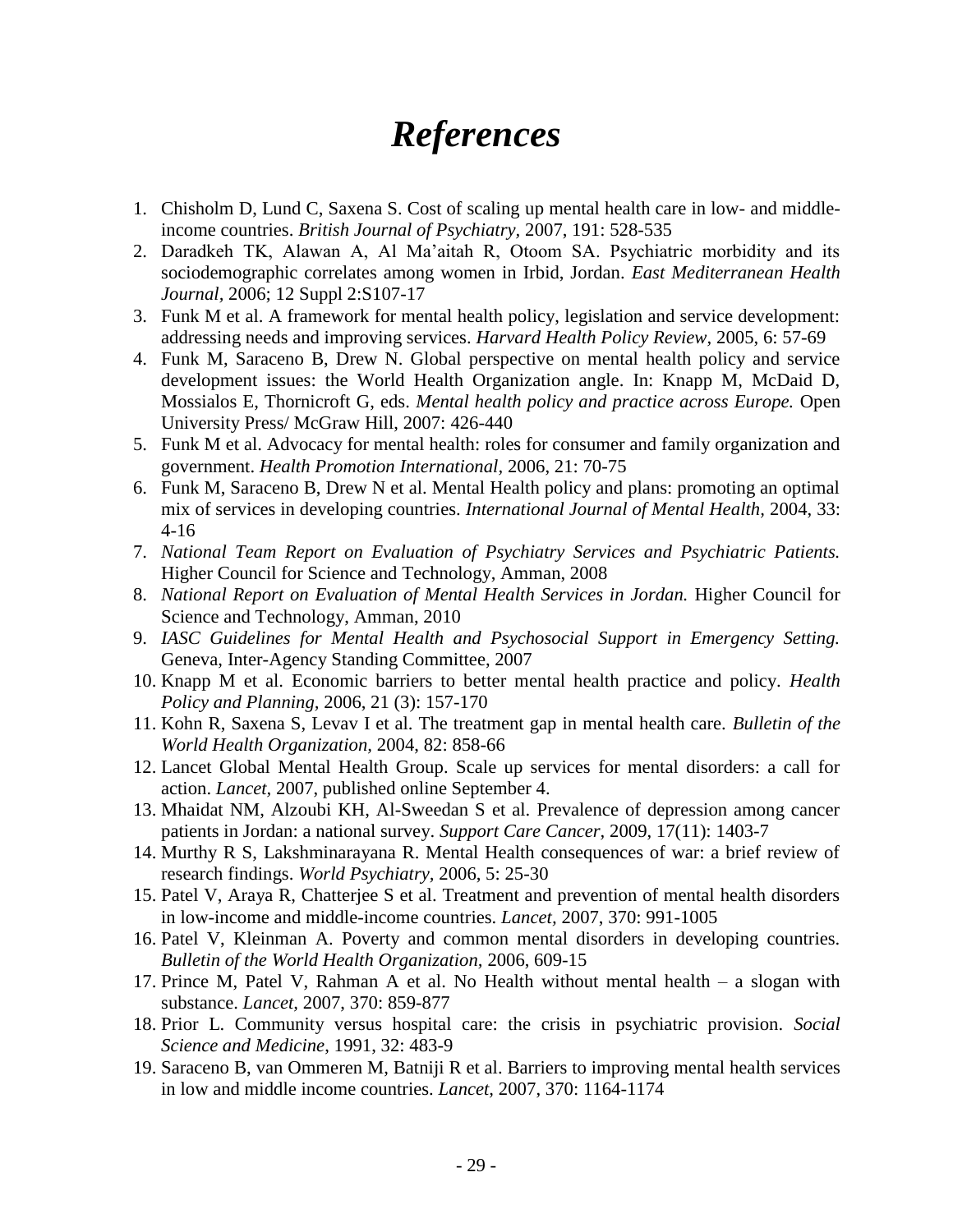# *References*

1. Chisholm D, Lund C, Saxena S. Cost of scaling up mental health care in low- and middle-income countries. *British Journal of Psychiatry*, 2007, 191: 528-535
2. Daradkeh TK, Alawan A, Al Ma'aitah R, Otoom SA. Psychiatric morbidity and its sociodemographic correlates among women in Irbid, Jordan. *East Mediterranean Health Journal*, 2006; 12 Suppl 2:S107-17
3. Funk M et al. A framework for mental health policy, legislation and service development: addressing needs and improving services. *Harvard Health Policy Review*, 2005, 6: 57-69
4. Funk M, Saraceno B, Drew N. Global perspective on mental health policy and service development issues: the World Health Organization angle. In: Knapp M, McDaid D, Mossialos E, Thornicroft G, eds. *Mental health policy and practice across Europe.* Open University Press/ McGraw Hill, 2007: 426-440
5. Funk M et al. Advocacy for mental health: roles for consumer and family organization and government. *Health Promotion International*, 2006, 21: 70-75
6. Funk M, Saraceno B, Drew N et al. Mental Health policy and plans: promoting an optimal mix of services in developing countries. *International Journal of Mental Health*, 2004, 33: 4-16
7. *National Team Report on Evaluation of Psychiatry Services and Psychiatric Patients.* Higher Council for Science and Technology, Amman, 2008
8. *National Report on Evaluation of Mental Health Services in Jordan.* Higher Council for Science and Technology, Amman, 2010
9. *IASC Guidelines for Mental Health and Psychosocial Support in Emergency Setting.* Geneva, Inter-Agency Standing Committee, 2007
10. Knapp M et al. Economic barriers to better mental health practice and policy. *Health Policy and Planning*, 2006, 21 (3): 157-170
11. Kohn R, Saxena S, Levav I et al. The treatment gap in mental health care. *Bulletin of the World Health Organization,* 2004, 82: 858-66
12. Lancet Global Mental Health Group. Scale up services for mental disorders: a call for action. *Lancet*, 2007, published online September 4.
13. Mhaidat NM, Alzoubi KH, Al-Sweedan S et al. Prevalence of depression among cancer patients in Jordan: a national survey. *Support Care Cancer,* 2009, 17(11): 1403-7
14. Murthy R S, Lakshminarayana R. Mental Health consequences of war: a brief review of research findings. *World Psychiatry*, 2006, 5: 25-30
15. Patel V, Araya R, Chatterjee S et al. Treatment and prevention of mental health disorders in low-income and middle-income countries. *Lancet*, 2007, 370: 991-1005
16. Patel V, Kleinman A. Poverty and common mental disorders in developing countries. *Bulletin of the World Health Organization*, 2006, 609-15
17. Prince M, Patel V, Rahman A et al. No Health without mental health – a slogan with substance. *Lancet*, 2007, 370: 859-877
18. Prior L. Community versus hospital care: the crisis in psychiatric provision. *Social Science and Medicine*, 1991, 32: 483-9
19. Saraceno B, van Ommeren M, Batniji R et al. Barriers to improving mental health services in low and middle income countries. *Lancet*, 2007, 370: 1164-1174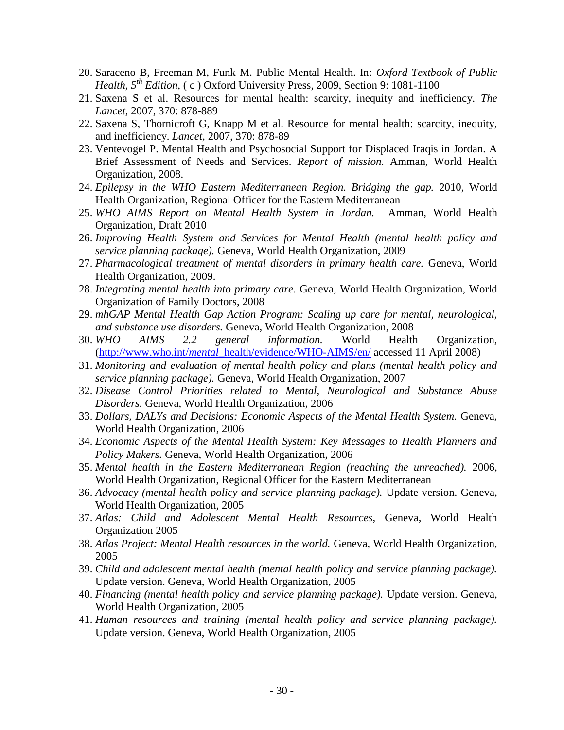20. Saraceno B, Freeman M, Funk M. Public Mental Health. In: *Oxford Textbook of Public Health, 5th Edition*, ( c ) Oxford University Press, 2009, Section 9: 1081-1100
21. Saxena S et al. Resources for mental health: scarcity, inequity and inefficiency. *The Lancet*, 2007, 370: 878-889
22. Saxena S, Thornicroft G, Knapp M et al. Resource for mental health: scarcity, inequity, and inefficiency. *Lancet*, 2007, 370: 878-89
23. Ventevogel P. Mental Health and Psychosocial Support for Displaced Iraqis in Jordan. A Brief Assessment of Needs and Services. *Report of mission.* Amman, World Health Organization, 2008.
24. *Epilepsy in the WHO Eastern Mediterranean Region. Bridging the gap.* 2010, World Health Organization, Regional Officer for the Eastern Mediterranean
25. *WHO AIMS Report on Mental Health System in Jordan.* Amman, World Health Organization, Draft 2010
26. *Improving Health System and Services for Mental Health (mental health policy and service planning package).* Geneva, World Health Organization, 2009
27. *Pharmacological treatment of mental disorders in primary health care.* Geneva, World Health Organization, 2009.
28. *Integrating mental health into primary care.* Geneva, World Health Organization, World Organization of Family Doctors, 2008
29. *mhGAP Mental Health Gap Action Program: Scaling up care for mental, neurological, and substance use disorders.* Geneva, World Health Organization, 2008
30. *WHO AIMS 2.2 general information.* World Health Organization, (http://www.who.int/mental_health/evidence/WHO-AIMS/en/ accessed 11 April 2008)
31. *Monitoring and evaluation of mental health policy and plans (mental health policy and service planning package).* Geneva, World Health Organization, 2007
32. *Disease Control Priorities related to Mental, Neurological and Substance Abuse Disorders.* Geneva, World Health Organization, 2006
33. *Dollars, DALYs and Decisions: Economic Aspects of the Mental Health System.* Geneva, World Health Organization, 2006
34. *Economic Aspects of the Mental Health System: Key Messages to Health Planners and Policy Makers.* Geneva, World Health Organization, 2006
35. *Mental health in the Eastern Mediterranean Region (reaching the unreached).* 2006, World Health Organization, Regional Officer for the Eastern Mediterranean
36. *Advocacy (mental health policy and service planning package).* Update version. Geneva, World Health Organization, 2005
37. *Atlas: Child and Adolescent Mental Health Resources,* Geneva, World Health Organization 2005
38. *Atlas Project: Mental Health resources in the world.* Geneva, World Health Organization, 2005
39. *Child and adolescent mental health (mental health policy and service planning package).* Update version. Geneva, World Health Organization, 2005
40. *Financing (mental health policy and service planning package).* Update version. Geneva, World Health Organization, 2005
41. *Human resources and training (mental health policy and service planning package).* Update version. Geneva, World Health Organization, 2005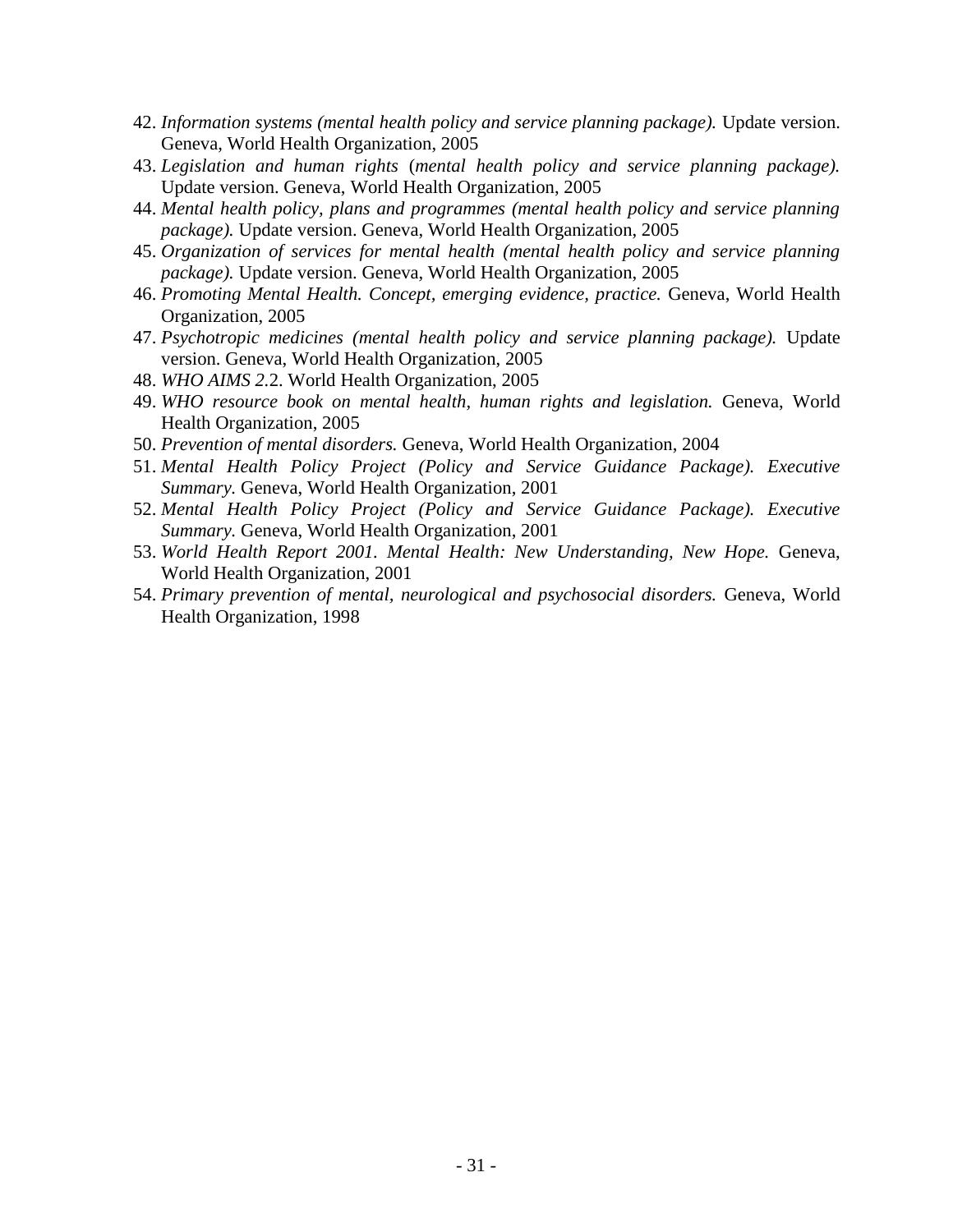42. *Information systems (mental health policy and service planning package).* Update version. Geneva, World Health Organization, 2005
43. *Legislation and human rights* (*mental health policy and service planning package).* Update version. Geneva, World Health Organization, 2005
44. *Mental health policy, plans and programmes (mental health policy and service planning package).* Update version. Geneva, World Health Organization, 2005
45. *Organization of services for mental health (mental health policy and service planning package).* Update version. Geneva, World Health Organization, 2005
46. *Promoting Mental Health. Concept, emerging evidence, practice.* Geneva, World Health Organization, 2005
47. *Psychotropic medicines (mental health policy and service planning package).* Update version. Geneva, World Health Organization, 2005
48. *WHO AIMS 2*.2. World Health Organization, 2005
49. *WHO resource book on mental health, human rights and legislation.* Geneva, World Health Organization, 2005
50. *Prevention of mental disorders.* Geneva, World Health Organization, 2004
51. *Mental Health Policy Project (Policy and Service Guidance Package). Executive Summary.* Geneva, World Health Organization, 2001
52. *Mental Health Policy Project (Policy and Service Guidance Package). Executive Summary.* Geneva, World Health Organization, 2001
53. *World Health Report 2001. Mental Health: New Understanding, New Hope.* Geneva, World Health Organization, 2001
54. *Primary prevention of mental, neurological and psychosocial disorders.* Geneva, World Health Organization, 1998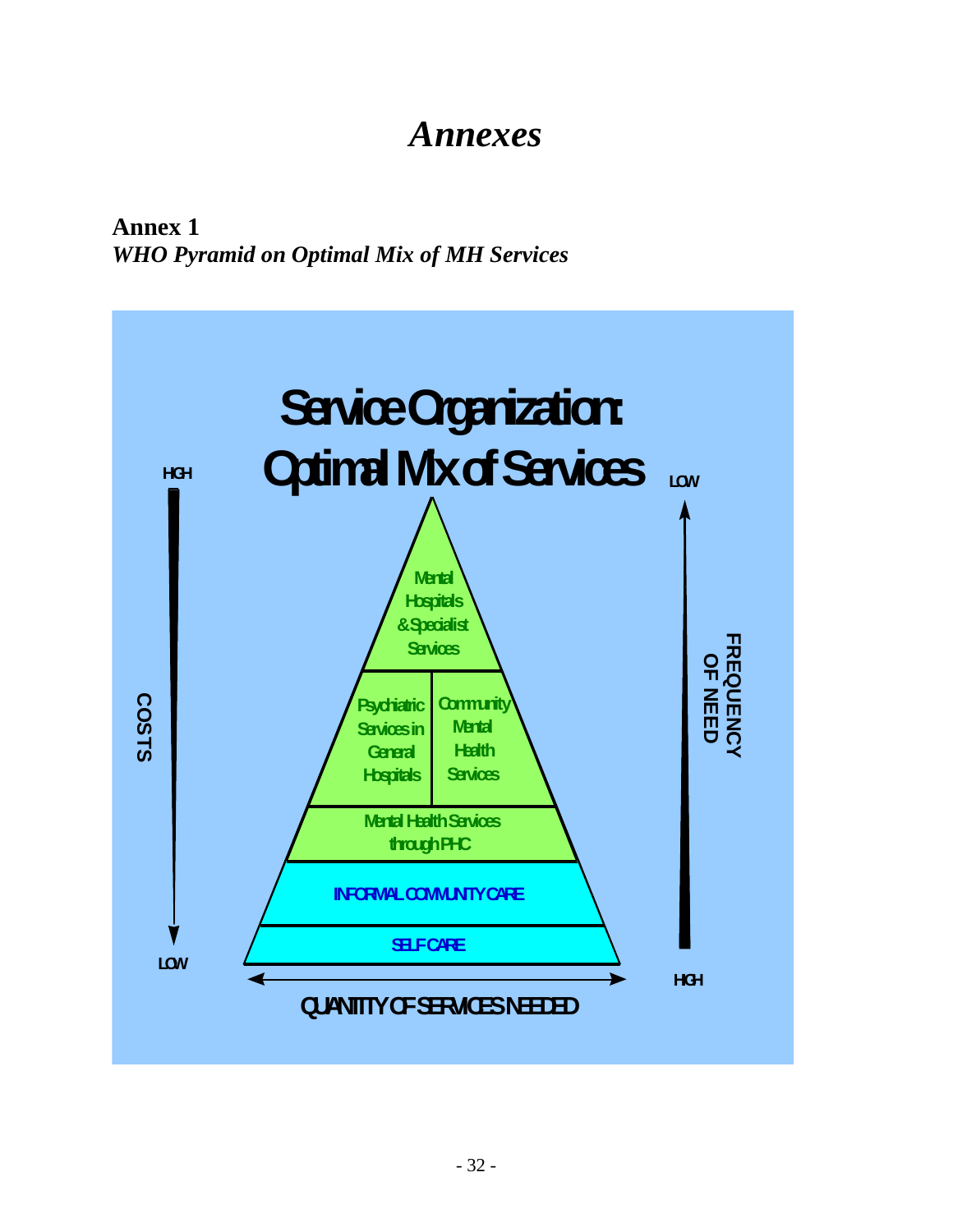# *Annexes*

**Annex 1**
***WHO Pyramid on Optimal Mix of MH Services***

**Service Organization: Optimal Mix of Services**

- Mental Hospitals & Specialist Services
- Psychiatric Services in General Hospitals
- Community Mental Health Services
- Mental Health Services through PHC
- INFORMAL COMMUNITY CARE
- SELF CARE

COSTS: HIGH (top) → LOW (bottom)

FREQUENCY OF NEED: LOW (top) → HIGH (bottom)

QUANTITY OF SERVICES NEEDED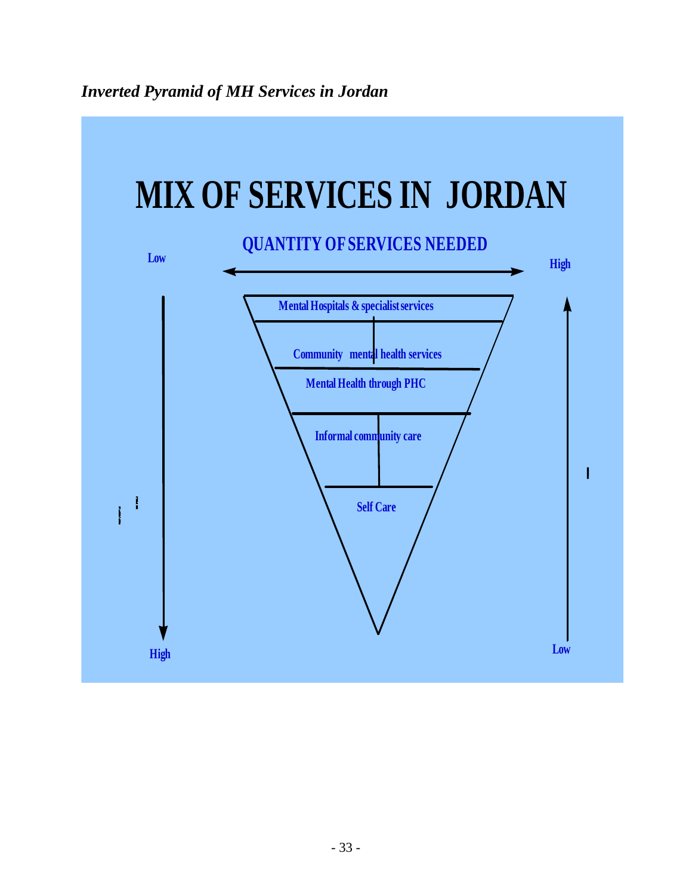*Inverted Pyramid of MH Services in Jordan*

# MIX OF SERVICES IN JORDAN

QUANTITY OF SERVICES NEEDED

Low — High

- Mental Hospitals & specialist services
- Community mental health services
- Mental Health through PHC
- Informal community care
- Self Care

High — Low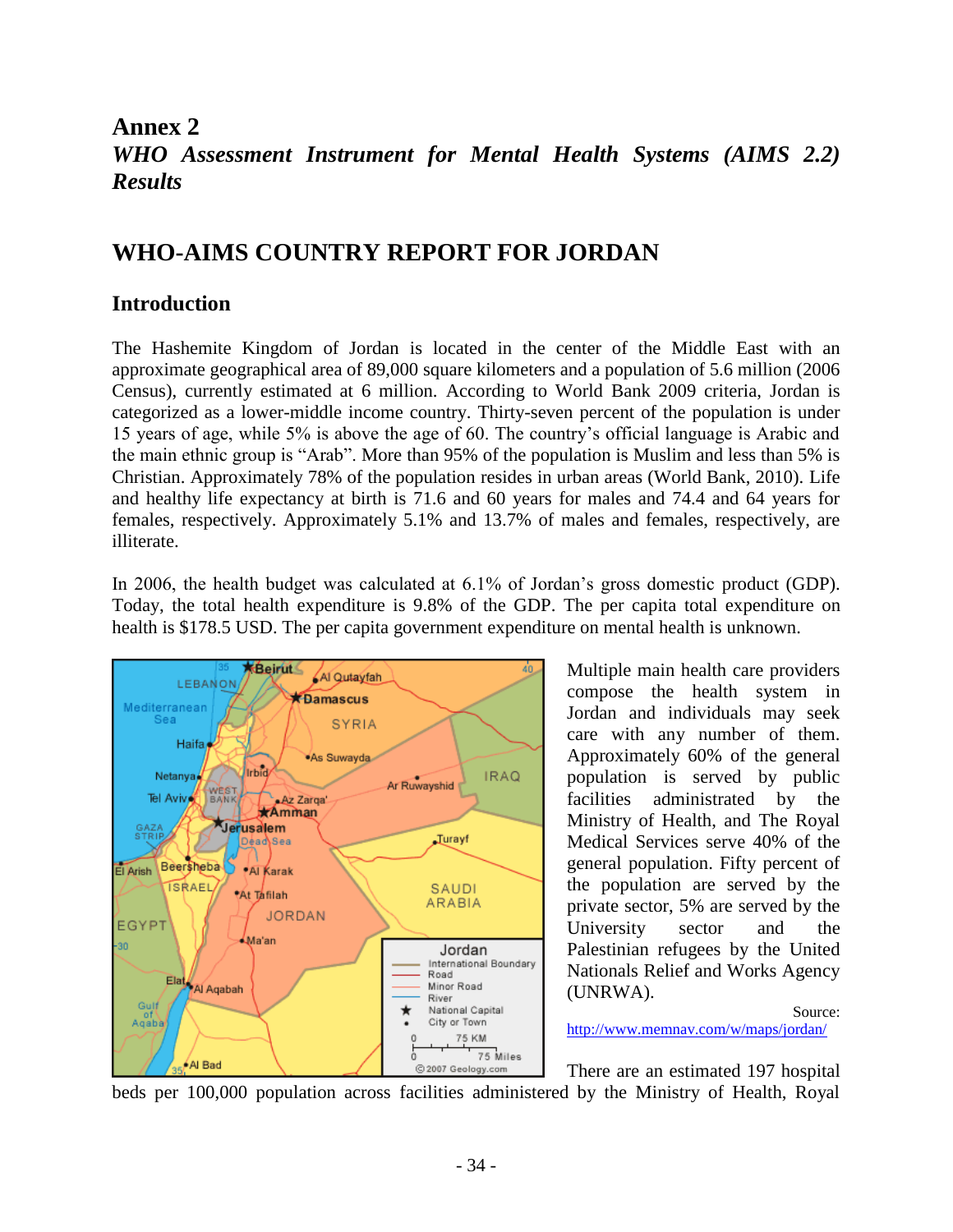# Annex 2

## *WHO Assessment Instrument for Mental Health Systems (AIMS 2.2) Results*

## WHO-AIMS COUNTRY REPORT FOR JORDAN

### Introduction

The Hashemite Kingdom of Jordan is located in the center of the Middle East with an approximate geographical area of 89,000 square kilometers and a population of 5.6 million (2006 Census), currently estimated at 6 million. According to World Bank 2009 criteria, Jordan is categorized as a lower-middle income country. Thirty-seven percent of the population is under 15 years of age, while 5% is above the age of 60. The country's official language is Arabic and the main ethnic group is "Arab". More than 95% of the population is Muslim and less than 5% is Christian. Approximately 78% of the population resides in urban areas (World Bank, 2010). Life and healthy life expectancy at birth is 71.6 and 60 years for males and 74.4 and 64 years for females, respectively. Approximately 5.1% and 13.7% of males and females, respectively, are illiterate.

In 2006, the health budget was calculated at 6.1% of Jordan's gross domestic product (GDP). Today, the total health expenditure is 9.8% of the GDP. The per capita total expenditure on health is $178.5 USD. The per capita government expenditure on mental health is unknown.

Multiple main health care providers compose the health system in Jordan and individuals may seek care with any number of them. Approximately 60% of the general population is served by public facilities administered by the Ministry of Health, and The Royal Medical Services serve 40% of the general population. Fifty percent of the population are served by the private sector, 5% are served by the University sector and the Palestinian refugees by the United Nations Relief and Works Agency (UNRWA).

Source: http://www.memnav.com/w/maps/jordan/

There are an estimated 197 hospital beds per 100,000 population across facilities administered by the Ministry of Health, Royal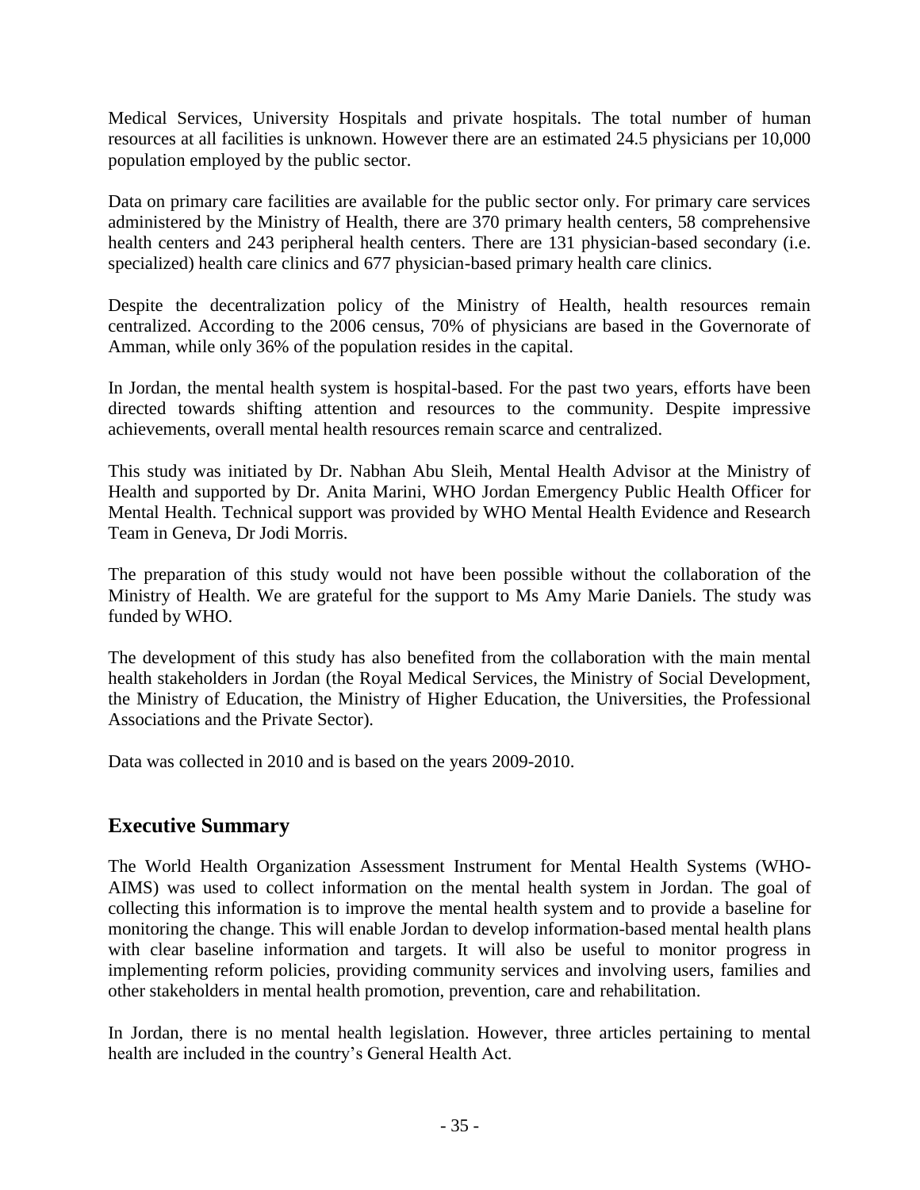Medical Services, University Hospitals and private hospitals. The total number of human resources at all facilities is unknown. However there are an estimated 24.5 physicians per 10,000 population employed by the public sector.

Data on primary care facilities are available for the public sector only. For primary care services administered by the Ministry of Health, there are 370 primary health centers, 58 comprehensive health centers and 243 peripheral health centers. There are 131 physician-based secondary (i.e. specialized) health care clinics and 677 physician-based primary health care clinics.

Despite the decentralization policy of the Ministry of Health, health resources remain centralized. According to the 2006 census, 70% of physicians are based in the Governorate of Amman, while only 36% of the population resides in the capital.

In Jordan, the mental health system is hospital-based. For the past two years, efforts have been directed towards shifting attention and resources to the community. Despite impressive achievements, overall mental health resources remain scarce and centralized.

This study was initiated by Dr. Nabhan Abu Sleih, Mental Health Advisor at the Ministry of Health and supported by Dr. Anita Marini, WHO Jordan Emergency Public Health Officer for Mental Health. Technical support was provided by WHO Mental Health Evidence and Research Team in Geneva, Dr Jodi Morris.

The preparation of this study would not have been possible without the collaboration of the Ministry of Health. We are grateful for the support to Ms Amy Marie Daniels. The study was funded by WHO.

The development of this study has also benefited from the collaboration with the main mental health stakeholders in Jordan (the Royal Medical Services, the Ministry of Social Development, the Ministry of Education, the Ministry of Higher Education, the Universities, the Professional Associations and the Private Sector).

Data was collected in 2010 and is based on the years 2009-2010.

## Executive Summary

The World Health Organization Assessment Instrument for Mental Health Systems (WHO-AIMS) was used to collect information on the mental health system in Jordan. The goal of collecting this information is to improve the mental health system and to provide a baseline for monitoring the change. This will enable Jordan to develop information-based mental health plans with clear baseline information and targets. It will also be useful to monitor progress in implementing reform policies, providing community services and involving users, families and other stakeholders in mental health promotion, prevention, care and rehabilitation.

In Jordan, there is no mental health legislation. However, three articles pertaining to mental health are included in the country's General Health Act.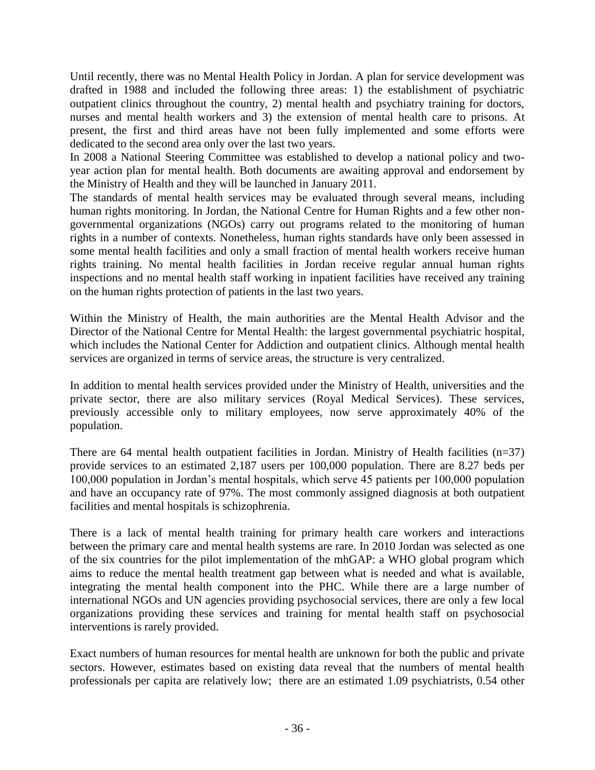Until recently, there was no Mental Health Policy in Jordan. A plan for service development was drafted in 1988 and included the following three areas: 1) the establishment of psychiatric outpatient clinics throughout the country, 2) mental health and psychiatry training for doctors, nurses and mental health workers and 3) the extension of mental health care to prisons. At present, the first and third areas have not been fully implemented and some efforts were dedicated to the second area only over the last two years.
In 2008 a National Steering Committee was established to develop a national policy and two-year action plan for mental health. Both documents are awaiting approval and endorsement by the Ministry of Health and they will be launched in January 2011.
The standards of mental health services may be evaluated through several means, including human rights monitoring. In Jordan, the National Centre for Human Rights and a few other non-governmental organizations (NGOs) carry out programs related to the monitoring of human rights in a number of contexts. Nonetheless, human rights standards have only been assessed in some mental health facilities and only a small fraction of mental health workers receive human rights training. No mental health facilities in Jordan receive regular annual human rights inspections and no mental health staff working in inpatient facilities have received any training on the human rights protection of patients in the last two years.

Within the Ministry of Health, the main authorities are the Mental Health Advisor and the Director of the National Centre for Mental Health: the largest governmental psychiatric hospital, which includes the National Center for Addiction and outpatient clinics. Although mental health services are organized in terms of service areas, the structure is very centralized.

In addition to mental health services provided under the Ministry of Health, universities and the private sector, there are also military services (Royal Medical Services). These services, previously accessible only to military employees, now serve approximately 40% of the population.

There are 64 mental health outpatient facilities in Jordan. Ministry of Health facilities (n=37) provide services to an estimated 2,187 users per 100,000 population. There are 8.27 beds per 100,000 population in Jordan's mental hospitals, which serve 45 patients per 100,000 population and have an occupancy rate of 97%. The most commonly assigned diagnosis at both outpatient facilities and mental hospitals is schizophrenia.

There is a lack of mental health training for primary health care workers and interactions between the primary care and mental health systems are rare. In 2010 Jordan was selected as one of the six countries for the pilot implementation of the mhGAP: a WHO global program which aims to reduce the mental health treatment gap between what is needed and what is available, integrating the mental health component into the PHC. While there are a large number of international NGOs and UN agencies providing psychosocial services, there are only a few local organizations providing these services and training for mental health staff on psychosocial interventions is rarely provided.

Exact numbers of human resources for mental health are unknown for both the public and private sectors. However, estimates based on existing data reveal that the numbers of mental health professionals per capita are relatively low; there are an estimated 1.09 psychiatrists, 0.54 other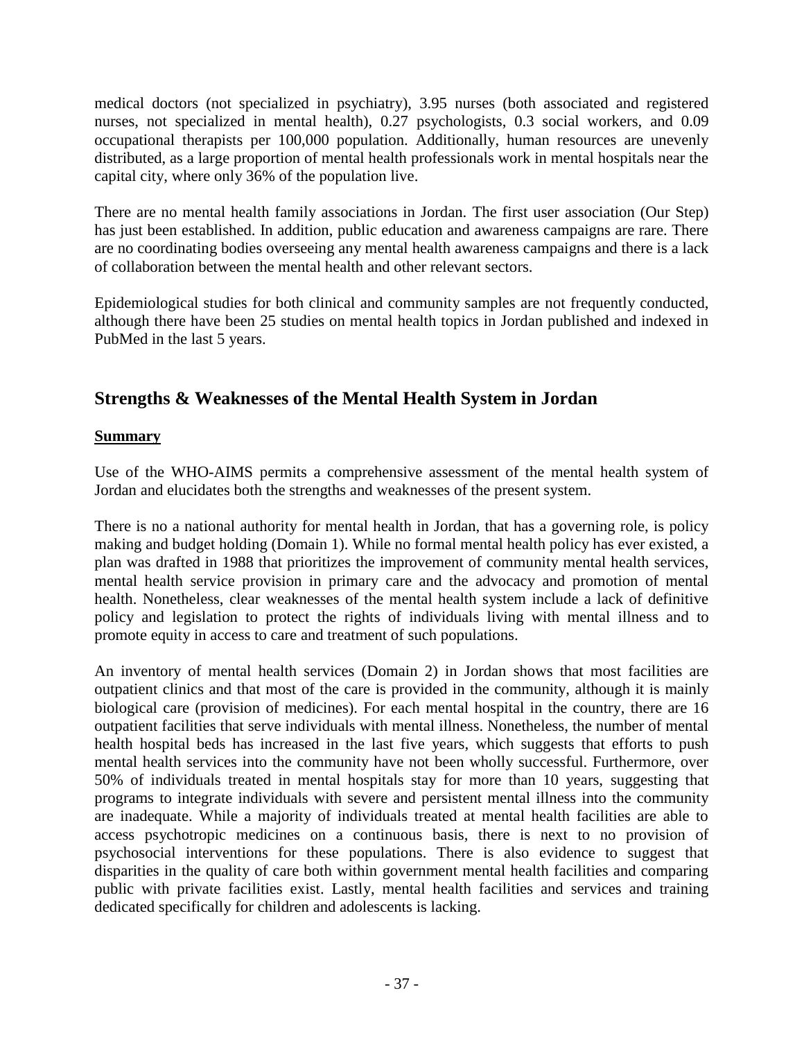medical doctors (not specialized in psychiatry), 3.95 nurses (both associated and registered nurses, not specialized in mental health), 0.27 psychologists, 0.3 social workers, and 0.09 occupational therapists per 100,000 population. Additionally, human resources are unevenly distributed, as a large proportion of mental health professionals work in mental hospitals near the capital city, where only 36% of the population live.

There are no mental health family associations in Jordan. The first user association (Our Step) has just been established. In addition, public education and awareness campaigns are rare. There are no coordinating bodies overseeing any mental health awareness campaigns and there is a lack of collaboration between the mental health and other relevant sectors.

Epidemiological studies for both clinical and community samples are not frequently conducted, although there have been 25 studies on mental health topics in Jordan published and indexed in PubMed in the last 5 years.

## Strengths & Weaknesses of the Mental Health System in Jordan

**Summary**

Use of the WHO-AIMS permits a comprehensive assessment of the mental health system of Jordan and elucidates both the strengths and weaknesses of the present system.

There is no a national authority for mental health in Jordan, that has a governing role, is policy making and budget holding (Domain 1). While no formal mental health policy has ever existed, a plan was drafted in 1988 that prioritizes the improvement of community mental health services, mental health service provision in primary care and the advocacy and promotion of mental health. Nonetheless, clear weaknesses of the mental health system include a lack of definitive policy and legislation to protect the rights of individuals living with mental illness and to promote equity in access to care and treatment of such populations.

An inventory of mental health services (Domain 2) in Jordan shows that most facilities are outpatient clinics and that most of the care is provided in the community, although it is mainly biological care (provision of medicines). For each mental hospital in the country, there are 16 outpatient facilities that serve individuals with mental illness. Nonetheless, the number of mental health hospital beds has increased in the last five years, which suggests that efforts to push mental health services into the community have not been wholly successful. Furthermore, over 50% of individuals treated in mental hospitals stay for more than 10 years, suggesting that programs to integrate individuals with severe and persistent mental illness into the community are inadequate. While a majority of individuals treated at mental health facilities are able to access psychotropic medicines on a continuous basis, there is next to no provision of psychosocial interventions for these populations. There is also evidence to suggest that disparities in the quality of care both within government mental health facilities and comparing public with private facilities exist. Lastly, mental health facilities and services and training dedicated specifically for children and adolescents is lacking.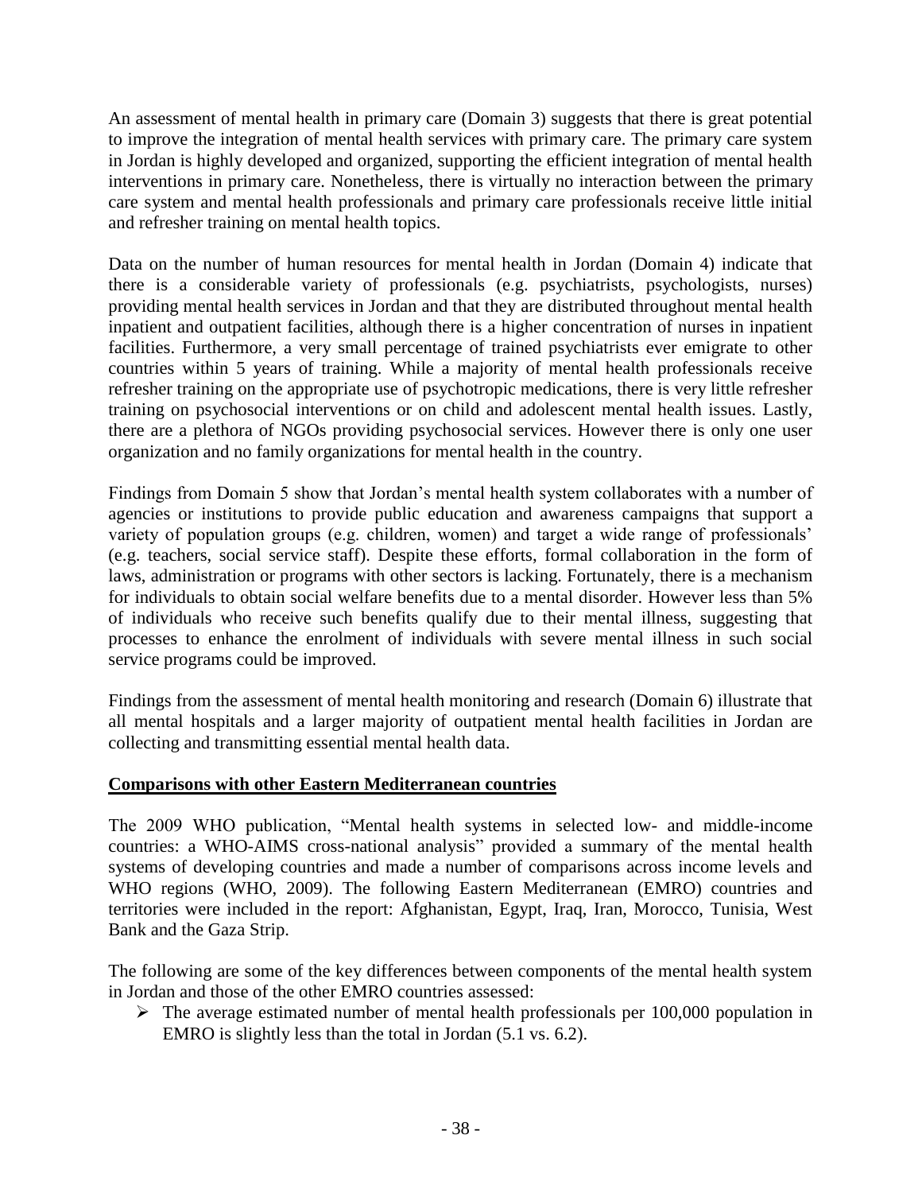An assessment of mental health in primary care (Domain 3) suggests that there is great potential to improve the integration of mental health services with primary care. The primary care system in Jordan is highly developed and organized, supporting the efficient integration of mental health interventions in primary care. Nonetheless, there is virtually no interaction between the primary care system and mental health professionals and primary care professionals receive little initial and refresher training on mental health topics.

Data on the number of human resources for mental health in Jordan (Domain 4) indicate that there is a considerable variety of professionals (e.g. psychiatrists, psychologists, nurses) providing mental health services in Jordan and that they are distributed throughout mental health inpatient and outpatient facilities, although there is a higher concentration of nurses in inpatient facilities. Furthermore, a very small percentage of trained psychiatrists ever emigrate to other countries within 5 years of training. While a majority of mental health professionals receive refresher training on the appropriate use of psychotropic medications, there is very little refresher training on psychosocial interventions or on child and adolescent mental health issues. Lastly, there are a plethora of NGOs providing psychosocial services. However there is only one user organization and no family organizations for mental health in the country.

Findings from Domain 5 show that Jordan's mental health system collaborates with a number of agencies or institutions to provide public education and awareness campaigns that support a variety of population groups (e.g. children, women) and target a wide range of professionals' (e.g. teachers, social service staff). Despite these efforts, formal collaboration in the form of laws, administration or programs with other sectors is lacking. Fortunately, there is a mechanism for individuals to obtain social welfare benefits due to a mental disorder. However less than 5% of individuals who receive such benefits qualify due to their mental illness, suggesting that processes to enhance the enrolment of individuals with severe mental illness in such social service programs could be improved.

Findings from the assessment of mental health monitoring and research (Domain 6) illustrate that all mental hospitals and a larger majority of outpatient mental health facilities in Jordan are collecting and transmitting essential mental health data.

## Comparisons with other Eastern Mediterranean countries

The 2009 WHO publication, "Mental health systems in selected low- and middle-income countries: a WHO-AIMS cross-national analysis" provided a summary of the mental health systems of developing countries and made a number of comparisons across income levels and WHO regions (WHO, 2009). The following Eastern Mediterranean (EMRO) countries and territories were included in the report: Afghanistan, Egypt, Iraq, Iran, Morocco, Tunisia, West Bank and the Gaza Strip.

The following are some of the key differences between components of the mental health system in Jordan and those of the other EMRO countries assessed:

- The average estimated number of mental health professionals per 100,000 population in EMRO is slightly less than the total in Jordan (5.1 vs. 6.2).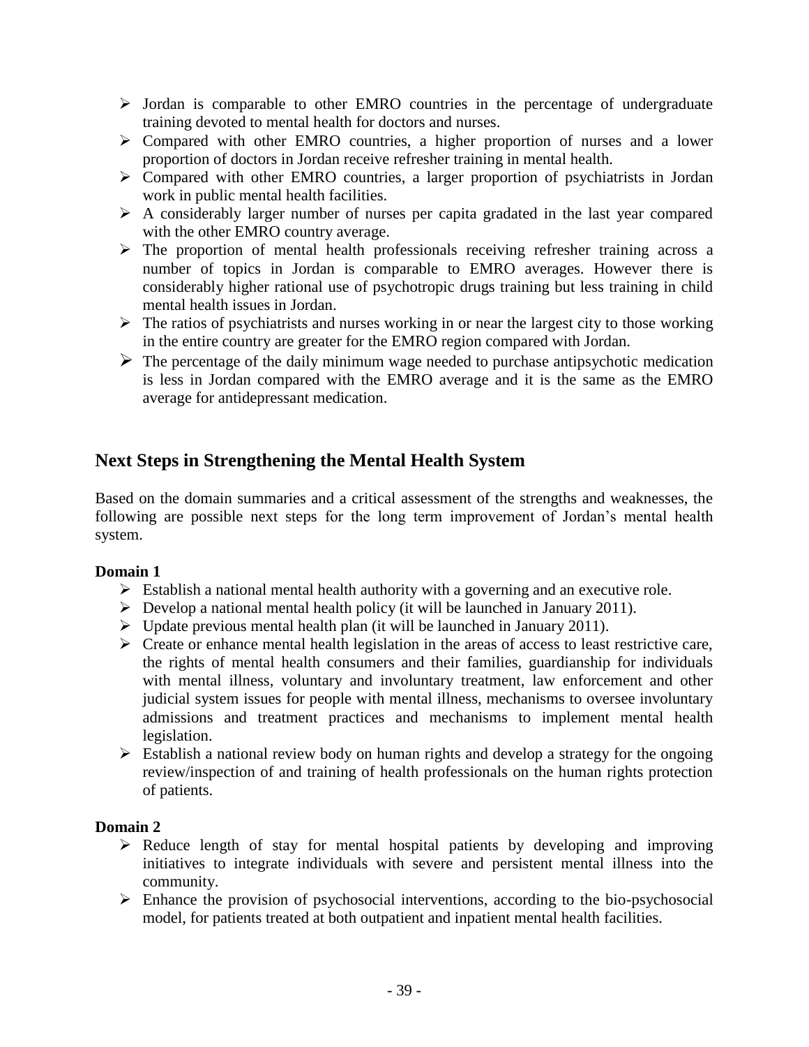- Jordan is comparable to other EMRO countries in the percentage of undergraduate training devoted to mental health for doctors and nurses.
- Compared with other EMRO countries, a higher proportion of nurses and a lower proportion of doctors in Jordan receive refresher training in mental health.
- Compared with other EMRO countries, a larger proportion of psychiatrists in Jordan work in public mental health facilities.
- A considerably larger number of nurses per capita gradated in the last year compared with the other EMRO country average.
- The proportion of mental health professionals receiving refresher training across a number of topics in Jordan is comparable to EMRO averages. However there is considerably higher rational use of psychotropic drugs training but less training in child mental health issues in Jordan.
- The ratios of psychiatrists and nurses working in or near the largest city to those working in the entire country are greater for the EMRO region compared with Jordan.
- The percentage of the daily minimum wage needed to purchase antipsychotic medication is less in Jordan compared with the EMRO average and it is the same as the EMRO average for antidepressant medication.

## Next Steps in Strengthening the Mental Health System

Based on the domain summaries and a critical assessment of the strengths and weaknesses, the following are possible next steps for the long term improvement of Jordan's mental health system.

**Domain 1**

- Establish a national mental health authority with a governing and an executive role.
- Develop a national mental health policy (it will be launched in January 2011).
- Update previous mental health plan (it will be launched in January 2011).
- Create or enhance mental health legislation in the areas of access to least restrictive care, the rights of mental health consumers and their families, guardianship for individuals with mental illness, voluntary and involuntary treatment, law enforcement and other judicial system issues for people with mental illness, mechanisms to oversee involuntary admissions and treatment practices and mechanisms to implement mental health legislation.
- Establish a national review body on human rights and develop a strategy for the ongoing review/inspection of and training of health professionals on the human rights protection of patients.

**Domain 2**

- Reduce length of stay for mental hospital patients by developing and improving initiatives to integrate individuals with severe and persistent mental illness into the community.
- Enhance the provision of psychosocial interventions, according to the bio-psychosocial model, for patients treated at both outpatient and inpatient mental health facilities.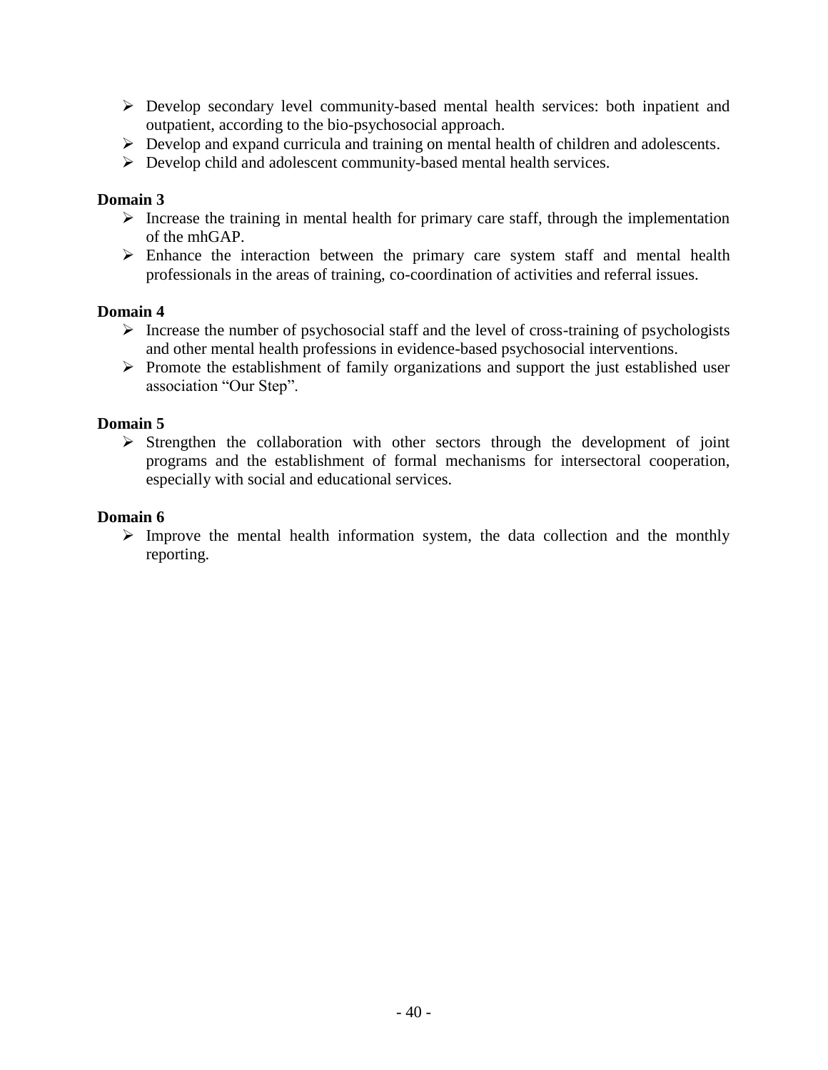- Develop secondary level community-based mental health services: both inpatient and outpatient, according to the bio-psychosocial approach.
- Develop and expand curricula and training on mental health of children and adolescents.
- Develop child and adolescent community-based mental health services.

**Domain 3**

- Increase the training in mental health for primary care staff, through the implementation of the mhGAP.
- Enhance the interaction between the primary care system staff and mental health professionals in the areas of training, co-coordination of activities and referral issues.

**Domain 4**

- Increase the number of psychosocial staff and the level of cross-training of psychologists and other mental health professions in evidence-based psychosocial interventions.
- Promote the establishment of family organizations and support the just established user association "Our Step".

**Domain 5**

- Strengthen the collaboration with other sectors through the development of joint programs and the establishment of formal mechanisms for intersectoral cooperation, especially with social and educational services.

**Domain 6**

- Improve the mental health information system, the data collection and the monthly reporting.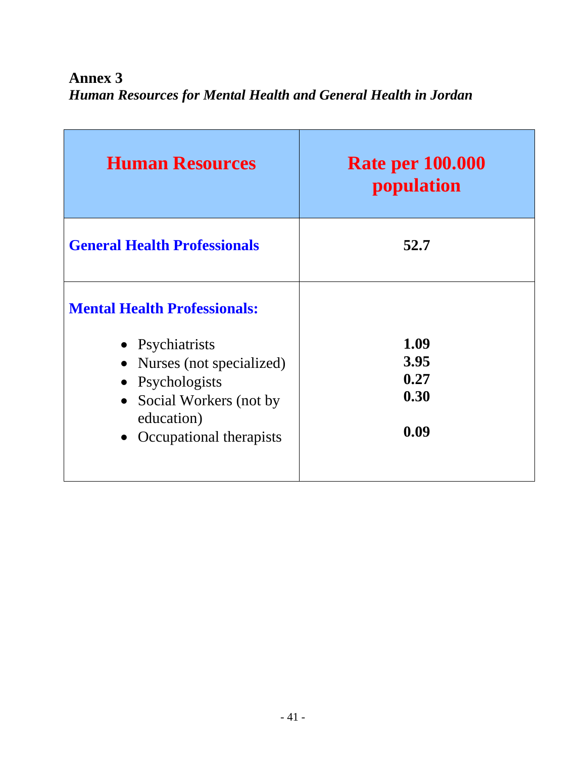**Annex 3**

***Human Resources for Mental Health and General Health in Jordan***

| Human Resources | Rate per 100.000 population |
| --- | --- |
| **General Health Professionals** | **52.7** |
| **Mental Health Professionals:** | |
| • Psychiatrists | **1.09** |
| • Nurses (not specialized) | **3.95** |
| • Psychologists | **0.27** |
| • Social Workers (not by education) | **0.30** |
| • Occupational therapists | **0.09** |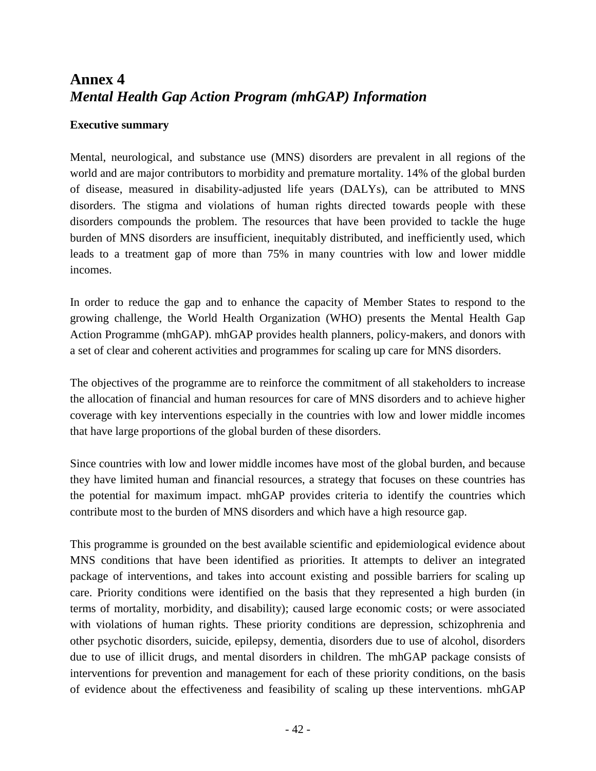# Annex 4
## *Mental Health Gap Action Program (mhGAP) Information*

**Executive summary**

Mental, neurological, and substance use (MNS) disorders are prevalent in all regions of the world and are major contributors to morbidity and premature mortality. 14% of the global burden of disease, measured in disability-adjusted life years (DALYs), can be attributed to MNS disorders. The stigma and violations of human rights directed towards people with these disorders compounds the problem. The resources that have been provided to tackle the huge burden of MNS disorders are insufficient, inequitably distributed, and inefficiently used, which leads to a treatment gap of more than 75% in many countries with low and lower middle incomes.

In order to reduce the gap and to enhance the capacity of Member States to respond to the growing challenge, the World Health Organization (WHO) presents the Mental Health Gap Action Programme (mhGAP). mhGAP provides health planners, policy-makers, and donors with a set of clear and coherent activities and programmes for scaling up care for MNS disorders.

The objectives of the programme are to reinforce the commitment of all stakeholders to increase the allocation of financial and human resources for care of MNS disorders and to achieve higher coverage with key interventions especially in the countries with low and lower middle incomes that have large proportions of the global burden of these disorders.

Since countries with low and lower middle incomes have most of the global burden, and because they have limited human and financial resources, a strategy that focuses on these countries has the potential for maximum impact. mhGAP provides criteria to identify the countries which contribute most to the burden of MNS disorders and which have a high resource gap.

This programme is grounded on the best available scientific and epidemiological evidence about MNS conditions that have been identified as priorities. It attempts to deliver an integrated package of interventions, and takes into account existing and possible barriers for scaling up care. Priority conditions were identified on the basis that they represented a high burden (in terms of mortality, morbidity, and disability); caused large economic costs; or were associated with violations of human rights. These priority conditions are depression, schizophrenia and other psychotic disorders, suicide, epilepsy, dementia, disorders due to use of alcohol, disorders due to use of illicit drugs, and mental disorders in children. The mhGAP package consists of interventions for prevention and management for each of these priority conditions, on the basis of evidence about the effectiveness and feasibility of scaling up these interventions. mhGAP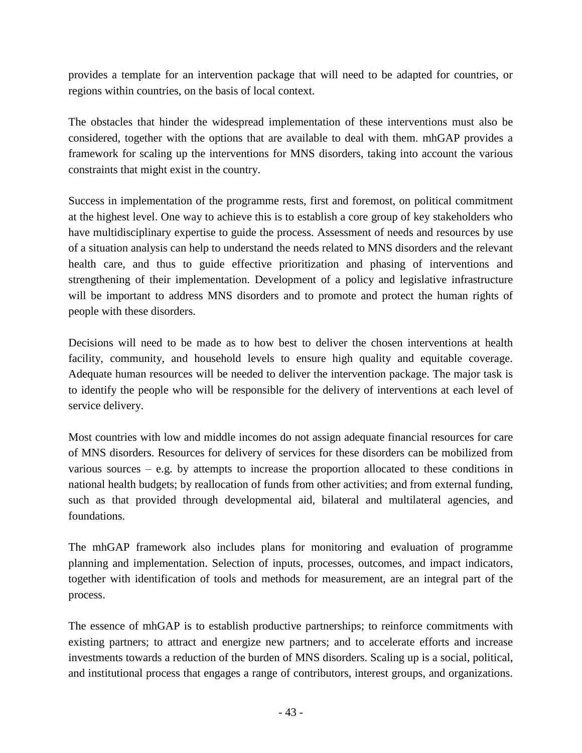provides a template for an intervention package that will need to be adapted for countries, or regions within countries, on the basis of local context.

The obstacles that hinder the widespread implementation of these interventions must also be considered, together with the options that are available to deal with them. mhGAP provides a framework for scaling up the interventions for MNS disorders, taking into account the various constraints that might exist in the country.

Success in implementation of the programme rests, first and foremost, on political commitment at the highest level. One way to achieve this is to establish a core group of key stakeholders who have multidisciplinary expertise to guide the process. Assessment of needs and resources by use of a situation analysis can help to understand the needs related to MNS disorders and the relevant health care, and thus to guide effective prioritization and phasing of interventions and strengthening of their implementation. Development of a policy and legislative infrastructure will be important to address MNS disorders and to promote and protect the human rights of people with these disorders.

Decisions will need to be made as to how best to deliver the chosen interventions at health facility, community, and household levels to ensure high quality and equitable coverage. Adequate human resources will be needed to deliver the intervention package. The major task is to identify the people who will be responsible for the delivery of interventions at each level of service delivery.

Most countries with low and middle incomes do not assign adequate financial resources for care of MNS disorders. Resources for delivery of services for these disorders can be mobilized from various sources – e.g. by attempts to increase the proportion allocated to these conditions in national health budgets; by reallocation of funds from other activities; and from external funding, such as that provided through developmental aid, bilateral and multilateral agencies, and foundations.

The mhGAP framework also includes plans for monitoring and evaluation of programme planning and implementation. Selection of inputs, processes, outcomes, and impact indicators, together with identification of tools and methods for measurement, are an integral part of the process.

The essence of mhGAP is to establish productive partnerships; to reinforce commitments with existing partners; to attract and energize new partners; and to accelerate efforts and increase investments towards a reduction of the burden of MNS disorders. Scaling up is a social, political, and institutional process that engages a range of contributors, interest groups, and organizations.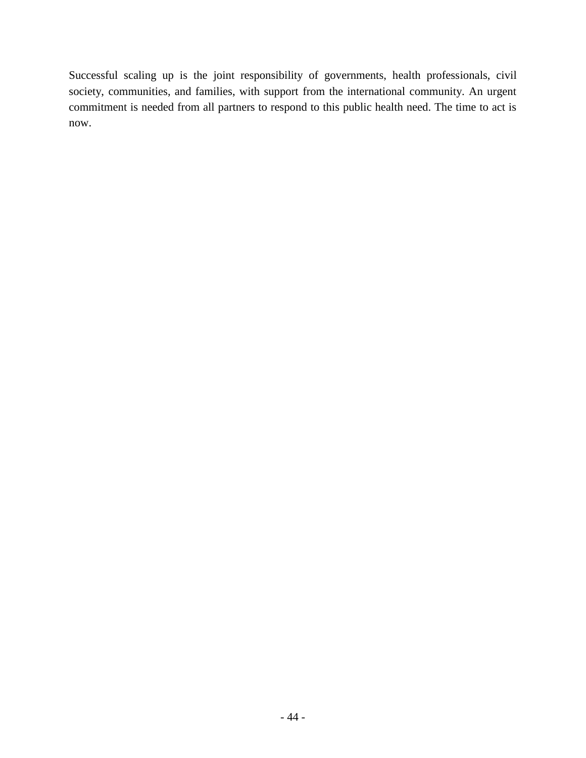Successful scaling up is the joint responsibility of governments, health professionals, civil society, communities, and families, with support from the international community. An urgent commitment is needed from all partners to respond to this public health need. The time to act is now.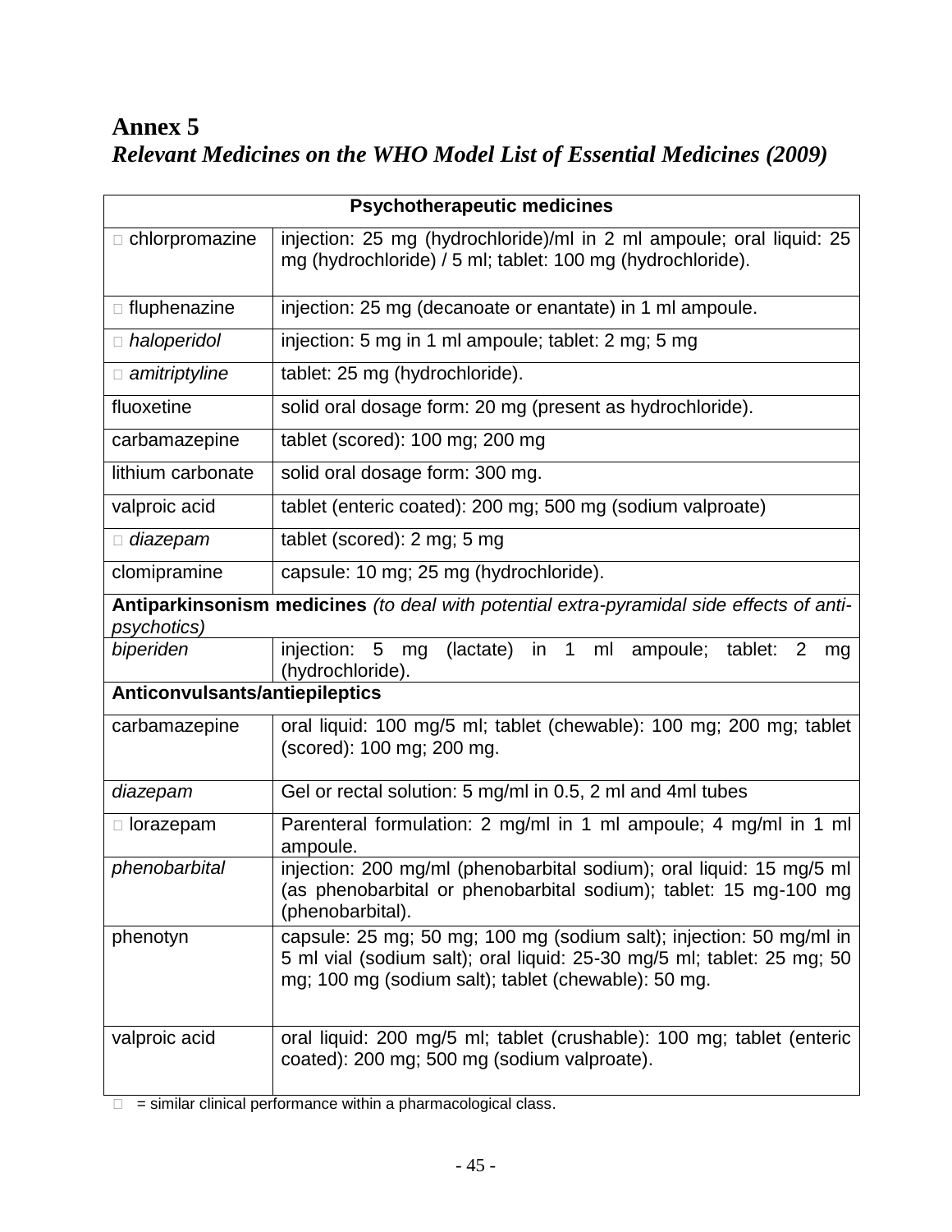# Annex 5

## *Relevant Medicines on the WHO Model List of Essential Medicines (2009)*

| **Psychotherapeutic medicines** | |
|---|---|
| □ chlorpromazine | injection: 25 mg (hydrochloride)/ml in 2 ml ampoule; oral liquid: 25 mg (hydrochloride) / 5 ml; tablet: 100 mg (hydrochloride). |
| □ fluphenazine | injection: 25 mg (decanoate or enantate) in 1 ml ampoule. |
| □ *haloperidol* | injection: 5 mg in 1 ml ampoule; tablet: 2 mg; 5 mg |
| □ *amitriptyline* | tablet: 25 mg (hydrochloride). |
| fluoxetine | solid oral dosage form: 20 mg (present as hydrochloride). |
| carbamazepine | tablet (scored): 100 mg; 200 mg |
| lithium carbonate | solid oral dosage form: 300 mg. |
| valproic acid | tablet (enteric coated): 200 mg; 500 mg (sodium valproate) |
| □ *diazepam* | tablet (scored): 2 mg; 5 mg |
| clomipramine | capsule: 10 mg; 25 mg (hydrochloride). |
| **Antiparkinsonism medicines** *(to deal with potential extra-pyramidal side effects of anti-psychotics)* | |
| *biperiden* | injection: 5 mg (lactate) in 1 ml ampoule; tablet: 2 mg (hydrochloride). |
| **Anticonvulsants/antiepileptics** | |
| carbamazepine | oral liquid: 100 mg/5 ml; tablet (chewable): 100 mg; 200 mg; tablet (scored): 100 mg; 200 mg. |
| *diazepam* | Gel or rectal solution: 5 mg/ml in 0.5, 2 ml and 4ml tubes |
| □ lorazepam | Parenteral formulation: 2 mg/ml in 1 ml ampoule; 4 mg/ml in 1 ml ampoule. |
| *phenobarbital* | injection: 200 mg/ml (phenobarbital sodium); oral liquid: 15 mg/5 ml (as phenobarbital or phenobarbital sodium); tablet: 15 mg-100 mg (phenobarbital). |
| phenotyn | capsule: 25 mg; 50 mg; 100 mg (sodium salt); injection: 50 mg/ml in 5 ml vial (sodium salt); oral liquid: 25-30 mg/5 ml; tablet: 25 mg; 50 mg; 100 mg (sodium salt); tablet (chewable): 50 mg. |
| valproic acid | oral liquid: 200 mg/5 ml; tablet (crushable): 100 mg; tablet (enteric coated): 200 mg; 500 mg (sodium valproate). |

□ = similar clinical performance within a pharmacological class.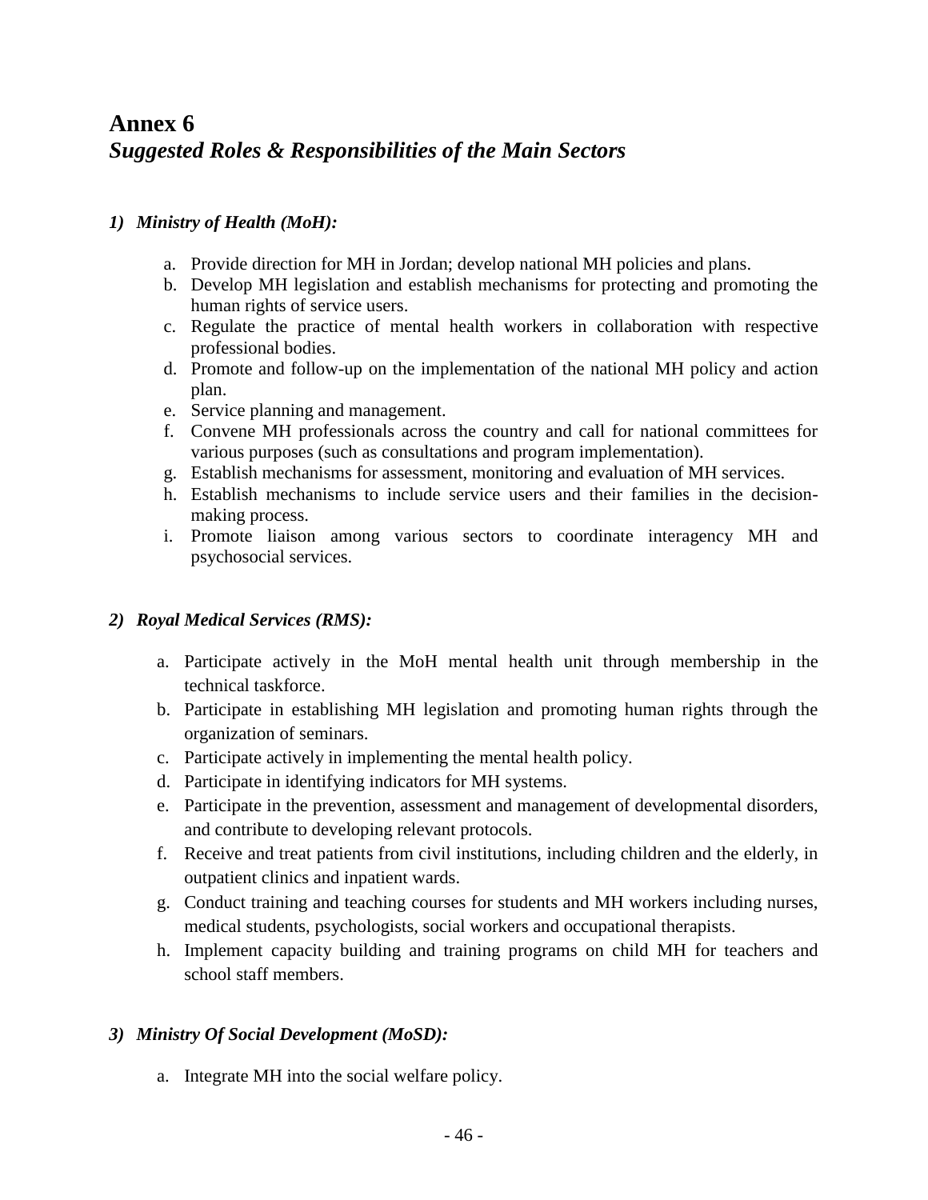# Annex 6

## *Suggested Roles & Responsibilities of the Main Sectors*

### *1) Ministry of Health (MoH):*

a. Provide direction for MH in Jordan; develop national MH policies and plans.
b. Develop MH legislation and establish mechanisms for protecting and promoting the human rights of service users.
c. Regulate the practice of mental health workers in collaboration with respective professional bodies.
d. Promote and follow-up on the implementation of the national MH policy and action plan.
e. Service planning and management.
f. Convene MH professionals across the country and call for national committees for various purposes (such as consultations and program implementation).
g. Establish mechanisms for assessment, monitoring and evaluation of MH services.
h. Establish mechanisms to include service users and their families in the decision-making process.
i. Promote liaison among various sectors to coordinate interagency MH and psychosocial services.

### *2) Royal Medical Services (RMS):*

a. Participate actively in the MoH mental health unit through membership in the technical taskforce.
b. Participate in establishing MH legislation and promoting human rights through the organization of seminars.
c. Participate actively in implementing the mental health policy.
d. Participate in identifying indicators for MH systems.
e. Participate in the prevention, assessment and management of developmental disorders, and contribute to developing relevant protocols.
f. Receive and treat patients from civil institutions, including children and the elderly, in outpatient clinics and inpatient wards.
g. Conduct training and teaching courses for students and MH workers including nurses, medical students, psychologists, social workers and occupational therapists.
h. Implement capacity building and training programs on child MH for teachers and school staff members.

### *3) Ministry Of Social Development (MoSD):*

a. Integrate MH into the social welfare policy.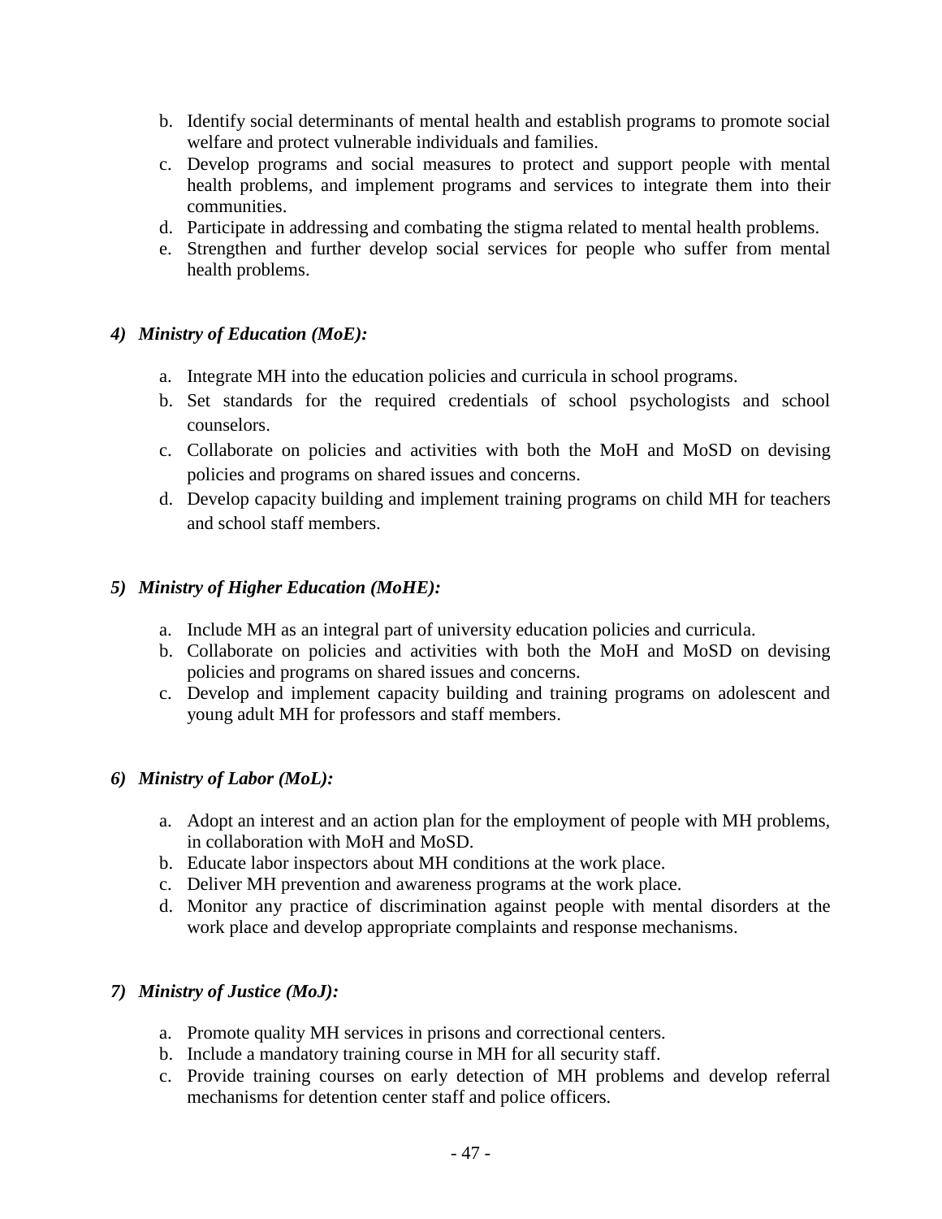b. Identify social determinants of mental health and establish programs to promote social welfare and protect vulnerable individuals and families.
c. Develop programs and social measures to protect and support people with mental health problems, and implement programs and services to integrate them into their communities.
d. Participate in addressing and combating the stigma related to mental health problems.
e. Strengthen and further develop social services for people who suffer from mental health problems.

***4) Ministry of Education (MoE):***

a. Integrate MH into the education policies and curricula in school programs.
b. Set standards for the required credentials of school psychologists and school counselors.
c. Collaborate on policies and activities with both the MoH and MoSD on devising policies and programs on shared issues and concerns.
d. Develop capacity building and implement training programs on child MH for teachers and school staff members.

***5) Ministry of Higher Education (MoHE):***

a. Include MH as an integral part of university education policies and curricula.
b. Collaborate on policies and activities with both the MoH and MoSD on devising policies and programs on shared issues and concerns.
c. Develop and implement capacity building and training programs on adolescent and young adult MH for professors and staff members.

***6) Ministry of Labor (MoL):***

a. Adopt an interest and an action plan for the employment of people with MH problems, in collaboration with MoH and MoSD.
b. Educate labor inspectors about MH conditions at the work place.
c. Deliver MH prevention and awareness programs at the work place.
d. Monitor any practice of discrimination against people with mental disorders at the work place and develop appropriate complaints and response mechanisms.

***7) Ministry of Justice (MoJ):***

a. Promote quality MH services in prisons and correctional centers.
b. Include a mandatory training course in MH for all security staff.
c. Provide training courses on early detection of MH problems and develop referral mechanisms for detention center staff and police officers.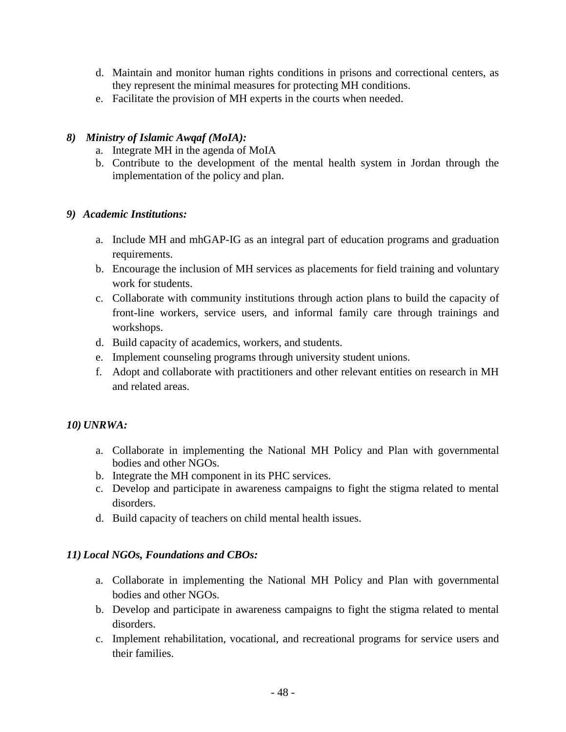d. Maintain and monitor human rights conditions in prisons and correctional centers, as they represent the minimal measures for protecting MH conditions.
e. Facilitate the provision of MH experts in the courts when needed.

***8) Ministry of Islamic Awqaf (MoIA):***

a. Integrate MH in the agenda of MoIA
b. Contribute to the development of the mental health system in Jordan through the implementation of the policy and plan.

***9) Academic Institutions:***

a. Include MH and mhGAP-IG as an integral part of education programs and graduation requirements.
b. Encourage the inclusion of MH services as placements for field training and voluntary work for students.
c. Collaborate with community institutions through action plans to build the capacity of front-line workers, service users, and informal family care through trainings and workshops.
d. Build capacity of academics, workers, and students.
e. Implement counseling programs through university student unions.
f. Adopt and collaborate with practitioners and other relevant entities on research in MH and related areas.

***10) UNRWA:***

a. Collaborate in implementing the National MH Policy and Plan with governmental bodies and other NGOs.
b. Integrate the MH component in its PHC services.
c. Develop and participate in awareness campaigns to fight the stigma related to mental disorders.
d. Build capacity of teachers on child mental health issues.

***11) Local NGOs, Foundations and CBOs:***

a. Collaborate in implementing the National MH Policy and Plan with governmental bodies and other NGOs.
b. Develop and participate in awareness campaigns to fight the stigma related to mental disorders.
c. Implement rehabilitation, vocational, and recreational programs for service users and their families.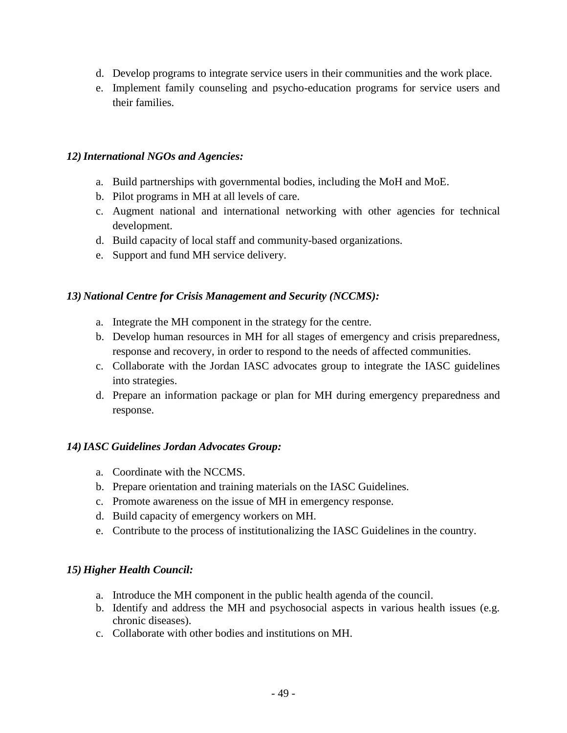d. Develop programs to integrate service users in their communities and the work place.
e. Implement family counseling and psycho-education programs for service users and their families.

***12) International NGOs and Agencies:***

a. Build partnerships with governmental bodies, including the MoH and MoE.
b. Pilot programs in MH at all levels of care.
c. Augment national and international networking with other agencies for technical development.
d. Build capacity of local staff and community-based organizations.
e. Support and fund MH service delivery.

***13) National Centre for Crisis Management and Security (NCCMS):***

a. Integrate the MH component in the strategy for the centre.
b. Develop human resources in MH for all stages of emergency and crisis preparedness, response and recovery, in order to respond to the needs of affected communities.
c. Collaborate with the Jordan IASC advocates group to integrate the IASC guidelines into strategies.
d. Prepare an information package or plan for MH during emergency preparedness and response.

***14) IASC Guidelines Jordan Advocates Group:***

a. Coordinate with the NCCMS.
b. Prepare orientation and training materials on the IASC Guidelines.
c. Promote awareness on the issue of MH in emergency response.
d. Build capacity of emergency workers on MH.
e. Contribute to the process of institutionalizing the IASC Guidelines in the country.

***15) Higher Health Council:***

a. Introduce the MH component in the public health agenda of the council.
b. Identify and address the MH and psychosocial aspects in various health issues (e.g. chronic diseases).
c. Collaborate with other bodies and institutions on MH.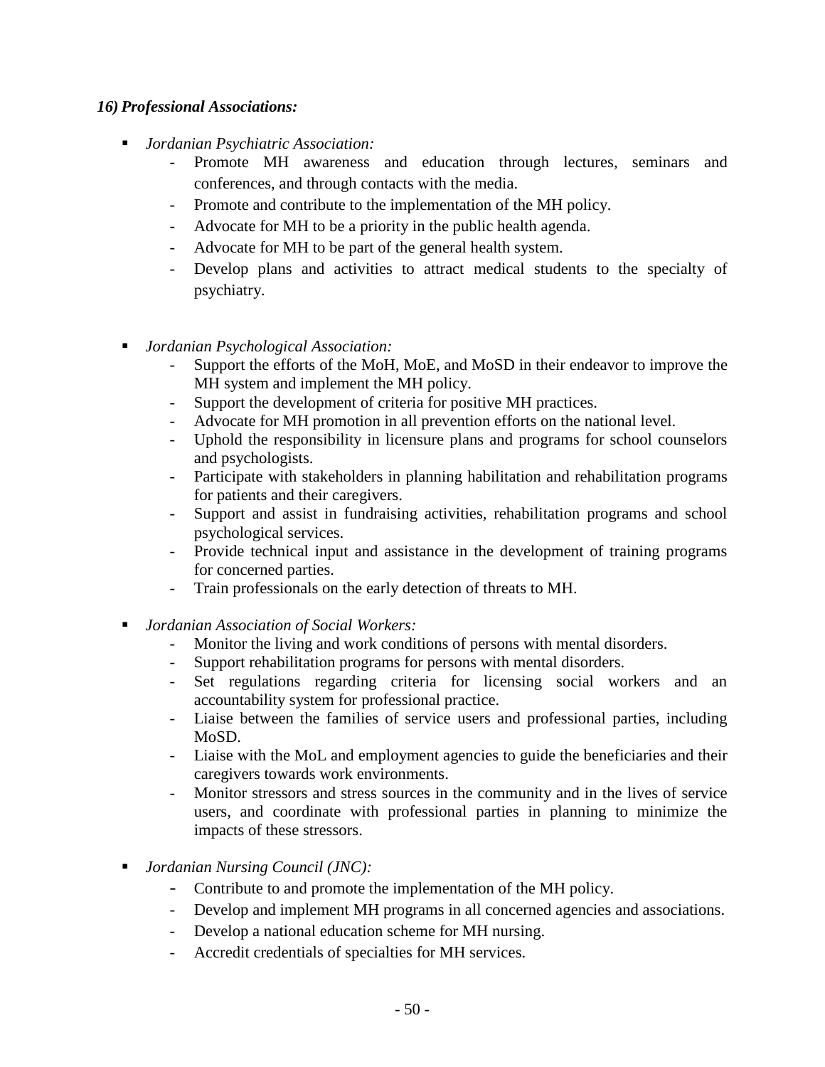### *16) Professional Associations:*

- *Jordanian Psychiatric Association:*
  - Promote MH awareness and education through lectures, seminars and conferences, and through contacts with the media.
  - Promote and contribute to the implementation of the MH policy.
  - Advocate for MH to be a priority in the public health agenda.
  - Advocate for MH to be part of the general health system.
  - Develop plans and activities to attract medical students to the specialty of psychiatry.

- *Jordanian Psychological Association:*
  - Support the efforts of the MoH, MoE, and MoSD in their endeavor to improve the MH system and implement the MH policy.
  - Support the development of criteria for positive MH practices.
  - Advocate for MH promotion in all prevention efforts on the national level.
  - Uphold the responsibility in licensure plans and programs for school counselors and psychologists.
  - Participate with stakeholders in planning habilitation and rehabilitation programs for patients and their caregivers.
  - Support and assist in fundraising activities, rehabilitation programs and school psychological services.
  - Provide technical input and assistance in the development of training programs for concerned parties.
  - Train professionals on the early detection of threats to MH.

- *Jordanian Association of Social Workers:*
  - Monitor the living and work conditions of persons with mental disorders.
  - Support rehabilitation programs for persons with mental disorders.
  - Set regulations regarding criteria for licensing social workers and an accountability system for professional practice.
  - Liaise between the families of service users and professional parties, including MoSD.
  - Liaise with the MoL and employment agencies to guide the beneficiaries and their caregivers towards work environments.
  - Monitor stressors and stress sources in the community and in the lives of service users, and coordinate with professional parties in planning to minimize the impacts of these stressors.

- *Jordanian Nursing Council (JNC):*
  - Contribute to and promote the implementation of the MH policy.
  - Develop and implement MH programs in all concerned agencies and associations.
  - Develop a national education scheme for MH nursing.
  - Accredit credentials of specialties for MH services.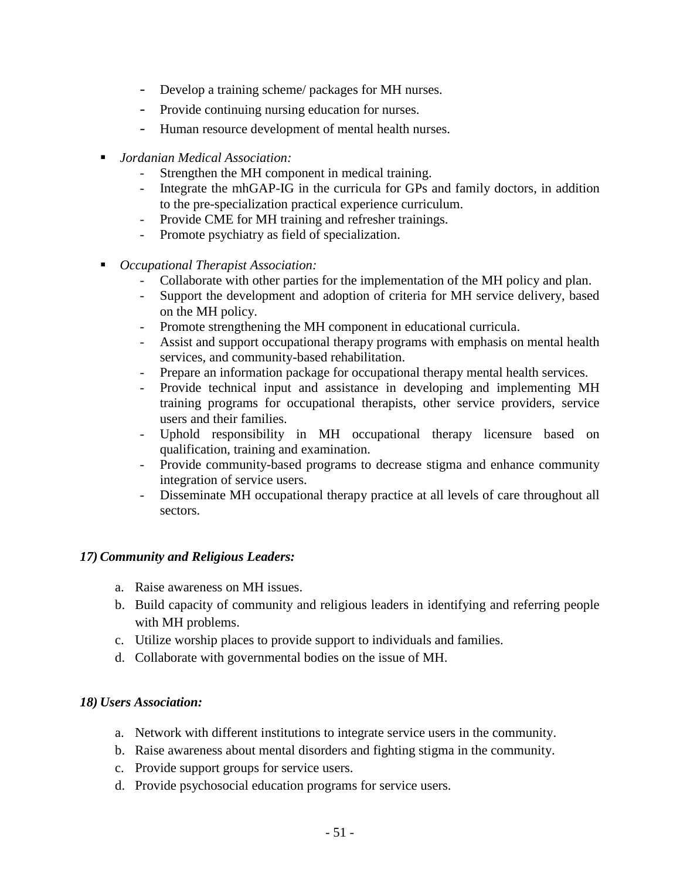- Develop a training scheme/ packages for MH nurses.
- Provide continuing nursing education for nurses.
- Human resource development of mental health nurses.

- *Jordanian Medical Association:*
  - Strengthen the MH component in medical training.
  - Integrate the mhGAP-IG in the curricula for GPs and family doctors, in addition to the pre-specialization practical experience curriculum.
  - Provide CME for MH training and refresher trainings.
  - Promote psychiatry as field of specialization.

- *Occupational Therapist Association:*
  - Collaborate with other parties for the implementation of the MH policy and plan.
  - Support the development and adoption of criteria for MH service delivery, based on the MH policy.
  - Promote strengthening the MH component in educational curricula.
  - Assist and support occupational therapy programs with emphasis on mental health services, and community-based rehabilitation.
  - Prepare an information package for occupational therapy mental health services.
  - Provide technical input and assistance in developing and implementing MH training programs for occupational therapists, other service providers, service users and their families.
  - Uphold responsibility in MH occupational therapy licensure based on qualification, training and examination.
  - Provide community-based programs to decrease stigma and enhance community integration of service users.
  - Disseminate MH occupational therapy practice at all levels of care throughout all sectors.

***17) Community and Religious Leaders:***

a. Raise awareness on MH issues.
b. Build capacity of community and religious leaders in identifying and referring people with MH problems.
c. Utilize worship places to provide support to individuals and families.
d. Collaborate with governmental bodies on the issue of MH.

***18) Users Association:***

a. Network with different institutions to integrate service users in the community.
b. Raise awareness about mental disorders and fighting stigma in the community.
c. Provide support groups for service users.
d. Provide psychosocial education programs for service users.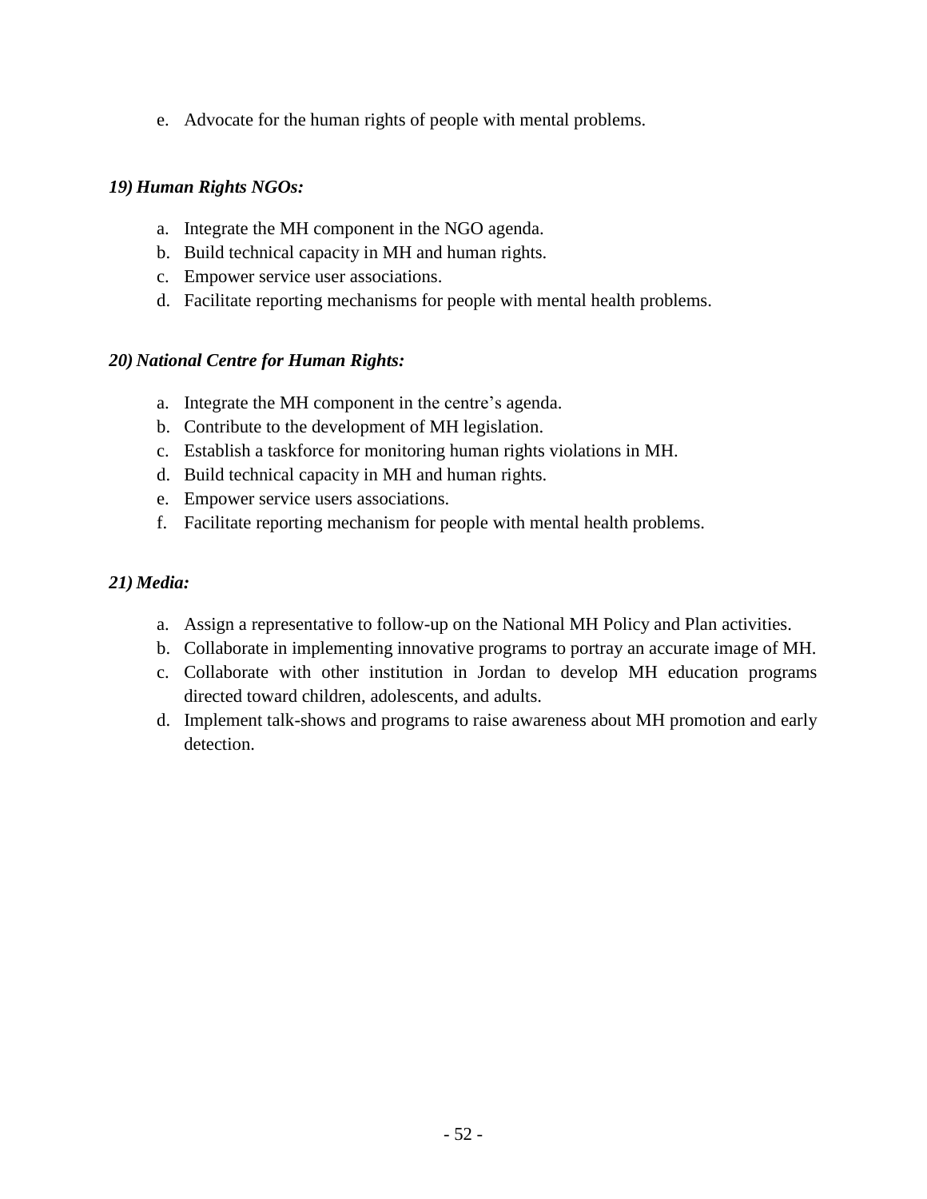e. Advocate for the human rights of people with mental problems.

***19) Human Rights NGOs:***

a. Integrate the MH component in the NGO agenda.
b. Build technical capacity in MH and human rights.
c. Empower service user associations.
d. Facilitate reporting mechanisms for people with mental health problems.

***20) National Centre for Human Rights:***

a. Integrate the MH component in the centre's agenda.
b. Contribute to the development of MH legislation.
c. Establish a taskforce for monitoring human rights violations in MH.
d. Build technical capacity in MH and human rights.
e. Empower service users associations.
f. Facilitate reporting mechanism for people with mental health problems.

***21) Media:***

a. Assign a representative to follow-up on the National MH Policy and Plan activities.
b. Collaborate in implementing innovative programs to portray an accurate image of MH.
c. Collaborate with other institution in Jordan to develop MH education programs directed toward children, adolescents, and adults.
d. Implement talk-shows and programs to raise awareness about MH promotion and early detection.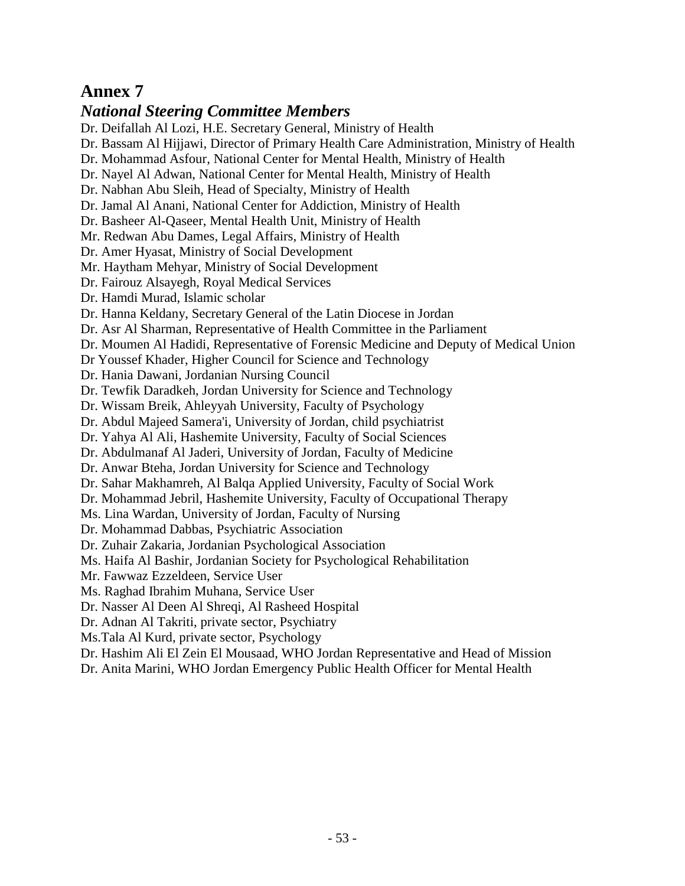# Annex 7

## *National Steering Committee Members*

Dr. Deifallah Al Lozi, H.E. Secretary General, Ministry of Health
Dr. Bassam Al Hijjawi, Director of Primary Health Care Administration, Ministry of Health
Dr. Mohammad Asfour, National Center for Mental Health, Ministry of Health
Dr. Nayel Al Adwan, National Center for Mental Health, Ministry of Health
Dr. Nabhan Abu Sleih, Head of Specialty, Ministry of Health
Dr. Jamal Al Anani, National Center for Addiction, Ministry of Health
Dr. Basheer Al-Qaseer, Mental Health Unit, Ministry of Health
Mr. Redwan Abu Dames, Legal Affairs, Ministry of Health
Dr. Amer Hyasat, Ministry of Social Development
Mr. Haytham Mehyar, Ministry of Social Development
Dr. Fairouz Alsayegh, Royal Medical Services
Dr. Hamdi Murad, Islamic scholar
Dr. Hanna Keldany, Secretary General of the Latin Diocese in Jordan
Dr. Asr Al Sharman, Representative of Health Committee in the Parliament
Dr. Moumen Al Hadidi, Representative of Forensic Medicine and Deputy of Medical Union
Dr Youssef Khader, Higher Council for Science and Technology
Dr. Hania Dawani, Jordanian Nursing Council
Dr. Tewfik Daradkeh, Jordan University for Science and Technology
Dr. Wissam Breik, Ahleyyah University, Faculty of Psychology
Dr. Abdul Majeed Samera'i, University of Jordan, child psychiatrist
Dr. Yahya Al Ali, Hashemite University, Faculty of Social Sciences
Dr. Abdulmanaf Al Jaderi, University of Jordan, Faculty of Medicine
Dr. Anwar Bteha, Jordan University for Science and Technology
Dr. Sahar Makhamreh, Al Balqa Applied University, Faculty of Social Work
Dr. Mohammad Jebril, Hashemite University, Faculty of Occupational Therapy
Ms. Lina Wardan, University of Jordan, Faculty of Nursing
Dr. Mohammad Dabbas, Psychiatric Association
Dr. Zuhair Zakaria, Jordanian Psychological Association
Ms. Haifa Al Bashir, Jordanian Society for Psychological Rehabilitation
Mr. Fawwaz Ezzeldeen, Service User
Ms. Raghad Ibrahim Muhana, Service User
Dr. Nasser Al Deen Al Shreqi, Al Rasheed Hospital
Dr. Adnan Al Takriti, private sector, Psychiatry
Ms.Tala Al Kurd, private sector, Psychology
Dr. Hashim Ali El Zein El Mousaad, WHO Jordan Representative and Head of Mission
Dr. Anita Marini, WHO Jordan Emergency Public Health Officer for Mental Health